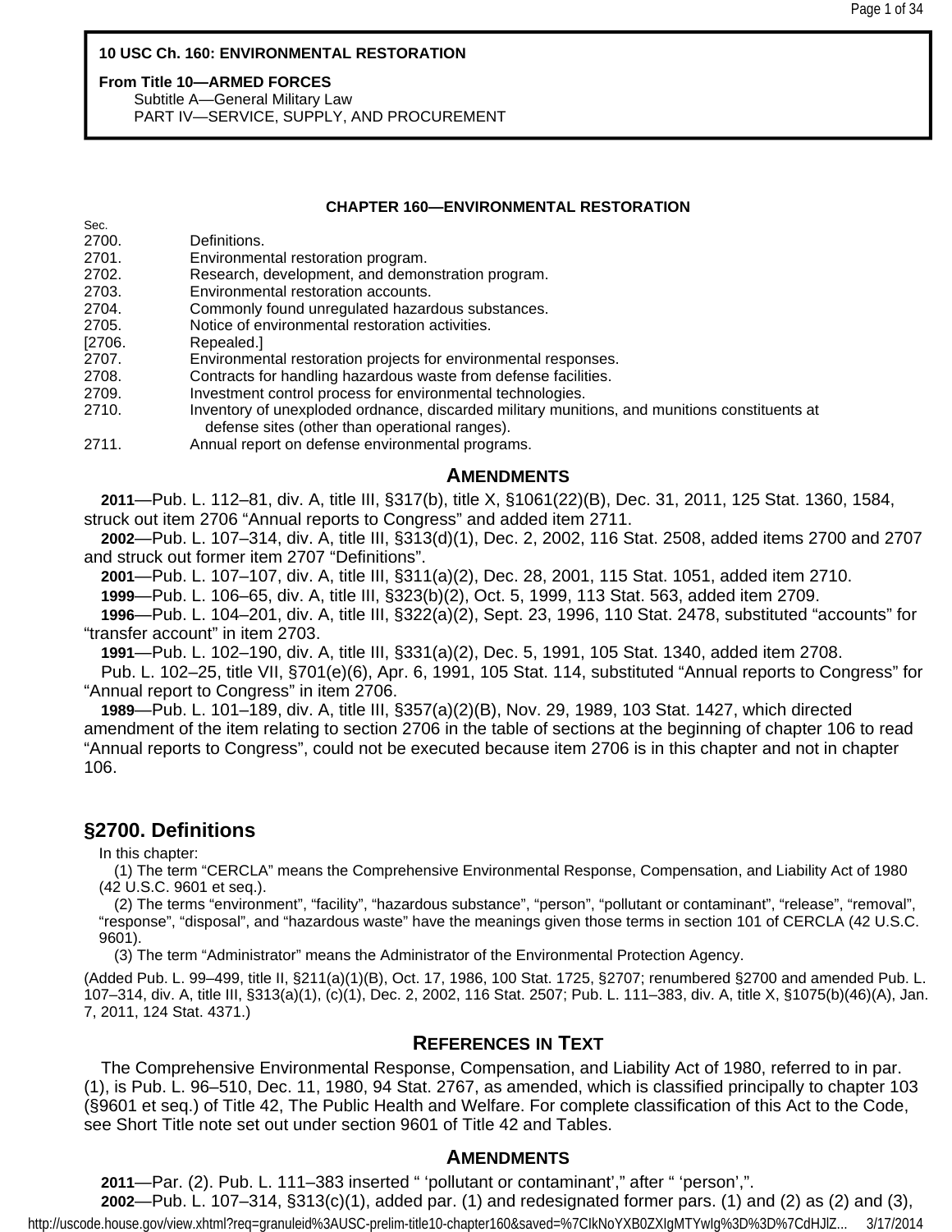**10 USC Ch. 160: ENVIRONMENTAL RESTORATION**

**From Title 10—ARMED FORCES**
Subtitle A—General Military Law
PART IV—SERVICE, SUPPLY, AND PROCUREMENT

## CHAPTER 160—ENVIRONMENTAL RESTORATION

| Sec. | |
|---|---|
| 2700. | Definitions. |
| 2701. | Environmental restoration program. |
| 2702. | Research, development, and demonstration program. |
| 2703. | Environmental restoration accounts. |
| 2704. | Commonly found unregulated hazardous substances. |
| 2705. | Notice of environmental restoration activities. |
| [2706. | Repealed.] |
| 2707. | Environmental restoration projects for environmental responses. |
| 2708. | Contracts for handling hazardous waste from defense facilities. |
| 2709. | Investment control process for environmental technologies. |
| 2710. | Inventory of unexploded ordnance, discarded military munitions, and munitions constituents at defense sites (other than operational ranges). |
| 2711. | Annual report on defense environmental programs. |

### AMENDMENTS

**2011**—Pub. L. 112–81, div. A, title III, §317(b), title X, §1061(22)(B), Dec. 31, 2011, 125 Stat. 1360, 1584, struck out item 2706 "Annual reports to Congress" and added item 2711.

**2002**—Pub. L. 107–314, div. A, title III, §313(d)(1), Dec. 2, 2002, 116 Stat. 2508, added items 2700 and 2707 and struck out former item 2707 "Definitions".

**2001**—Pub. L. 107–107, div. A, title III, §311(a)(2), Dec. 28, 2001, 115 Stat. 1051, added item 2710.

**1999**—Pub. L. 106–65, div. A, title III, §323(b)(2), Oct. 5, 1999, 113 Stat. 563, added item 2709.

**1996**—Pub. L. 104–201, div. A, title III, §322(a)(2), Sept. 23, 1996, 110 Stat. 2478, substituted "accounts" for "transfer account" in item 2703.

**1991**—Pub. L. 102–190, div. A, title III, §331(a)(2), Dec. 5, 1991, 105 Stat. 1340, added item 2708.

Pub. L. 102–25, title VII, §701(e)(6), Apr. 6, 1991, 105 Stat. 114, substituted "Annual reports to Congress" for "Annual report to Congress" in item 2706.

**1989**—Pub. L. 101–189, div. A, title III, §357(a)(2)(B), Nov. 29, 1989, 103 Stat. 1427, which directed amendment of the item relating to section 2706 in the table of sections at the beginning of chapter 106 to read "Annual reports to Congress", could not be executed because item 2706 is in this chapter and not in chapter 106.

## §2700. Definitions

In this chapter:

(1) The term "CERCLA" means the Comprehensive Environmental Response, Compensation, and Liability Act of 1980 (42 U.S.C. 9601 et seq.).

(2) The terms "environment", "facility", "hazardous substance", "person", "pollutant or contaminant", "release", "removal", "response", "disposal", and "hazardous waste" have the meanings given those terms in section 101 of CERCLA (42 U.S.C. 9601).

(3) The term "Administrator" means the Administrator of the Environmental Protection Agency.

(Added Pub. L. 99–499, title II, §211(a)(1)(B), Oct. 17, 1986, 100 Stat. 1725, §2707; renumbered §2700 and amended Pub. L. 107–314, div. A, title III, §313(a)(1), (c)(1), Dec. 2, 2002, 116 Stat. 2507; Pub. L. 111–383, div. A, title X, §1075(b)(46)(A), Jan. 7, 2011, 124 Stat. 4371.)

### REFERENCES IN TEXT

The Comprehensive Environmental Response, Compensation, and Liability Act of 1980, referred to in par. (1), is Pub. L. 96–510, Dec. 11, 1980, 94 Stat. 2767, as amended, which is classified principally to chapter 103 (§9601 et seq.) of Title 42, The Public Health and Welfare. For complete classification of this Act to the Code, see Short Title note set out under section 9601 of Title 42 and Tables.

### AMENDMENTS

**2011**—Par. (2). Pub. L. 111–383 inserted " 'pollutant or contaminant'," after " 'person',".

**2002**—Pub. L. 107–314, §313(c)(1), added par. (1) and redesignated former pars. (1) and (2) as (2) and (3),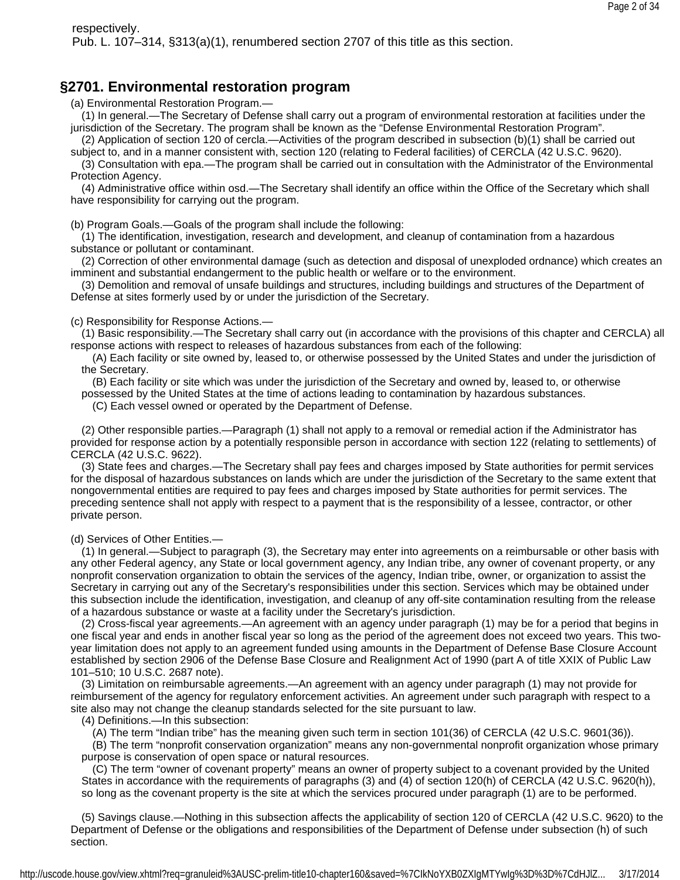respectively.

Pub. L. 107–314, §313(a)(1), renumbered section 2707 of this title as this section.

## §2701. Environmental restoration program

(a) Environmental Restoration Program.—

(1) In general.—The Secretary of Defense shall carry out a program of environmental restoration at facilities under the jurisdiction of the Secretary. The program shall be known as the "Defense Environmental Restoration Program".

(2) Application of section 120 of cercla.—Activities of the program described in subsection (b)(1) shall be carried out subject to, and in a manner consistent with, section 120 (relating to Federal facilities) of CERCLA (42 U.S.C. 9620).

(3) Consultation with epa.—The program shall be carried out in consultation with the Administrator of the Environmental Protection Agency.

(4) Administrative office within osd.—The Secretary shall identify an office within the Office of the Secretary which shall have responsibility for carrying out the program.

(b) Program Goals.—Goals of the program shall include the following:

(1) The identification, investigation, research and development, and cleanup of contamination from a hazardous substance or pollutant or contaminant.

(2) Correction of other environmental damage (such as detection and disposal of unexploded ordnance) which creates an imminent and substantial endangerment to the public health or welfare or to the environment.

(3) Demolition and removal of unsafe buildings and structures, including buildings and structures of the Department of Defense at sites formerly used by or under the jurisdiction of the Secretary.

(c) Responsibility for Response Actions.—

(1) Basic responsibility.—The Secretary shall carry out (in accordance with the provisions of this chapter and CERCLA) all response actions with respect to releases of hazardous substances from each of the following:

(A) Each facility or site owned by, leased to, or otherwise possessed by the United States and under the jurisdiction of the Secretary.

(B) Each facility or site which was under the jurisdiction of the Secretary and owned by, leased to, or otherwise possessed by the United States at the time of actions leading to contamination by hazardous substances.

(C) Each vessel owned or operated by the Department of Defense.

(2) Other responsible parties.—Paragraph (1) shall not apply to a removal or remedial action if the Administrator has provided for response action by a potentially responsible person in accordance with section 122 (relating to settlements) of CERCLA (42 U.S.C. 9622).

(3) State fees and charges.—The Secretary shall pay fees and charges imposed by State authorities for permit services for the disposal of hazardous substances on lands which are under the jurisdiction of the Secretary to the same extent that nongovernmental entities are required to pay fees and charges imposed by State authorities for permit services. The preceding sentence shall not apply with respect to a payment that is the responsibility of a lessee, contractor, or other private person.

(d) Services of Other Entities.—

(1) In general.—Subject to paragraph (3), the Secretary may enter into agreements on a reimbursable or other basis with any other Federal agency, any State or local government agency, any Indian tribe, any owner of covenant property, or any nonprofit conservation organization to obtain the services of the agency, Indian tribe, owner, or organization to assist the Secretary in carrying out any of the Secretary's responsibilities under this section. Services which may be obtained under this subsection include the identification, investigation, and cleanup of any off-site contamination resulting from the release of a hazardous substance or waste at a facility under the Secretary's jurisdiction.

(2) Cross-fiscal year agreements.—An agreement with an agency under paragraph (1) may be for a period that begins in one fiscal year and ends in another fiscal year so long as the period of the agreement does not exceed two years. This two-year limitation does not apply to an agreement funded using amounts in the Department of Defense Base Closure Account established by section 2906 of the Defense Base Closure and Realignment Act of 1990 (part A of title XXIX of Public Law 101–510; 10 U.S.C. 2687 note).

(3) Limitation on reimbursable agreements.—An agreement with an agency under paragraph (1) may not provide for reimbursement of the agency for regulatory enforcement activities. An agreement under such paragraph with respect to a site also may not change the cleanup standards selected for the site pursuant to law.

(4) Definitions.—In this subsection:

(A) The term "Indian tribe" has the meaning given such term in section 101(36) of CERCLA (42 U.S.C. 9601(36)).

(B) The term "nonprofit conservation organization" means any non-governmental nonprofit organization whose primary purpose is conservation of open space or natural resources.

(C) The term "owner of covenant property" means an owner of property subject to a covenant provided by the United States in accordance with the requirements of paragraphs (3) and (4) of section 120(h) of CERCLA (42 U.S.C. 9620(h)), so long as the covenant property is the site at which the services procured under paragraph (1) are to be performed.

(5) Savings clause.—Nothing in this subsection affects the applicability of section 120 of CERCLA (42 U.S.C. 9620) to the Department of Defense or the obligations and responsibilities of the Department of Defense under subsection (h) of such section.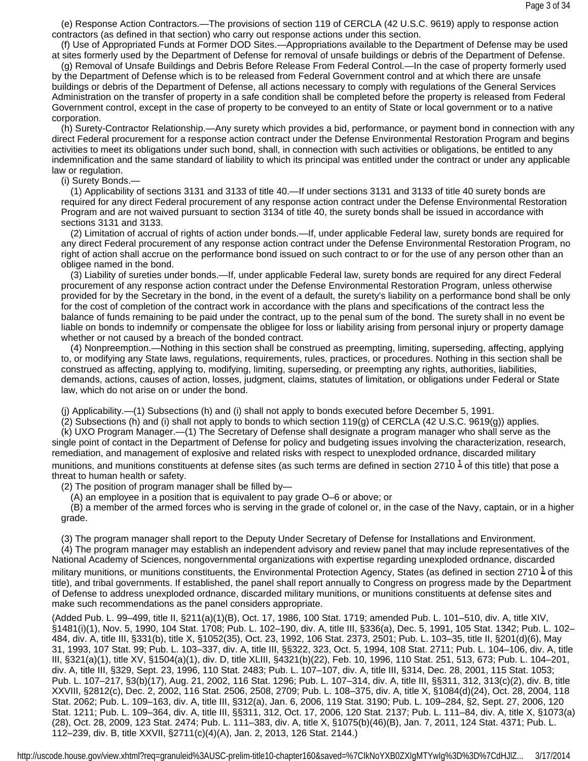(e) Response Action Contractors.—The provisions of section 119 of CERCLA (42 U.S.C. 9619) apply to response action contractors (as defined in that section) who carry out response actions under this section.

(f) Use of Appropriated Funds at Former DOD Sites.—Appropriations available to the Department of Defense may be used at sites formerly used by the Department of Defense for removal of unsafe buildings or debris of the Department of Defense.

(g) Removal of Unsafe Buildings and Debris Before Release From Federal Control.—In the case of property formerly used by the Department of Defense which is to be released from Federal Government control and at which there are unsafe buildings or debris of the Department of Defense, all actions necessary to comply with regulations of the General Services Administration on the transfer of property in a safe condition shall be completed before the property is released from Federal Government control, except in the case of property to be conveyed to an entity of State or local government or to a native corporation.

(h) Surety-Contractor Relationship.—Any surety which provides a bid, performance, or payment bond in connection with any direct Federal procurement for a response action contract under the Defense Environmental Restoration Program and begins activities to meet its obligations under such bond, shall, in connection with such activities or obligations, be entitled to any indemnification and the same standard of liability to which its principal was entitled under the contract or under any applicable law or regulation.

(i) Surety Bonds.—

(1) Applicability of sections 3131 and 3133 of title 40.—If under sections 3131 and 3133 of title 40 surety bonds are required for any direct Federal procurement of any response action contract under the Defense Environmental Restoration Program and are not waived pursuant to section 3134 of title 40, the surety bonds shall be issued in accordance with sections 3131 and 3133.

(2) Limitation of accrual of rights of action under bonds.—If, under applicable Federal law, surety bonds are required for any direct Federal procurement of any response action contract under the Defense Environmental Restoration Program, no right of action shall accrue on the performance bond issued on such contract to or for the use of any person other than an obligee named in the bond.

(3) Liability of sureties under bonds.—If, under applicable Federal law, surety bonds are required for any direct Federal procurement of any response action contract under the Defense Environmental Restoration Program, unless otherwise provided for by the Secretary in the bond, in the event of a default, the surety's liability on a performance bond shall be only for the cost of completion of the contract work in accordance with the plans and specifications of the contract less the balance of funds remaining to be paid under the contract, up to the penal sum of the bond. The surety shall in no event be liable on bonds to indemnify or compensate the obligee for loss or liability arising from personal injury or property damage whether or not caused by a breach of the bonded contract.

(4) Nonpreemption.—Nothing in this section shall be construed as preempting, limiting, superseding, affecting, applying to, or modifying any State laws, regulations, requirements, rules, practices, or procedures. Nothing in this section shall be construed as affecting, applying to, modifying, limiting, superseding, or preempting any rights, authorities, liabilities, demands, actions, causes of action, losses, judgment, claims, statutes of limitation, or obligations under Federal or State law, which do not arise on or under the bond.

(j) Applicability.—(1) Subsections (h) and (i) shall not apply to bonds executed before December 5, 1991.

(2) Subsections (h) and (i) shall not apply to bonds to which section 119(g) of CERCLA (42 U.S.C. 9619(g)) applies.

(k) UXO Program Manager.—(1) The Secretary of Defense shall designate a program manager who shall serve as the single point of contact in the Department of Defense for policy and budgeting issues involving the characterization, research, remediation, and management of explosive and related risks with respect to unexploded ordnance, discarded military munitions, and munitions constituents at defense sites (as such terms are defined in section 2710 [1] of this title) that pose a threat to human health or safety.

(2) The position of program manager shall be filled by—

(A) an employee in a position that is equivalent to pay grade O–6 or above; or

(B) a member of the armed forces who is serving in the grade of colonel or, in the case of the Navy, captain, or in a higher grade.

(3) The program manager shall report to the Deputy Under Secretary of Defense for Installations and Environment.

(4) The program manager may establish an independent advisory and review panel that may include representatives of the National Academy of Sciences, nongovernmental organizations with expertise regarding unexploded ordnance, discarded military munitions, or munitions constituents, the Environmental Protection Agency, States (as defined in section 2710 [1] of this title), and tribal governments. If established, the panel shall report annually to Congress on progress made by the Department of Defense to address unexploded ordnance, discarded military munitions, or munitions constituents at defense sites and make such recommendations as the panel considers appropriate.

(Added Pub. L. 99–499, title II, §211(a)(1)(B), Oct. 17, 1986, 100 Stat. 1719; amended Pub. L. 101–510, div. A, title XIV, §1481(i)(1), Nov. 5, 1990, 104 Stat. 1708; Pub. L. 102–190, div. A, title III, §336(a), Dec. 5, 1991, 105 Stat. 1342; Pub. L. 102–484, div. A, title III, §331(b), title X, §1052(35), Oct. 23, 1992, 106 Stat. 2373, 2501; Pub. L. 103–35, title II, §201(d)(6), May 31, 1993, 107 Stat. 99; Pub. L. 103–337, div. A, title III, §§322, 323, Oct. 5, 1994, 108 Stat. 2711; Pub. L. 104–106, div. A, title III, §321(a)(1), title XV, §1504(a)(1), div. D, title XLIII, §4321(b)(22), Feb. 10, 1996, 110 Stat. 251, 513, 673; Pub. L. 104–201, div. A, title III, §329, Sept. 23, 1996, 110 Stat. 2483; Pub. L. 107–107, div. A, title III, §314, Dec. 28, 2001, 115 Stat. 1053; Pub. L. 107–217, §3(b)(17), Aug. 21, 2002, 116 Stat. 1296; Pub. L. 107–314, div. A, title III, §§311, 312, 313(c)(2), div. B, title XXVIII, §2812(c), Dec. 2, 2002, 116 Stat. 2506, 2508, 2709; Pub. L. 108–375, div. A, title X, §1084(d)(24), Oct. 28, 2004, 118 Stat. 2062; Pub. L. 109–163, div. A, title III, §312(a), Jan. 6, 2006, 119 Stat. 3190; Pub. L. 109–284, §2, Sept. 27, 2006, 120 Stat. 1211; Pub. L. 109–364, div. A, title III, §§311, 312, Oct. 17, 2006, 120 Stat. 2137; Pub. L. 111–84, div. A, title X, §1073(a)(28), Oct. 28, 2009, 123 Stat. 2474; Pub. L. 111–383, div. A, title X, §1075(b)(46)(B), Jan. 7, 2011, 124 Stat. 4371; Pub. L. 112–239, div. B, title XXVII, §2711(c)(4)(A), Jan. 2, 2013, 126 Stat. 2144.)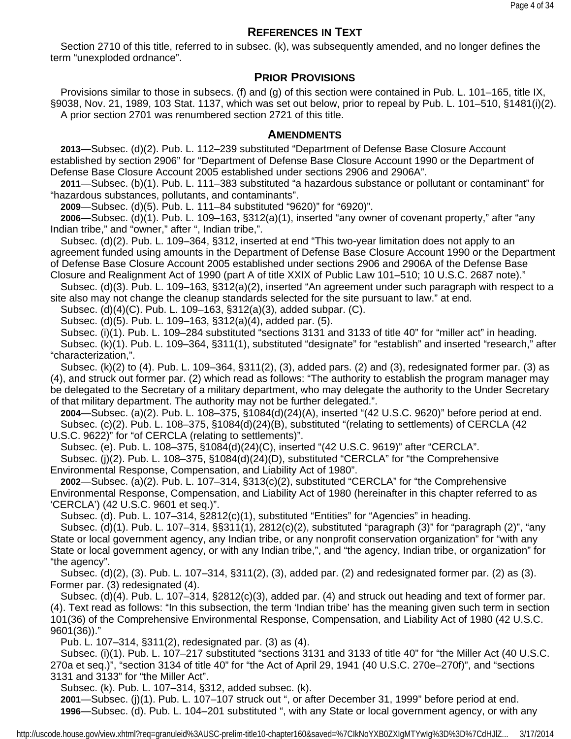## References in Text

Section 2710 of this title, referred to in subsec. (k), was subsequently amended, and no longer defines the term “unexploded ordnance”.

## Prior Provisions

Provisions similar to those in subsecs. (f) and (g) of this section were contained in Pub. L. 101–165, title IX, §9038, Nov. 21, 1989, 103 Stat. 1137, which was set out below, prior to repeal by Pub. L. 101–510, §1481(i)(2).

A prior section 2701 was renumbered section 2721 of this title.

## Amendments

**2013**—Subsec. (d)(2). Pub. L. 112–239 substituted “Department of Defense Base Closure Account established by section 2906” for “Department of Defense Base Closure Account 1990 or the Department of Defense Base Closure Account 2005 established under sections 2906 and 2906A”.

**2011**—Subsec. (b)(1). Pub. L. 111–383 substituted “a hazardous substance or pollutant or contaminant” for “hazardous substances, pollutants, and contaminants”.

**2009**—Subsec. (d)(5). Pub. L. 111–84 substituted “9620)” for “6920)”.

**2006**—Subsec. (d)(1). Pub. L. 109–163, §312(a)(1), inserted “any owner of covenant property,” after “any Indian tribe,” and “owner,” after “, Indian tribe,”.

Subsec. (d)(2). Pub. L. 109–364, §312, inserted at end “This two-year limitation does not apply to an agreement funded using amounts in the Department of Defense Base Closure Account 1990 or the Department of Defense Base Closure Account 2005 established under sections 2906 and 2906A of the Defense Base Closure and Realignment Act of 1990 (part A of title XXIX of Public Law 101–510; 10 U.S.C. 2687 note).”

Subsec. (d)(3). Pub. L. 109–163, §312(a)(2), inserted “An agreement under such paragraph with respect to a site also may not change the cleanup standards selected for the site pursuant to law.” at end.

Subsec. (d)(4)(C). Pub. L. 109–163, §312(a)(3), added subpar. (C).

Subsec. (d)(5). Pub. L. 109–163, §312(a)(4), added par. (5).

Subsec. (i)(1). Pub. L. 109–284 substituted “sections 3131 and 3133 of title 40” for “miller act” in heading.

Subsec. (k)(1). Pub. L. 109–364, §311(1), substituted “designate” for “establish” and inserted “research,” after “characterization,”.

Subsec. (k)(2) to (4). Pub. L. 109–364, §311(2), (3), added pars. (2) and (3), redesignated former par. (3) as (4), and struck out former par. (2) which read as follows: “The authority to establish the program manager may be delegated to the Secretary of a military department, who may delegate the authority to the Under Secretary of that military department. The authority may not be further delegated.”.

**2004**—Subsec. (a)(2). Pub. L. 108–375, §1084(d)(24)(A), inserted “(42 U.S.C. 9620)” before period at end.

Subsec. (c)(2). Pub. L. 108–375, §1084(d)(24)(B), substituted “(relating to settlements) of CERCLA (42 U.S.C. 9622)” for “of CERCLA (relating to settlements)”.

Subsec. (e). Pub. L. 108–375, §1084(d)(24)(C), inserted “(42 U.S.C. 9619)” after “CERCLA”.

Subsec. (j)(2). Pub. L. 108–375, §1084(d)(24)(D), substituted “CERCLA” for “the Comprehensive Environmental Response, Compensation, and Liability Act of 1980”.

**2002**—Subsec. (a)(2). Pub. L. 107–314, §313(c)(2), substituted “CERCLA” for “the Comprehensive Environmental Response, Compensation, and Liability Act of 1980 (hereinafter in this chapter referred to as ‘CERCLA’) (42 U.S.C. 9601 et seq.)”.

Subsec. (d). Pub. L. 107–314, §2812(c)(1), substituted “Entities” for “Agencies” in heading.

Subsec. (d)(1). Pub. L. 107–314, §§311(1), 2812(c)(2), substituted “paragraph (3)” for “paragraph (2)”, “any State or local government agency, any Indian tribe, or any nonprofit conservation organization” for “with any State or local government agency, or with any Indian tribe,”, and “the agency, Indian tribe, or organization” for “the agency”.

Subsec. (d)(2), (3). Pub. L. 107–314, §311(2), (3), added par. (2) and redesignated former par. (2) as (3). Former par. (3) redesignated (4).

Subsec. (d)(4). Pub. L. 107–314, §2812(c)(3), added par. (4) and struck out heading and text of former par. (4). Text read as follows: “In this subsection, the term ‘Indian tribe’ has the meaning given such term in section 101(36) of the Comprehensive Environmental Response, Compensation, and Liability Act of 1980 (42 U.S.C. 9601(36)).”

Pub. L. 107–314, §311(2), redesignated par. (3) as (4).

Subsec. (i)(1). Pub. L. 107–217 substituted “sections 3131 and 3133 of title 40” for “the Miller Act (40 U.S.C. 270a et seq.)”, “section 3134 of title 40” for “the Act of April 29, 1941 (40 U.S.C. 270e–270f)”, and “sections 3131 and 3133” for “the Miller Act”.

Subsec. (k). Pub. L. 107–314, §312, added subsec. (k).

**2001**—Subsec. (j)(1). Pub. L. 107–107 struck out “, or after December 31, 1999” before period at end.

**1996**—Subsec. (d). Pub. L. 104–201 substituted “, with any State or local government agency, or with any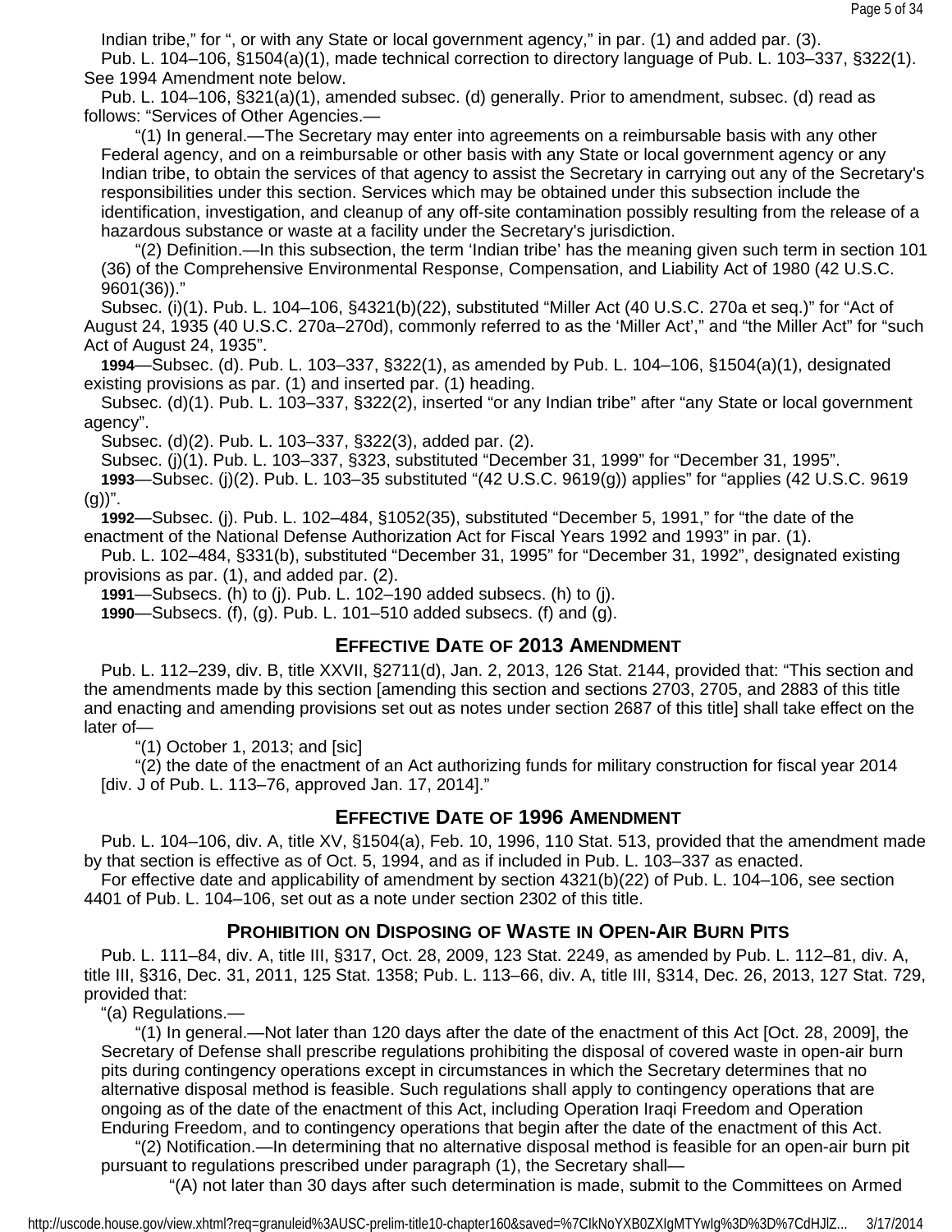Indian tribe," for ", or with any State or local government agency," in par. (1) and added par. (3).

Pub. L. 104–106, §1504(a)(1), made technical correction to directory language of Pub. L. 103–337, §322(1). See 1994 Amendment note below.

Pub. L. 104–106, §321(a)(1), amended subsec. (d) generally. Prior to amendment, subsec. (d) read as follows: "Services of Other Agencies.—

"(1) In general.—The Secretary may enter into agreements on a reimbursable basis with any other Federal agency, and on a reimbursable or other basis with any State or local government agency or any Indian tribe, to obtain the services of that agency to assist the Secretary in carrying out any of the Secretary's responsibilities under this section. Services which may be obtained under this subsection include the identification, investigation, and cleanup of any off-site contamination possibly resulting from the release of a hazardous substance or waste at a facility under the Secretary's jurisdiction.

"(2) Definition.—In this subsection, the term 'Indian tribe' has the meaning given such term in section 101 (36) of the Comprehensive Environmental Response, Compensation, and Liability Act of 1980 (42 U.S.C. 9601(36))."

Subsec. (i)(1). Pub. L. 104–106, §4321(b)(22), substituted "Miller Act (40 U.S.C. 270a et seq.)" for "Act of August 24, 1935 (40 U.S.C. 270a–270d), commonly referred to as the 'Miller Act'," and "the Miller Act" for "such Act of August 24, 1935".

**1994**—Subsec. (d). Pub. L. 103–337, §322(1), as amended by Pub. L. 104–106, §1504(a)(1), designated existing provisions as par. (1) and inserted par. (1) heading.

Subsec. (d)(1). Pub. L. 103–337, §322(2), inserted "or any Indian tribe" after "any State or local government agency".

Subsec. (d)(2). Pub. L. 103–337, §322(3), added par. (2).

Subsec. (j)(1). Pub. L. 103–337, §323, substituted "December 31, 1999" for "December 31, 1995".

**1993**—Subsec. (j)(2). Pub. L. 103–35 substituted "(42 U.S.C. 9619(g)) applies" for "applies (42 U.S.C. 9619 (g))".

**1992**—Subsec. (j). Pub. L. 102–484, §1052(35), substituted "December 5, 1991," for "the date of the enactment of the National Defense Authorization Act for Fiscal Years 1992 and 1993" in par. (1).

Pub. L. 102–484, §331(b), substituted "December 31, 1995" for "December 31, 1992", designated existing provisions as par. (1), and added par. (2).

**1991**—Subsecs. (h) to (j). Pub. L. 102–190 added subsecs. (h) to (j).

**1990**—Subsecs. (f), (g). Pub. L. 101–510 added subsecs. (f) and (g).

## Effective Date of 2013 Amendment

Pub. L. 112–239, div. B, title XXVII, §2711(d), Jan. 2, 2013, 126 Stat. 2144, provided that: "This section and the amendments made by this section [amending this section and sections 2703, 2705, and 2883 of this title and enacting and amending provisions set out as notes under section 2687 of this title] shall take effect on the later of—

"(1) October 1, 2013; and [sic]

"(2) the date of the enactment of an Act authorizing funds for military construction for fiscal year 2014 [div. J of Pub. L. 113–76, approved Jan. 17, 2014]."

## Effective Date of 1996 Amendment

Pub. L. 104–106, div. A, title XV, §1504(a), Feb. 10, 1996, 110 Stat. 513, provided that the amendment made by that section is effective as of Oct. 5, 1994, and as if included in Pub. L. 103–337 as enacted.

For effective date and applicability of amendment by section 4321(b)(22) of Pub. L. 104–106, see section 4401 of Pub. L. 104–106, set out as a note under section 2302 of this title.

## Prohibition on Disposing of Waste in Open-Air Burn Pits

Pub. L. 111–84, div. A, title III, §317, Oct. 28, 2009, 123 Stat. 2249, as amended by Pub. L. 112–81, div. A, title III, §316, Dec. 31, 2011, 125 Stat. 1358; Pub. L. 113–66, div. A, title III, §314, Dec. 26, 2013, 127 Stat. 729, provided that:

"(a) Regulations.—

"(1) In general.—Not later than 120 days after the date of the enactment of this Act [Oct. 28, 2009], the Secretary of Defense shall prescribe regulations prohibiting the disposal of covered waste in open-air burn pits during contingency operations except in circumstances in which the Secretary determines that no alternative disposal method is feasible. Such regulations shall apply to contingency operations that are ongoing as of the date of the enactment of this Act, including Operation Iraqi Freedom and Operation Enduring Freedom, and to contingency operations that begin after the date of the enactment of this Act.

"(2) Notification.—In determining that no alternative disposal method is feasible for an open-air burn pit pursuant to regulations prescribed under paragraph (1), the Secretary shall—

"(A) not later than 30 days after such determination is made, submit to the Committees on Armed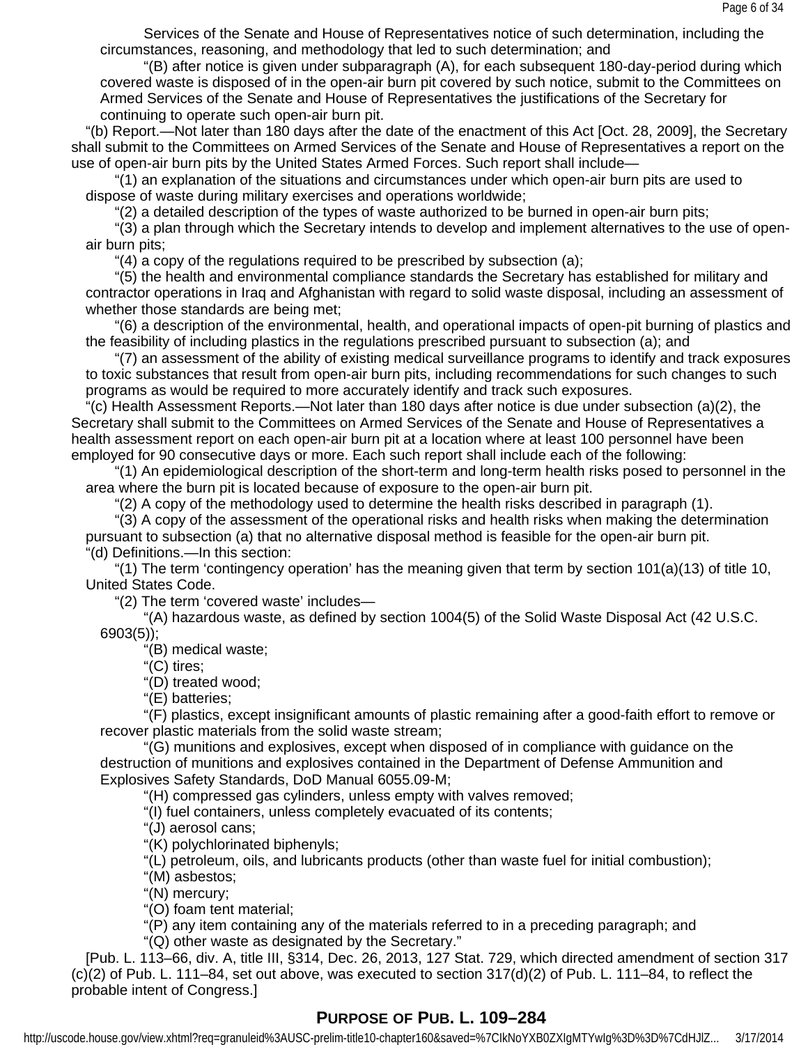Services of the Senate and House of Representatives notice of such determination, including the circumstances, reasoning, and methodology that led to such determination; and

"(B) after notice is given under subparagraph (A), for each subsequent 180-day-period during which covered waste is disposed of in the open-air burn pit covered by such notice, submit to the Committees on Armed Services of the Senate and House of Representatives the justifications of the Secretary for continuing to operate such open-air burn pit.

"(b) Report.—Not later than 180 days after the date of the enactment of this Act [Oct. 28, 2009], the Secretary shall submit to the Committees on Armed Services of the Senate and House of Representatives a report on the use of open-air burn pits by the United States Armed Forces. Such report shall include—

"(1) an explanation of the situations and circumstances under which open-air burn pits are used to dispose of waste during military exercises and operations worldwide;

"(2) a detailed description of the types of waste authorized to be burned in open-air burn pits;

"(3) a plan through which the Secretary intends to develop and implement alternatives to the use of open-air burn pits;

"(4) a copy of the regulations required to be prescribed by subsection (a);

"(5) the health and environmental compliance standards the Secretary has established for military and contractor operations in Iraq and Afghanistan with regard to solid waste disposal, including an assessment of whether those standards are being met;

"(6) a description of the environmental, health, and operational impacts of open-pit burning of plastics and the feasibility of including plastics in the regulations prescribed pursuant to subsection (a); and

"(7) an assessment of the ability of existing medical surveillance programs to identify and track exposures to toxic substances that result from open-air burn pits, including recommendations for such changes to such programs as would be required to more accurately identify and track such exposures.

"(c) Health Assessment Reports.—Not later than 180 days after notice is due under subsection (a)(2), the Secretary shall submit to the Committees on Armed Services of the Senate and House of Representatives a health assessment report on each open-air burn pit at a location where at least 100 personnel have been employed for 90 consecutive days or more. Each such report shall include each of the following:

"(1) An epidemiological description of the short-term and long-term health risks posed to personnel in the area where the burn pit is located because of exposure to the open-air burn pit.

"(2) A copy of the methodology used to determine the health risks described in paragraph (1).

"(3) A copy of the assessment of the operational risks and health risks when making the determination pursuant to subsection (a) that no alternative disposal method is feasible for the open-air burn pit.

"(d) Definitions.—In this section:

"(1) The term 'contingency operation' has the meaning given that term by section 101(a)(13) of title 10, United States Code.

"(2) The term 'covered waste' includes—

"(A) hazardous waste, as defined by section 1004(5) of the Solid Waste Disposal Act (42 U.S.C. 6903(5));

"(B) medical waste;

"(C) tires;

"(D) treated wood;

"(E) batteries;

"(F) plastics, except insignificant amounts of plastic remaining after a good-faith effort to remove or recover plastic materials from the solid waste stream;

"(G) munitions and explosives, except when disposed of in compliance with guidance on the destruction of munitions and explosives contained in the Department of Defense Ammunition and Explosives Safety Standards, DoD Manual 6055.09-M;

"(H) compressed gas cylinders, unless empty with valves removed;

"(I) fuel containers, unless completely evacuated of its contents;

"(J) aerosol cans;

"(K) polychlorinated biphenyls;

"(L) petroleum, oils, and lubricants products (other than waste fuel for initial combustion);

"(M) asbestos;

"(N) mercury;

"(O) foam tent material;

"(P) any item containing any of the materials referred to in a preceding paragraph; and

"(Q) other waste as designated by the Secretary."

[Pub. L. 113–66, div. A, title III, §314, Dec. 26, 2013, 127 Stat. 729, which directed amendment of section 317(c)(2) of Pub. L. 111–84, set out above, was executed to section 317(d)(2) of Pub. L. 111–84, to reflect the probable intent of Congress.]

## PURPOSE OF PUB. L. 109–284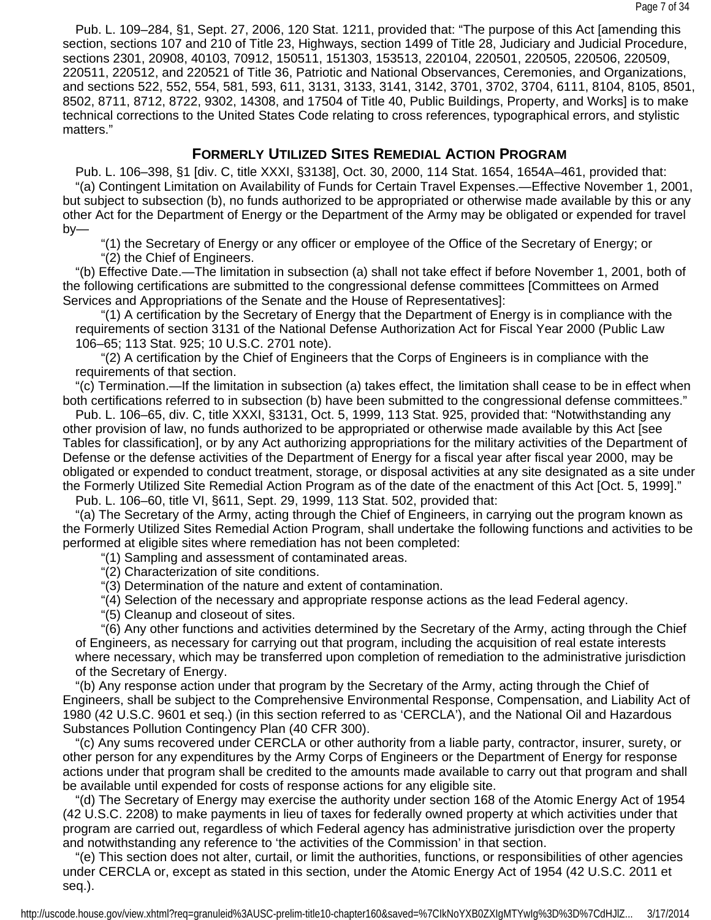Pub. L. 109–284, §1, Sept. 27, 2006, 120 Stat. 1211, provided that: "The purpose of this Act [amending this section, sections 107 and 210 of Title 23, Highways, section 1499 of Title 28, Judiciary and Judicial Procedure, sections 2301, 20908, 40103, 70912, 150511, 151303, 153513, 220104, 220501, 220505, 220506, 220509, 220511, 220512, and 220521 of Title 36, Patriotic and National Observances, Ceremonies, and Organizations, and sections 522, 552, 554, 581, 593, 611, 3131, 3133, 3141, 3142, 3701, 3702, 3704, 6111, 8104, 8105, 8501, 8502, 8711, 8712, 8722, 9302, 14308, and 17504 of Title 40, Public Buildings, Property, and Works] is to make technical corrections to the United States Code relating to cross references, typographical errors, and stylistic matters."

## Formerly Utilized Sites Remedial Action Program

Pub. L. 106–398, §1 [div. C, title XXXI, §3138], Oct. 30, 2000, 114 Stat. 1654, 1654A–461, provided that:

"(a) Contingent Limitation on Availability of Funds for Certain Travel Expenses.—Effective November 1, 2001, but subject to subsection (b), no funds authorized to be appropriated or otherwise made available by this or any other Act for the Department of Energy or the Department of the Army may be obligated or expended for travel by—

"(1) the Secretary of Energy or any officer or employee of the Office of the Secretary of Energy; or

"(2) the Chief of Engineers.

"(b) Effective Date.—The limitation in subsection (a) shall not take effect if before November 1, 2001, both of the following certifications are submitted to the congressional defense committees [Committees on Armed Services and Appropriations of the Senate and the House of Representatives]:

"(1) A certification by the Secretary of Energy that the Department of Energy is in compliance with the requirements of section 3131 of the National Defense Authorization Act for Fiscal Year 2000 (Public Law 106–65; 113 Stat. 925; 10 U.S.C. 2701 note).

"(2) A certification by the Chief of Engineers that the Corps of Engineers is in compliance with the requirements of that section.

"(c) Termination.—If the limitation in subsection (a) takes effect, the limitation shall cease to be in effect when both certifications referred to in subsection (b) have been submitted to the congressional defense committees."

Pub. L. 106–65, div. C, title XXXI, §3131, Oct. 5, 1999, 113 Stat. 925, provided that: "Notwithstanding any other provision of law, no funds authorized to be appropriated or otherwise made available by this Act [see Tables for classification], or by any Act authorizing appropriations for the military activities of the Department of Defense or the defense activities of the Department of Energy for a fiscal year after fiscal year 2000, may be obligated or expended to conduct treatment, storage, or disposal activities at any site designated as a site under the Formerly Utilized Site Remedial Action Program as of the date of the enactment of this Act [Oct. 5, 1999]."

Pub. L. 106–60, title VI, §611, Sept. 29, 1999, 113 Stat. 502, provided that:

"(a) The Secretary of the Army, acting through the Chief of Engineers, in carrying out the program known as the Formerly Utilized Sites Remedial Action Program, shall undertake the following functions and activities to be performed at eligible sites where remediation has not been completed:

"(1) Sampling and assessment of contaminated areas.

"(2) Characterization of site conditions.

"(3) Determination of the nature and extent of contamination.

"(4) Selection of the necessary and appropriate response actions as the lead Federal agency.

"(5) Cleanup and closeout of sites.

"(6) Any other functions and activities determined by the Secretary of the Army, acting through the Chief of Engineers, as necessary for carrying out that program, including the acquisition of real estate interests where necessary, which may be transferred upon completion of remediation to the administrative jurisdiction of the Secretary of Energy.

"(b) Any response action under that program by the Secretary of the Army, acting through the Chief of Engineers, shall be subject to the Comprehensive Environmental Response, Compensation, and Liability Act of 1980 (42 U.S.C. 9601 et seq.) (in this section referred to as 'CERCLA'), and the National Oil and Hazardous Substances Pollution Contingency Plan (40 CFR 300).

"(c) Any sums recovered under CERCLA or other authority from a liable party, contractor, insurer, surety, or other person for any expenditures by the Army Corps of Engineers or the Department of Energy for response actions under that program shall be credited to the amounts made available to carry out that program and shall be available until expended for costs of response actions for any eligible site.

"(d) The Secretary of Energy may exercise the authority under section 168 of the Atomic Energy Act of 1954 (42 U.S.C. 2208) to make payments in lieu of taxes for federally owned property at which activities under that program are carried out, regardless of which Federal agency has administrative jurisdiction over the property and notwithstanding any reference to 'the activities of the Commission' in that section.

"(e) This section does not alter, curtail, or limit the authorities, functions, or responsibilities of other agencies under CERCLA or, except as stated in this section, under the Atomic Energy Act of 1954 (42 U.S.C. 2011 et seq.).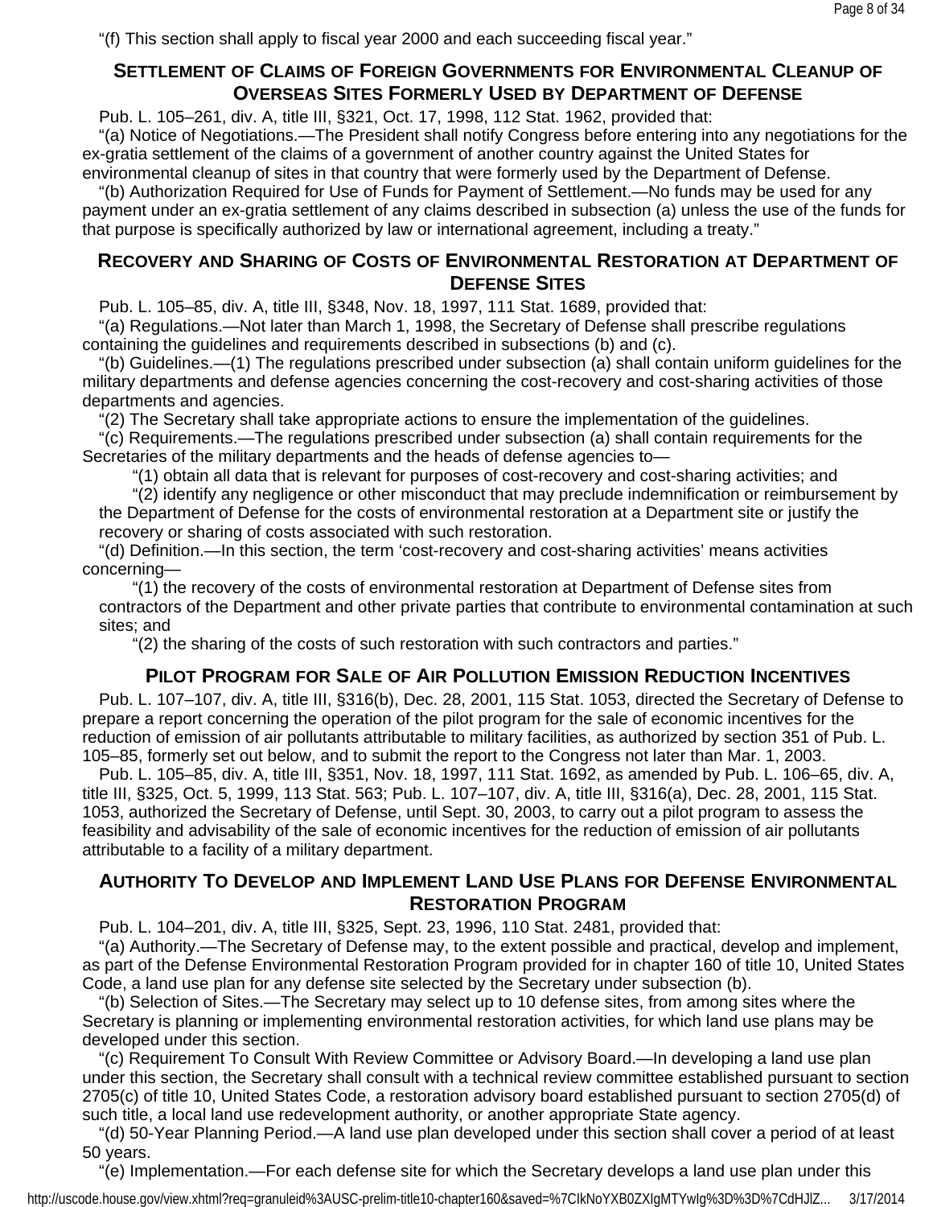"(f) This section shall apply to fiscal year 2000 and each succeeding fiscal year."

## Settlement of Claims of Foreign Governments for Environmental Cleanup of Overseas Sites Formerly Used by Department of Defense

Pub. L. 105–261, div. A, title III, §321, Oct. 17, 1998, 112 Stat. 1962, provided that:

"(a) Notice of Negotiations.—The President shall notify Congress before entering into any negotiations for the ex-gratia settlement of the claims of a government of another country against the United States for environmental cleanup of sites in that country that were formerly used by the Department of Defense.

"(b) Authorization Required for Use of Funds for Payment of Settlement.—No funds may be used for any payment under an ex-gratia settlement of any claims described in subsection (a) unless the use of the funds for that purpose is specifically authorized by law or international agreement, including a treaty."

## Recovery and Sharing of Costs of Environmental Restoration at Department of Defense Sites

Pub. L. 105–85, div. A, title III, §348, Nov. 18, 1997, 111 Stat. 1689, provided that:

"(a) Regulations.—Not later than March 1, 1998, the Secretary of Defense shall prescribe regulations containing the guidelines and requirements described in subsections (b) and (c).

"(b) Guidelines.—(1) The regulations prescribed under subsection (a) shall contain uniform guidelines for the military departments and defense agencies concerning the cost-recovery and cost-sharing activities of those departments and agencies.

"(2) The Secretary shall take appropriate actions to ensure the implementation of the guidelines.

"(c) Requirements.—The regulations prescribed under subsection (a) shall contain requirements for the Secretaries of the military departments and the heads of defense agencies to—

"(1) obtain all data that is relevant for purposes of cost-recovery and cost-sharing activities; and

"(2) identify any negligence or other misconduct that may preclude indemnification or reimbursement by the Department of Defense for the costs of environmental restoration at a Department site or justify the recovery or sharing of costs associated with such restoration.

"(d) Definition.—In this section, the term 'cost-recovery and cost-sharing activities' means activities concerning—

"(1) the recovery of the costs of environmental restoration at Department of Defense sites from contractors of the Department and other private parties that contribute to environmental contamination at such sites; and

"(2) the sharing of the costs of such restoration with such contractors and parties."

## Pilot Program for Sale of Air Pollution Emission Reduction Incentives

Pub. L. 107–107, div. A, title III, §316(b), Dec. 28, 2001, 115 Stat. 1053, directed the Secretary of Defense to prepare a report concerning the operation of the pilot program for the sale of economic incentives for the reduction of emission of air pollutants attributable to military facilities, as authorized by section 351 of Pub. L. 105–85, formerly set out below, and to submit the report to the Congress not later than Mar. 1, 2003.

Pub. L. 105–85, div. A, title III, §351, Nov. 18, 1997, 111 Stat. 1692, as amended by Pub. L. 106–65, div. A, title III, §325, Oct. 5, 1999, 113 Stat. 563; Pub. L. 107–107, div. A, title III, §316(a), Dec. 28, 2001, 115 Stat. 1053, authorized the Secretary of Defense, until Sept. 30, 2003, to carry out a pilot program to assess the feasibility and advisability of the sale of economic incentives for the reduction of emission of air pollutants attributable to a facility of a military department.

## Authority To Develop and Implement Land Use Plans for Defense Environmental Restoration Program

Pub. L. 104–201, div. A, title III, §325, Sept. 23, 1996, 110 Stat. 2481, provided that:

"(a) Authority.—The Secretary of Defense may, to the extent possible and practical, develop and implement, as part of the Defense Environmental Restoration Program provided for in chapter 160 of title 10, United States Code, a land use plan for any defense site selected by the Secretary under subsection (b).

"(b) Selection of Sites.—The Secretary may select up to 10 defense sites, from among sites where the Secretary is planning or implementing environmental restoration activities, for which land use plans may be developed under this section.

"(c) Requirement To Consult With Review Committee or Advisory Board.—In developing a land use plan under this section, the Secretary shall consult with a technical review committee established pursuant to section 2705(c) of title 10, United States Code, a restoration advisory board established pursuant to section 2705(d) of such title, a local land use redevelopment authority, or another appropriate State agency.

"(d) 50-Year Planning Period.—A land use plan developed under this section shall cover a period of at least 50 years.

"(e) Implementation.—For each defense site for which the Secretary develops a land use plan under this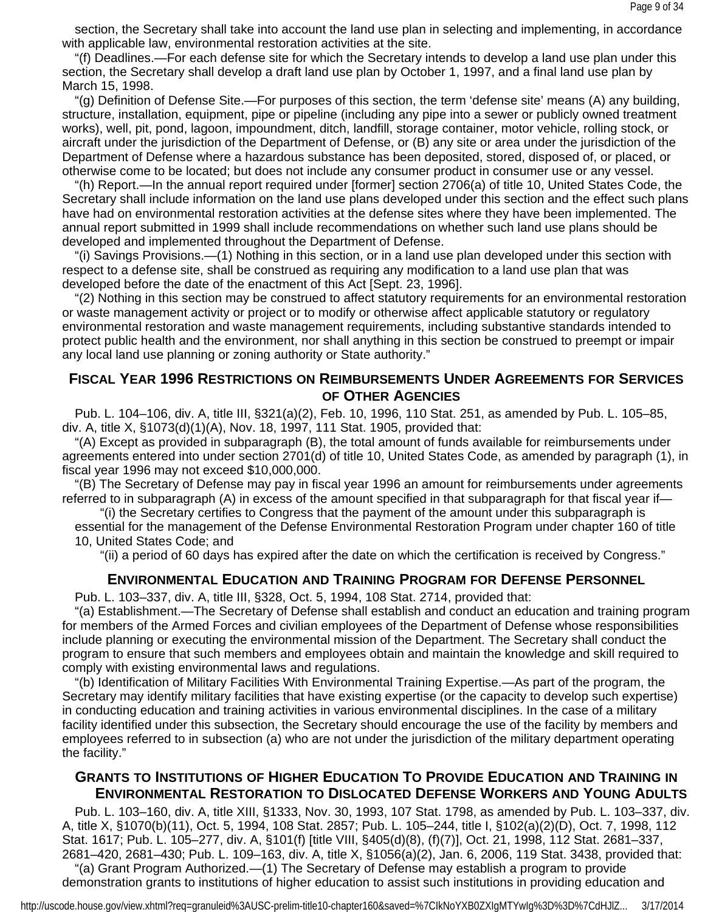section, the Secretary shall take into account the land use plan in selecting and implementing, in accordance with applicable law, environmental restoration activities at the site.

"(f) Deadlines.—For each defense site for which the Secretary intends to develop a land use plan under this section, the Secretary shall develop a draft land use plan by October 1, 1997, and a final land use plan by March 15, 1998.

"(g) Definition of Defense Site.—For purposes of this section, the term 'defense site' means (A) any building, structure, installation, equipment, pipe or pipeline (including any pipe into a sewer or publicly owned treatment works), well, pit, pond, lagoon, impoundment, ditch, landfill, storage container, motor vehicle, rolling stock, or aircraft under the jurisdiction of the Department of Defense, or (B) any site or area under the jurisdiction of the Department of Defense where a hazardous substance has been deposited, stored, disposed of, or placed, or otherwise come to be located; but does not include any consumer product in consumer use or any vessel.

"(h) Report.—In the annual report required under [former] section 2706(a) of title 10, United States Code, the Secretary shall include information on the land use plans developed under this section and the effect such plans have had on environmental restoration activities at the defense sites where they have been implemented. The annual report submitted in 1999 shall include recommendations on whether such land use plans should be developed and implemented throughout the Department of Defense.

"(i) Savings Provisions.—(1) Nothing in this section, or in a land use plan developed under this section with respect to a defense site, shall be construed as requiring any modification to a land use plan that was developed before the date of the enactment of this Act [Sept. 23, 1996].

"(2) Nothing in this section may be construed to affect statutory requirements for an environmental restoration or waste management activity or project or to modify or otherwise affect applicable statutory or regulatory environmental restoration and waste management requirements, including substantive standards intended to protect public health and the environment, nor shall anything in this section be construed to preempt or impair any local land use planning or zoning authority or State authority."

## Fiscal Year 1996 Restrictions on Reimbursements Under Agreements for Services of Other Agencies

Pub. L. 104–106, div. A, title III, §321(a)(2), Feb. 10, 1996, 110 Stat. 251, as amended by Pub. L. 105–85, div. A, title X, §1073(d)(1)(A), Nov. 18, 1997, 111 Stat. 1905, provided that:

"(A) Except as provided in subparagraph (B), the total amount of funds available for reimbursements under agreements entered into under section 2701(d) of title 10, United States Code, as amended by paragraph (1), in fiscal year 1996 may not exceed $10,000,000.

"(B) The Secretary of Defense may pay in fiscal year 1996 an amount for reimbursements under agreements referred to in subparagraph (A) in excess of the amount specified in that subparagraph for that fiscal year if—

"(i) the Secretary certifies to Congress that the payment of the amount under this subparagraph is essential for the management of the Defense Environmental Restoration Program under chapter 160 of title 10, United States Code; and

"(ii) a period of 60 days has expired after the date on which the certification is received by Congress."

## Environmental Education and Training Program for Defense Personnel

Pub. L. 103–337, div. A, title III, §328, Oct. 5, 1994, 108 Stat. 2714, provided that:

"(a) Establishment.—The Secretary of Defense shall establish and conduct an education and training program for members of the Armed Forces and civilian employees of the Department of Defense whose responsibilities include planning or executing the environmental mission of the Department. The Secretary shall conduct the program to ensure that such members and employees obtain and maintain the knowledge and skill required to comply with existing environmental laws and regulations.

"(b) Identification of Military Facilities With Environmental Training Expertise.—As part of the program, the Secretary may identify military facilities that have existing expertise (or the capacity to develop such expertise) in conducting education and training activities in various environmental disciplines. In the case of a military facility identified under this subsection, the Secretary should encourage the use of the facility by members and employees referred to in subsection (a) who are not under the jurisdiction of the military department operating the facility."

## Grants to Institutions of Higher Education To Provide Education and Training in Environmental Restoration to Dislocated Defense Workers and Young Adults

Pub. L. 103–160, div. A, title XIII, §1333, Nov. 30, 1993, 107 Stat. 1798, as amended by Pub. L. 103–337, div. A, title X, §1070(b)(11), Oct. 5, 1994, 108 Stat. 2857; Pub. L. 105–244, title I, §102(a)(2)(D), Oct. 7, 1998, 112 Stat. 1617; Pub. L. 105–277, div. A, §101(f) [title VIII, §405(d)(8), (f)(7)], Oct. 21, 1998, 112 Stat. 2681–337, 2681–420, 2681–430; Pub. L. 109–163, div. A, title X, §1056(a)(2), Jan. 6, 2006, 119 Stat. 3438, provided that:

"(a) Grant Program Authorized.—(1) The Secretary of Defense may establish a program to provide demonstration grants to institutions of higher education to assist such institutions in providing education and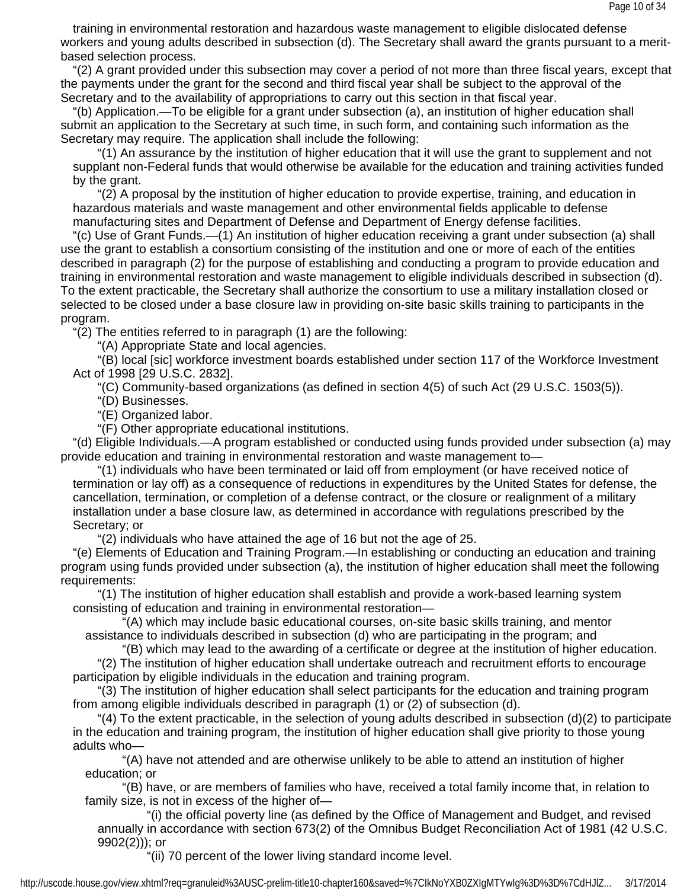training in environmental restoration and hazardous waste management to eligible dislocated defense workers and young adults described in subsection (d). The Secretary shall award the grants pursuant to a merit-based selection process.

"(2) A grant provided under this subsection may cover a period of not more than three fiscal years, except that the payments under the grant for the second and third fiscal year shall be subject to the approval of the Secretary and to the availability of appropriations to carry out this section in that fiscal year.

"(b) Application.—To be eligible for a grant under subsection (a), an institution of higher education shall submit an application to the Secretary at such time, in such form, and containing such information as the Secretary may require. The application shall include the following:

"(1) An assurance by the institution of higher education that it will use the grant to supplement and not supplant non-Federal funds that would otherwise be available for the education and training activities funded by the grant.

"(2) A proposal by the institution of higher education to provide expertise, training, and education in hazardous materials and waste management and other environmental fields applicable to defense manufacturing sites and Department of Defense and Department of Energy defense facilities.

"(c) Use of Grant Funds.—(1) An institution of higher education receiving a grant under subsection (a) shall use the grant to establish a consortium consisting of the institution and one or more of each of the entities described in paragraph (2) for the purpose of establishing and conducting a program to provide education and training in environmental restoration and waste management to eligible individuals described in subsection (d). To the extent practicable, the Secretary shall authorize the consortium to use a military installation closed or selected to be closed under a base closure law in providing on-site basic skills training to participants in the program.

"(2) The entities referred to in paragraph (1) are the following:

"(A) Appropriate State and local agencies.

"(B) local [sic] workforce investment boards established under section 117 of the Workforce Investment Act of 1998 [29 U.S.C. 2832].

"(C) Community-based organizations (as defined in section 4(5) of such Act (29 U.S.C. 1503(5)).

"(D) Businesses.

"(E) Organized labor.

"(F) Other appropriate educational institutions.

"(d) Eligible Individuals.—A program established or conducted using funds provided under subsection (a) may provide education and training in environmental restoration and waste management to—

"(1) individuals who have been terminated or laid off from employment (or have received notice of termination or lay off) as a consequence of reductions in expenditures by the United States for defense, the cancellation, termination, or completion of a defense contract, or the closure or realignment of a military installation under a base closure law, as determined in accordance with regulations prescribed by the Secretary; or

"(2) individuals who have attained the age of 16 but not the age of 25.

"(e) Elements of Education and Training Program.—In establishing or conducting an education and training program using funds provided under subsection (a), the institution of higher education shall meet the following requirements:

"(1) The institution of higher education shall establish and provide a work-based learning system consisting of education and training in environmental restoration—

"(A) which may include basic educational courses, on-site basic skills training, and mentor assistance to individuals described in subsection (d) who are participating in the program; and

"(B) which may lead to the awarding of a certificate or degree at the institution of higher education.

"(2) The institution of higher education shall undertake outreach and recruitment efforts to encourage participation by eligible individuals in the education and training program.

"(3) The institution of higher education shall select participants for the education and training program from among eligible individuals described in paragraph (1) or (2) of subsection (d).

"(4) To the extent practicable, in the selection of young adults described in subsection (d)(2) to participate in the education and training program, the institution of higher education shall give priority to those young adults who—

"(A) have not attended and are otherwise unlikely to be able to attend an institution of higher education; or

"(B) have, or are members of families who have, received a total family income that, in relation to family size, is not in excess of the higher of—

"(i) the official poverty line (as defined by the Office of Management and Budget, and revised annually in accordance with section 673(2) of the Omnibus Budget Reconciliation Act of 1981 (42 U.S.C. 9902(2))); or

"(ii) 70 percent of the lower living standard income level.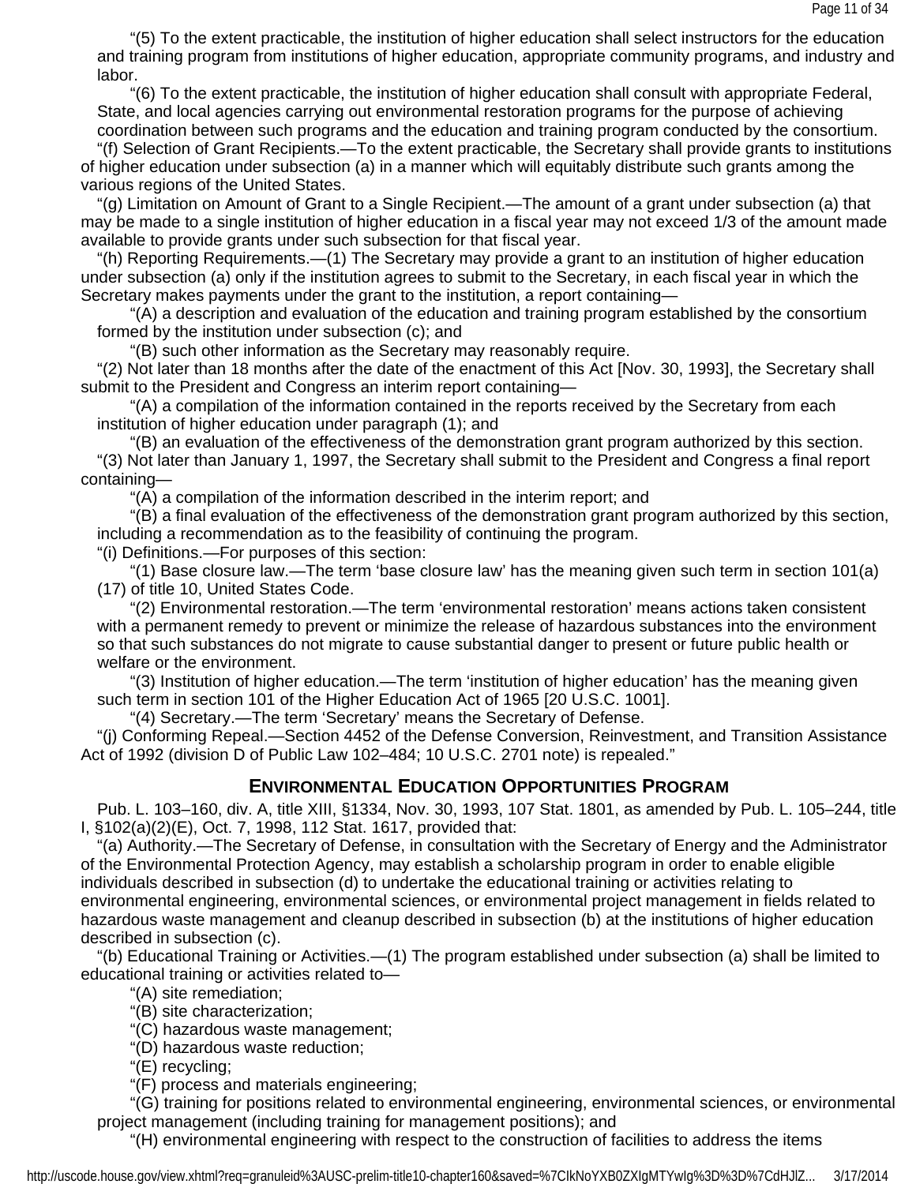"(5) To the extent practicable, the institution of higher education shall select instructors for the education and training program from institutions of higher education, appropriate community programs, and industry and labor.

"(6) To the extent practicable, the institution of higher education shall consult with appropriate Federal, State, and local agencies carrying out environmental restoration programs for the purpose of achieving coordination between such programs and the education and training program conducted by the consortium.

"(f) Selection of Grant Recipients.—To the extent practicable, the Secretary shall provide grants to institutions of higher education under subsection (a) in a manner which will equitably distribute such grants among the various regions of the United States.

"(g) Limitation on Amount of Grant to a Single Recipient.—The amount of a grant under subsection (a) that may be made to a single institution of higher education in a fiscal year may not exceed 1/3 of the amount made available to provide grants under such subsection for that fiscal year.

"(h) Reporting Requirements.—(1) The Secretary may provide a grant to an institution of higher education under subsection (a) only if the institution agrees to submit to the Secretary, in each fiscal year in which the Secretary makes payments under the grant to the institution, a report containing—

"(A) a description and evaluation of the education and training program established by the consortium formed by the institution under subsection (c); and

"(B) such other information as the Secretary may reasonably require.

"(2) Not later than 18 months after the date of the enactment of this Act [Nov. 30, 1993], the Secretary shall submit to the President and Congress an interim report containing—

"(A) a compilation of the information contained in the reports received by the Secretary from each institution of higher education under paragraph (1); and

"(B) an evaluation of the effectiveness of the demonstration grant program authorized by this section.

"(3) Not later than January 1, 1997, the Secretary shall submit to the President and Congress a final report containing—

"(A) a compilation of the information described in the interim report; and

"(B) a final evaluation of the effectiveness of the demonstration grant program authorized by this section, including a recommendation as to the feasibility of continuing the program.

"(i) Definitions.—For purposes of this section:

"(1) Base closure law.—The term 'base closure law' has the meaning given such term in section 101(a)(17) of title 10, United States Code.

"(2) Environmental restoration.—The term 'environmental restoration' means actions taken consistent with a permanent remedy to prevent or minimize the release of hazardous substances into the environment so that such substances do not migrate to cause substantial danger to present or future public health or welfare or the environment.

"(3) Institution of higher education.—The term 'institution of higher education' has the meaning given such term in section 101 of the Higher Education Act of 1965 [20 U.S.C. 1001].

"(4) Secretary.—The term 'Secretary' means the Secretary of Defense.

"(j) Conforming Repeal.—Section 4452 of the Defense Conversion, Reinvestment, and Transition Assistance Act of 1992 (division D of Public Law 102–484; 10 U.S.C. 2701 note) is repealed."

## Environmental Education Opportunities Program

Pub. L. 103–160, div. A, title XIII, §1334, Nov. 30, 1993, 107 Stat. 1801, as amended by Pub. L. 105–244, title I, §102(a)(2)(E), Oct. 7, 1998, 112 Stat. 1617, provided that:

"(a) Authority.—The Secretary of Defense, in consultation with the Secretary of Energy and the Administrator of the Environmental Protection Agency, may establish a scholarship program in order to enable eligible individuals described in subsection (d) to undertake the educational training or activities relating to environmental engineering, environmental sciences, or environmental project management in fields related to hazardous waste management and cleanup described in subsection (b) at the institutions of higher education described in subsection (c).

"(b) Educational Training or Activities.—(1) The program established under subsection (a) shall be limited to educational training or activities related to—

"(A) site remediation;

"(B) site characterization;

"(C) hazardous waste management;

"(D) hazardous waste reduction;

"(E) recycling;

"(F) process and materials engineering;

"(G) training for positions related to environmental engineering, environmental sciences, or environmental project management (including training for management positions); and

"(H) environmental engineering with respect to the construction of facilities to address the items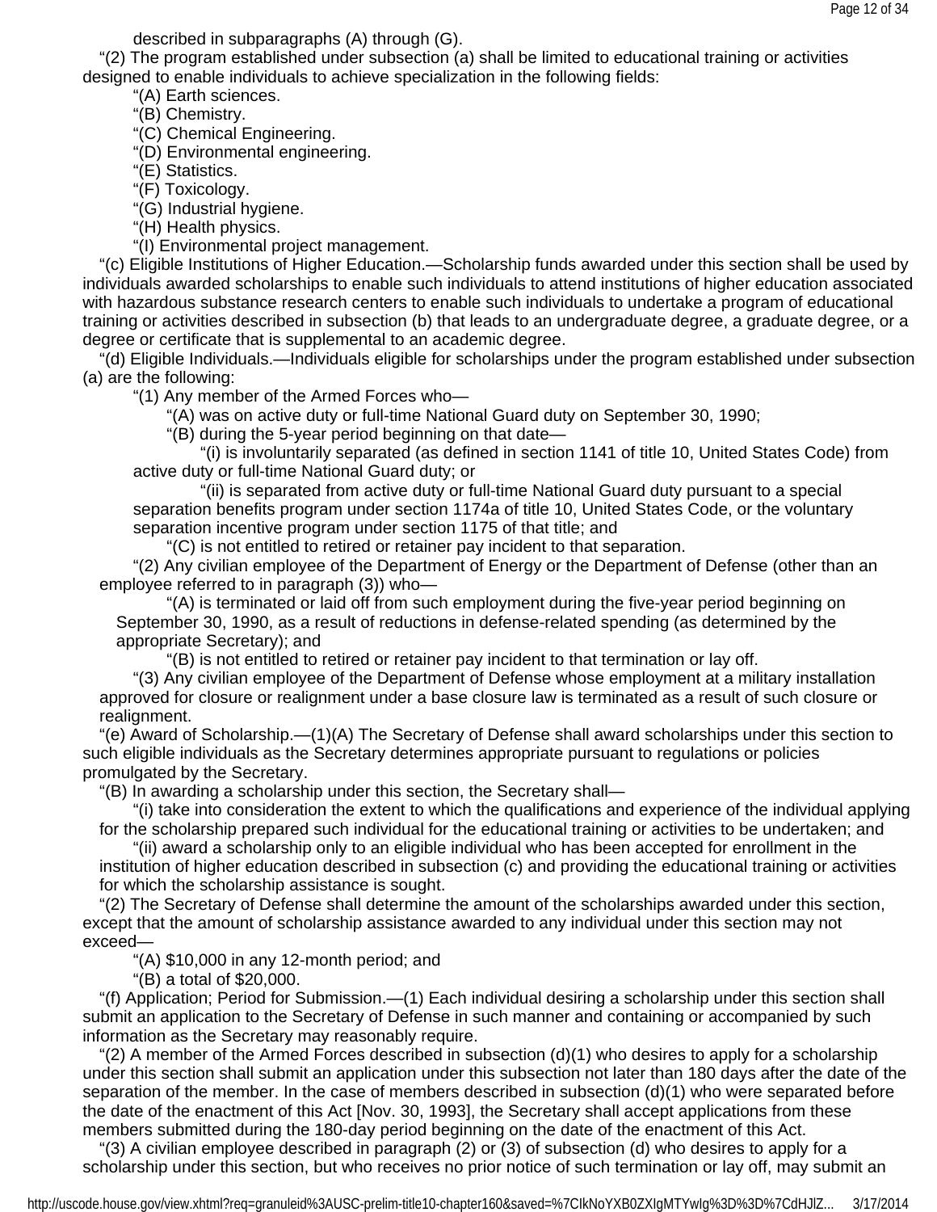described in subparagraphs (A) through (G).

"(2) The program established under subsection (a) shall be limited to educational training or activities designed to enable individuals to achieve specialization in the following fields:

"(A) Earth sciences.

"(B) Chemistry.

"(C) Chemical Engineering.

"(D) Environmental engineering.

"(E) Statistics.

"(F) Toxicology.

"(G) Industrial hygiene.

"(H) Health physics.

"(I) Environmental project management.

"(c) Eligible Institutions of Higher Education.—Scholarship funds awarded under this section shall be used by individuals awarded scholarships to enable such individuals to attend institutions of higher education associated with hazardous substance research centers to enable such individuals to undertake a program of educational training or activities described in subsection (b) that leads to an undergraduate degree, a graduate degree, or a degree or certificate that is supplemental to an academic degree.

"(d) Eligible Individuals.—Individuals eligible for scholarships under the program established under subsection (a) are the following:

"(1) Any member of the Armed Forces who—

"(A) was on active duty or full-time National Guard duty on September 30, 1990;

"(B) during the 5-year period beginning on that date—

"(i) is involuntarily separated (as defined in section 1141 of title 10, United States Code) from active duty or full-time National Guard duty; or

"(ii) is separated from active duty or full-time National Guard duty pursuant to a special separation benefits program under section 1174a of title 10, United States Code, or the voluntary separation incentive program under section 1175 of that title; and

"(C) is not entitled to retired or retainer pay incident to that separation.

"(2) Any civilian employee of the Department of Energy or the Department of Defense (other than an employee referred to in paragraph (3)) who—

"(A) is terminated or laid off from such employment during the five-year period beginning on September 30, 1990, as a result of reductions in defense-related spending (as determined by the appropriate Secretary); and

"(B) is not entitled to retired or retainer pay incident to that termination or lay off.

"(3) Any civilian employee of the Department of Defense whose employment at a military installation approved for closure or realignment under a base closure law is terminated as a result of such closure or realignment.

"(e) Award of Scholarship.—(1)(A) The Secretary of Defense shall award scholarships under this section to such eligible individuals as the Secretary determines appropriate pursuant to regulations or policies promulgated by the Secretary.

"(B) In awarding a scholarship under this section, the Secretary shall—

"(i) take into consideration the extent to which the qualifications and experience of the individual applying for the scholarship prepared such individual for the educational training or activities to be undertaken; and

"(ii) award a scholarship only to an eligible individual who has been accepted for enrollment in the institution of higher education described in subsection (c) and providing the educational training or activities for which the scholarship assistance is sought.

"(2) The Secretary of Defense shall determine the amount of the scholarships awarded under this section, except that the amount of scholarship assistance awarded to any individual under this section may not exceed—

"(A) $10,000 in any 12-month period; and

"(B) a total of $20,000.

"(f) Application; Period for Submission.—(1) Each individual desiring a scholarship under this section shall submit an application to the Secretary of Defense in such manner and containing or accompanied by such information as the Secretary may reasonably require.

"(2) A member of the Armed Forces described in subsection (d)(1) who desires to apply for a scholarship under this section shall submit an application under this subsection not later than 180 days after the date of the separation of the member. In the case of members described in subsection (d)(1) who were separated before the date of the enactment of this Act [Nov. 30, 1993], the Secretary shall accept applications from these members submitted during the 180-day period beginning on the date of the enactment of this Act.

"(3) A civilian employee described in paragraph (2) or (3) of subsection (d) who desires to apply for a scholarship under this section, but who receives no prior notice of such termination or lay off, may submit an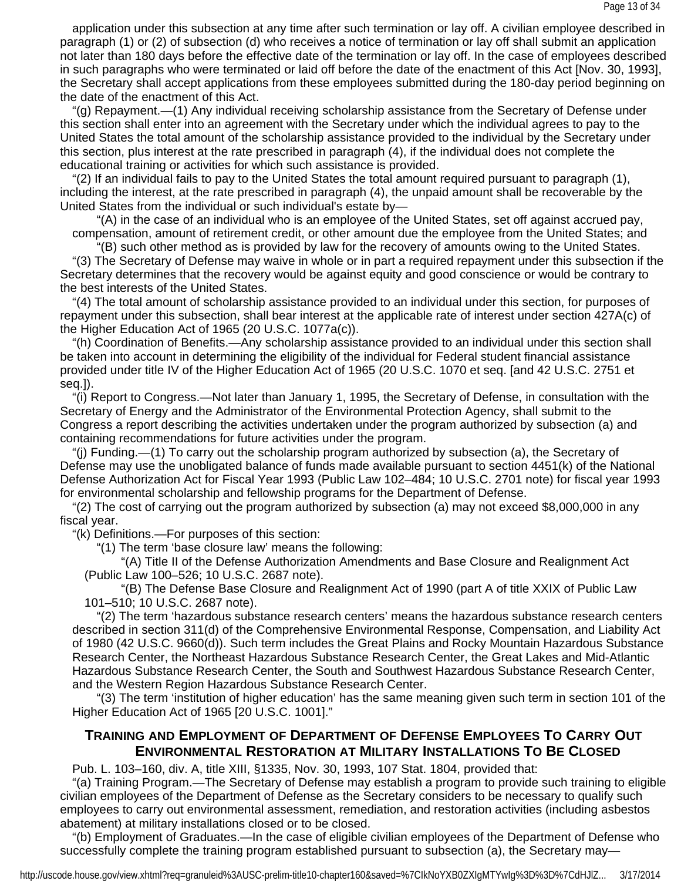application under this subsection at any time after such termination or lay off. A civilian employee described in paragraph (1) or (2) of subsection (d) who receives a notice of termination or lay off shall submit an application not later than 180 days before the effective date of the termination or lay off. In the case of employees described in such paragraphs who were terminated or laid off before the date of the enactment of this Act [Nov. 30, 1993], the Secretary shall accept applications from these employees submitted during the 180-day period beginning on the date of the enactment of this Act.

"(g) Repayment.—(1) Any individual receiving scholarship assistance from the Secretary of Defense under this section shall enter into an agreement with the Secretary under which the individual agrees to pay to the United States the total amount of the scholarship assistance provided to the individual by the Secretary under this section, plus interest at the rate prescribed in paragraph (4), if the individual does not complete the educational training or activities for which such assistance is provided.

"(2) If an individual fails to pay to the United States the total amount required pursuant to paragraph (1), including the interest, at the rate prescribed in paragraph (4), the unpaid amount shall be recoverable by the United States from the individual or such individual's estate by—

"(A) in the case of an individual who is an employee of the United States, set off against accrued pay, compensation, amount of retirement credit, or other amount due the employee from the United States; and

"(B) such other method as is provided by law for the recovery of amounts owing to the United States.

"(3) The Secretary of Defense may waive in whole or in part a required repayment under this subsection if the Secretary determines that the recovery would be against equity and good conscience or would be contrary to the best interests of the United States.

"(4) The total amount of scholarship assistance provided to an individual under this section, for purposes of repayment under this subsection, shall bear interest at the applicable rate of interest under section 427A(c) of the Higher Education Act of 1965 (20 U.S.C. 1077a(c)).

"(h) Coordination of Benefits.—Any scholarship assistance provided to an individual under this section shall be taken into account in determining the eligibility of the individual for Federal student financial assistance provided under title IV of the Higher Education Act of 1965 (20 U.S.C. 1070 et seq. [and 42 U.S.C. 2751 et seq.]).

"(i) Report to Congress.—Not later than January 1, 1995, the Secretary of Defense, in consultation with the Secretary of Energy and the Administrator of the Environmental Protection Agency, shall submit to the Congress a report describing the activities undertaken under the program authorized by subsection (a) and containing recommendations for future activities under the program.

"(j) Funding.—(1) To carry out the scholarship program authorized by subsection (a), the Secretary of Defense may use the unobligated balance of funds made available pursuant to section 4451(k) of the National Defense Authorization Act for Fiscal Year 1993 (Public Law 102–484; 10 U.S.C. 2701 note) for fiscal year 1993 for environmental scholarship and fellowship programs for the Department of Defense.

"(2) The cost of carrying out the program authorized by subsection (a) may not exceed $8,000,000 in any fiscal year.

"(k) Definitions.—For purposes of this section:

"(1) The term 'base closure law' means the following:

"(A) Title II of the Defense Authorization Amendments and Base Closure and Realignment Act (Public Law 100–526; 10 U.S.C. 2687 note).

"(B) The Defense Base Closure and Realignment Act of 1990 (part A of title XXIX of Public Law 101–510; 10 U.S.C. 2687 note).

"(2) The term 'hazardous substance research centers' means the hazardous substance research centers described in section 311(d) of the Comprehensive Environmental Response, Compensation, and Liability Act of 1980 (42 U.S.C. 9660(d)). Such term includes the Great Plains and Rocky Mountain Hazardous Substance Research Center, the Northeast Hazardous Substance Research Center, the Great Lakes and Mid-Atlantic Hazardous Substance Research Center, the South and Southwest Hazardous Substance Research Center, and the Western Region Hazardous Substance Research Center.

"(3) The term 'institution of higher education' has the same meaning given such term in section 101 of the Higher Education Act of 1965 [20 U.S.C. 1001]."

## Training and Employment of Department of Defense Employees To Carry Out Environmental Restoration at Military Installations To Be Closed

Pub. L. 103–160, div. A, title XIII, §1335, Nov. 30, 1993, 107 Stat. 1804, provided that:

"(a) Training Program.—The Secretary of Defense may establish a program to provide such training to eligible civilian employees of the Department of Defense as the Secretary considers to be necessary to qualify such employees to carry out environmental assessment, remediation, and restoration activities (including asbestos abatement) at military installations closed or to be closed.

"(b) Employment of Graduates.—In the case of eligible civilian employees of the Department of Defense who successfully complete the training program established pursuant to subsection (a), the Secretary may—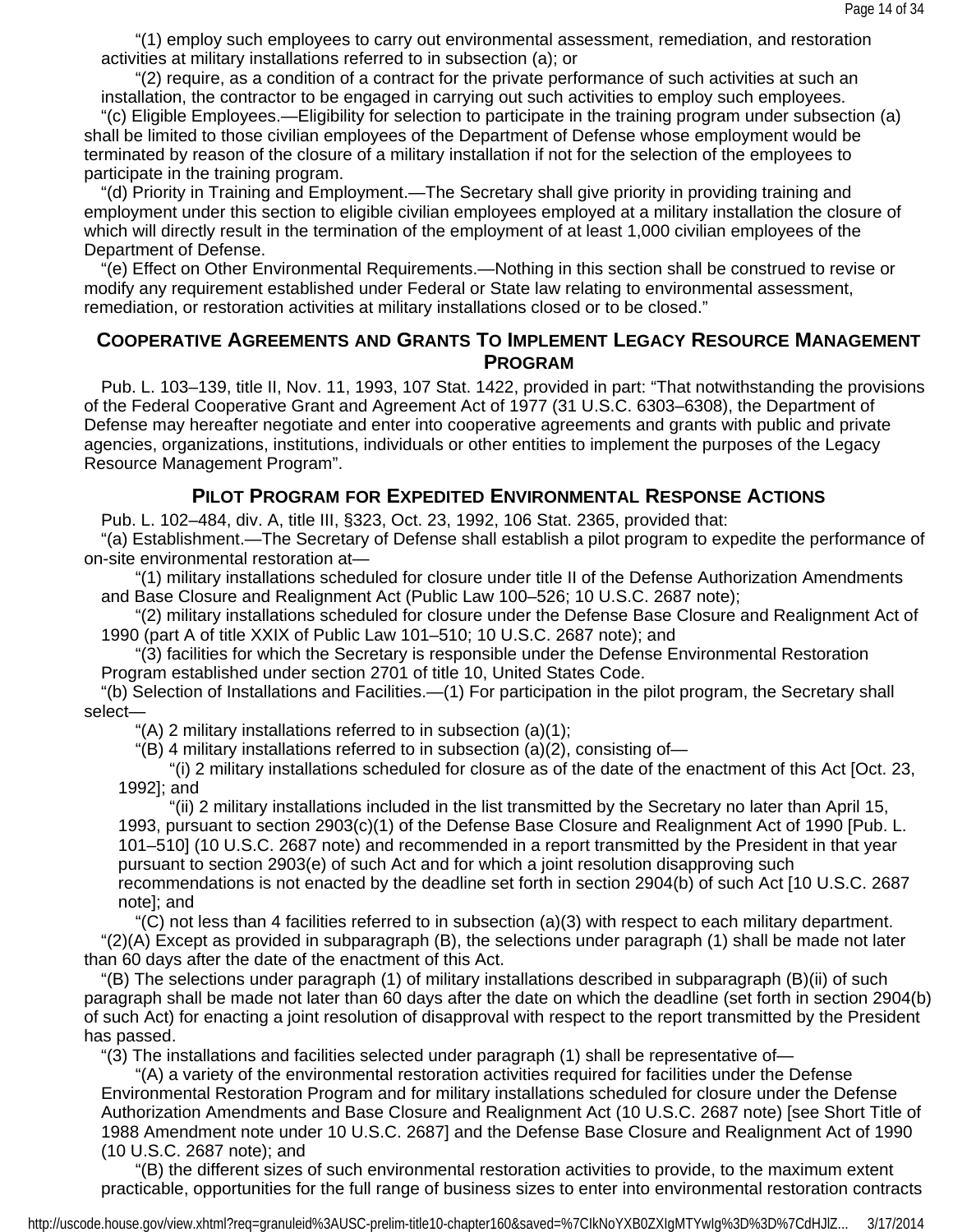"(1) employ such employees to carry out environmental assessment, remediation, and restoration activities at military installations referred to in subsection (a); or

"(2) require, as a condition of a contract for the private performance of such activities at such an installation, the contractor to be engaged in carrying out such activities to employ such employees.

"(c) Eligible Employees.—Eligibility for selection to participate in the training program under subsection (a) shall be limited to those civilian employees of the Department of Defense whose employment would be terminated by reason of the closure of a military installation if not for the selection of the employees to participate in the training program.

"(d) Priority in Training and Employment.—The Secretary shall give priority in providing training and employment under this section to eligible civilian employees employed at a military installation the closure of which will directly result in the termination of the employment of at least 1,000 civilian employees of the Department of Defense.

"(e) Effect on Other Environmental Requirements.—Nothing in this section shall be construed to revise or modify any requirement established under Federal or State law relating to environmental assessment, remediation, or restoration activities at military installations closed or to be closed."

## Cooperative Agreements and Grants To Implement Legacy Resource Management Program

Pub. L. 103–139, title II, Nov. 11, 1993, 107 Stat. 1422, provided in part: "That notwithstanding the provisions of the Federal Cooperative Grant and Agreement Act of 1977 (31 U.S.C. 6303–6308), the Department of Defense may hereafter negotiate and enter into cooperative agreements and grants with public and private agencies, organizations, institutions, individuals or other entities to implement the purposes of the Legacy Resource Management Program".

## Pilot Program for Expedited Environmental Response Actions

Pub. L. 102–484, div. A, title III, §323, Oct. 23, 1992, 106 Stat. 2365, provided that:

"(a) Establishment.—The Secretary of Defense shall establish a pilot program to expedite the performance of on-site environmental restoration at—

"(1) military installations scheduled for closure under title II of the Defense Authorization Amendments and Base Closure and Realignment Act (Public Law 100–526; 10 U.S.C. 2687 note);

"(2) military installations scheduled for closure under the Defense Base Closure and Realignment Act of 1990 (part A of title XXIX of Public Law 101–510; 10 U.S.C. 2687 note); and

"(3) facilities for which the Secretary is responsible under the Defense Environmental Restoration Program established under section 2701 of title 10, United States Code.

"(b) Selection of Installations and Facilities.—(1) For participation in the pilot program, the Secretary shall select—

"(A) 2 military installations referred to in subsection (a)(1);

"(B) 4 military installations referred to in subsection (a)(2), consisting of—

"(i) 2 military installations scheduled for closure as of the date of the enactment of this Act [Oct. 23, 1992]; and

"(ii) 2 military installations included in the list transmitted by the Secretary no later than April 15, 1993, pursuant to section 2903(c)(1) of the Defense Base Closure and Realignment Act of 1990 [Pub. L. 101–510] (10 U.S.C. 2687 note) and recommended in a report transmitted by the President in that year pursuant to section 2903(e) of such Act and for which a joint resolution disapproving such recommendations is not enacted by the deadline set forth in section 2904(b) of such Act [10 U.S.C. 2687 note]; and

"(C) not less than 4 facilities referred to in subsection (a)(3) with respect to each military department.

"(2)(A) Except as provided in subparagraph (B), the selections under paragraph (1) shall be made not later than 60 days after the date of the enactment of this Act.

"(B) The selections under paragraph (1) of military installations described in subparagraph (B)(ii) of such paragraph shall be made not later than 60 days after the date on which the deadline (set forth in section 2904(b) of such Act) for enacting a joint resolution of disapproval with respect to the report transmitted by the President has passed.

"(3) The installations and facilities selected under paragraph (1) shall be representative of—

"(A) a variety of the environmental restoration activities required for facilities under the Defense Environmental Restoration Program and for military installations scheduled for closure under the Defense Authorization Amendments and Base Closure and Realignment Act (10 U.S.C. 2687 note) [see Short Title of 1988 Amendment note under 10 U.S.C. 2687] and the Defense Base Closure and Realignment Act of 1990 (10 U.S.C. 2687 note); and

"(B) the different sizes of such environmental restoration activities to provide, to the maximum extent practicable, opportunities for the full range of business sizes to enter into environmental restoration contracts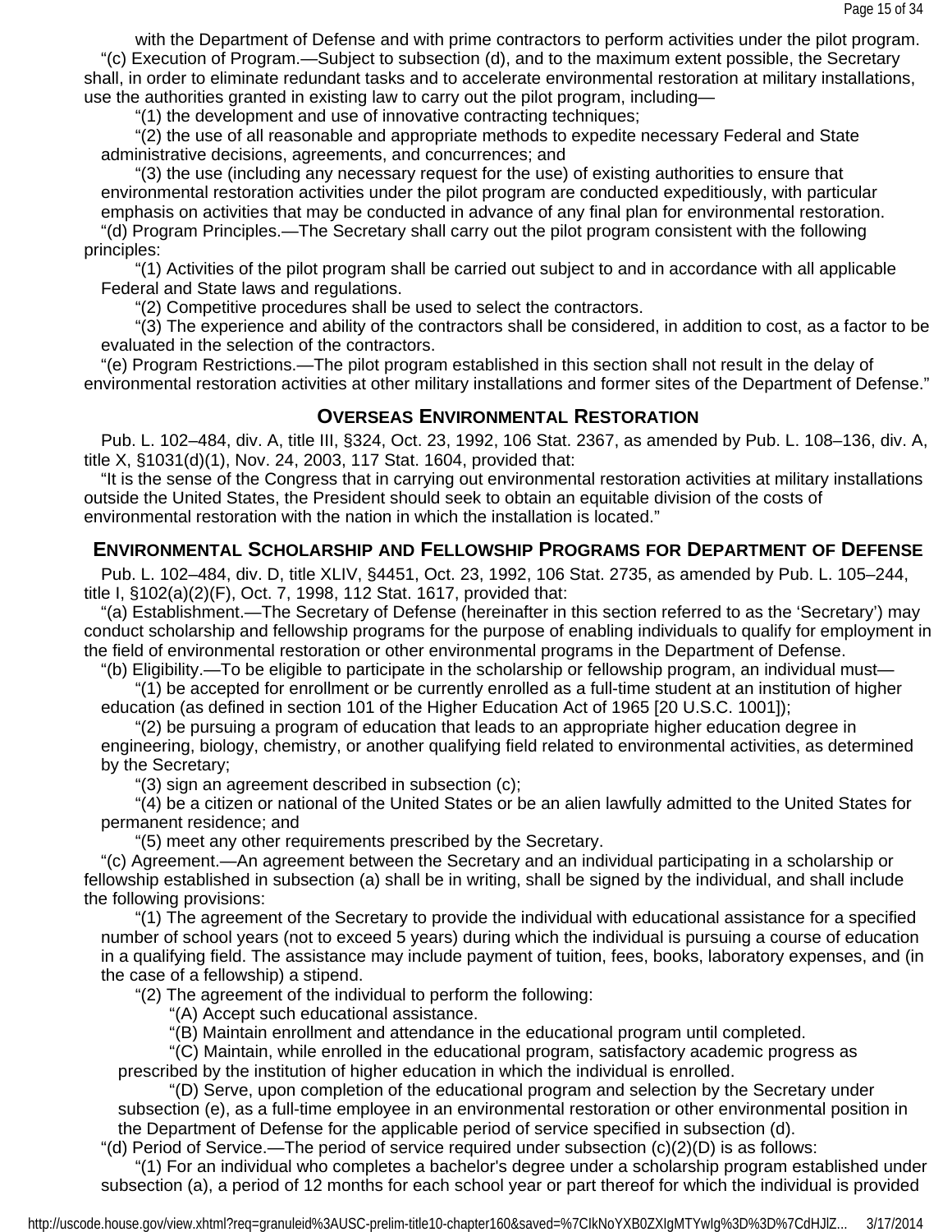with the Department of Defense and with prime contractors to perform activities under the pilot program.

"(c) Execution of Program.—Subject to subsection (d), and to the maximum extent possible, the Secretary shall, in order to eliminate redundant tasks and to accelerate environmental restoration at military installations, use the authorities granted in existing law to carry out the pilot program, including—

"(1) the development and use of innovative contracting techniques;

"(2) the use of all reasonable and appropriate methods to expedite necessary Federal and State administrative decisions, agreements, and concurrences; and

"(3) the use (including any necessary request for the use) of existing authorities to ensure that environmental restoration activities under the pilot program are conducted expeditiously, with particular emphasis on activities that may be conducted in advance of any final plan for environmental restoration.

"(d) Program Principles.—The Secretary shall carry out the pilot program consistent with the following principles:

"(1) Activities of the pilot program shall be carried out subject to and in accordance with all applicable Federal and State laws and regulations.

"(2) Competitive procedures shall be used to select the contractors.

"(3) The experience and ability of the contractors shall be considered, in addition to cost, as a factor to be evaluated in the selection of the contractors.

"(e) Program Restrictions.—The pilot program established in this section shall not result in the delay of environmental restoration activities at other military installations and former sites of the Department of Defense."

## Overseas Environmental Restoration

Pub. L. 102–484, div. A, title III, §324, Oct. 23, 1992, 106 Stat. 2367, as amended by Pub. L. 108–136, div. A, title X, §1031(d)(1), Nov. 24, 2003, 117 Stat. 1604, provided that:

"It is the sense of the Congress that in carrying out environmental restoration activities at military installations outside the United States, the President should seek to obtain an equitable division of the costs of environmental restoration with the nation in which the installation is located."

## Environmental Scholarship and Fellowship Programs for Department of Defense

Pub. L. 102–484, div. D, title XLIV, §4451, Oct. 23, 1992, 106 Stat. 2735, as amended by Pub. L. 105–244, title I, §102(a)(2)(F), Oct. 7, 1998, 112 Stat. 1617, provided that:

"(a) Establishment.—The Secretary of Defense (hereinafter in this section referred to as the 'Secretary') may conduct scholarship and fellowship programs for the purpose of enabling individuals to qualify for employment in the field of environmental restoration or other environmental programs in the Department of Defense.

"(b) Eligibility.—To be eligible to participate in the scholarship or fellowship program, an individual must—

"(1) be accepted for enrollment or be currently enrolled as a full-time student at an institution of higher education (as defined in section 101 of the Higher Education Act of 1965 [20 U.S.C. 1001]);

"(2) be pursuing a program of education that leads to an appropriate higher education degree in engineering, biology, chemistry, or another qualifying field related to environmental activities, as determined by the Secretary;

"(3) sign an agreement described in subsection (c);

"(4) be a citizen or national of the United States or be an alien lawfully admitted to the United States for permanent residence; and

"(5) meet any other requirements prescribed by the Secretary.

"(c) Agreement.—An agreement between the Secretary and an individual participating in a scholarship or fellowship established in subsection (a) shall be in writing, shall be signed by the individual, and shall include the following provisions:

"(1) The agreement of the Secretary to provide the individual with educational assistance for a specified number of school years (not to exceed 5 years) during which the individual is pursuing a course of education in a qualifying field. The assistance may include payment of tuition, fees, books, laboratory expenses, and (in the case of a fellowship) a stipend.

"(2) The agreement of the individual to perform the following:

"(A) Accept such educational assistance.

"(B) Maintain enrollment and attendance in the educational program until completed.

"(C) Maintain, while enrolled in the educational program, satisfactory academic progress as prescribed by the institution of higher education in which the individual is enrolled.

"(D) Serve, upon completion of the educational program and selection by the Secretary under subsection (e), as a full-time employee in an environmental restoration or other environmental position in the Department of Defense for the applicable period of service specified in subsection (d).

"(d) Period of Service.—The period of service required under subsection (c)(2)(D) is as follows:

"(1) For an individual who completes a bachelor's degree under a scholarship program established under subsection (a), a period of 12 months for each school year or part thereof for which the individual is provided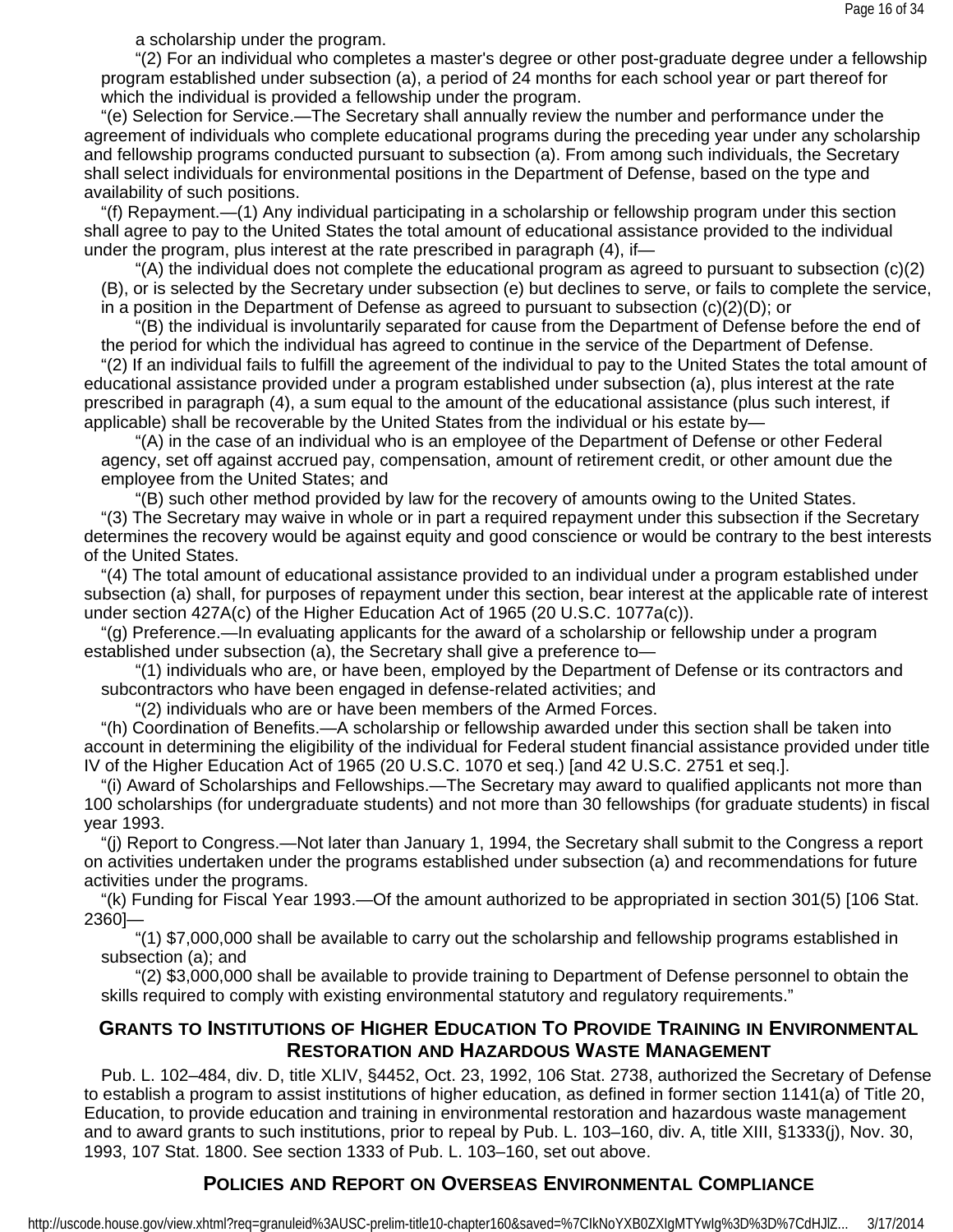a scholarship under the program.

"(2) For an individual who completes a master's degree or other post-graduate degree under a fellowship program established under subsection (a), a period of 24 months for each school year or part thereof for which the individual is provided a fellowship under the program.

"(e) Selection for Service.—The Secretary shall annually review the number and performance under the agreement of individuals who complete educational programs during the preceding year under any scholarship and fellowship programs conducted pursuant to subsection (a). From among such individuals, the Secretary shall select individuals for environmental positions in the Department of Defense, based on the type and availability of such positions.

"(f) Repayment.—(1) Any individual participating in a scholarship or fellowship program under this section shall agree to pay to the United States the total amount of educational assistance provided to the individual under the program, plus interest at the rate prescribed in paragraph (4), if—

"(A) the individual does not complete the educational program as agreed to pursuant to subsection (c)(2)(B), or is selected by the Secretary under subsection (e) but declines to serve, or fails to complete the service, in a position in the Department of Defense as agreed to pursuant to subsection (c)(2)(D); or

"(B) the individual is involuntarily separated for cause from the Department of Defense before the end of the period for which the individual has agreed to continue in the service of the Department of Defense.

"(2) If an individual fails to fulfill the agreement of the individual to pay to the United States the total amount of educational assistance provided under a program established under subsection (a), plus interest at the rate prescribed in paragraph (4), a sum equal to the amount of the educational assistance (plus such interest, if applicable) shall be recoverable by the United States from the individual or his estate by—

"(A) in the case of an individual who is an employee of the Department of Defense or other Federal agency, set off against accrued pay, compensation, amount of retirement credit, or other amount due the employee from the United States; and

"(B) such other method provided by law for the recovery of amounts owing to the United States.

"(3) The Secretary may waive in whole or in part a required repayment under this subsection if the Secretary determines the recovery would be against equity and good conscience or would be contrary to the best interests of the United States.

"(4) The total amount of educational assistance provided to an individual under a program established under subsection (a) shall, for purposes of repayment under this section, bear interest at the applicable rate of interest under section 427A(c) of the Higher Education Act of 1965 (20 U.S.C. 1077a(c)).

"(g) Preference.—In evaluating applicants for the award of a scholarship or fellowship under a program established under subsection (a), the Secretary shall give a preference to—

"(1) individuals who are, or have been, employed by the Department of Defense or its contractors and subcontractors who have been engaged in defense-related activities; and

"(2) individuals who are or have been members of the Armed Forces.

"(h) Coordination of Benefits.—A scholarship or fellowship awarded under this section shall be taken into account in determining the eligibility of the individual for Federal student financial assistance provided under title IV of the Higher Education Act of 1965 (20 U.S.C. 1070 et seq.) [and 42 U.S.C. 2751 et seq.].

"(i) Award of Scholarships and Fellowships.—The Secretary may award to qualified applicants not more than 100 scholarships (for undergraduate students) and not more than 30 fellowships (for graduate students) in fiscal year 1993.

"(j) Report to Congress.—Not later than January 1, 1994, the Secretary shall submit to the Congress a report on activities undertaken under the programs established under subsection (a) and recommendations for future activities under the programs.

"(k) Funding for Fiscal Year 1993.—Of the amount authorized to be appropriated in section 301(5) [106 Stat. 2360]—

"(1) $7,000,000 shall be available to carry out the scholarship and fellowship programs established in subsection (a); and

"(2) $3,000,000 shall be available to provide training to Department of Defense personnel to obtain the skills required to comply with existing environmental statutory and regulatory requirements."

## Grants to Institutions of Higher Education To Provide Training in Environmental Restoration and Hazardous Waste Management

Pub. L. 102–484, div. D, title XLIV, §4452, Oct. 23, 1992, 106 Stat. 2738, authorized the Secretary of Defense to establish a program to assist institutions of higher education, as defined in former section 1141(a) of Title 20, Education, to provide education and training in environmental restoration and hazardous waste management and to award grants to such institutions, prior to repeal by Pub. L. 103–160, div. A, title XIII, §1333(j), Nov. 30, 1993, 107 Stat. 1800. See section 1333 of Pub. L. 103–160, set out above.

## Policies and Report on Overseas Environmental Compliance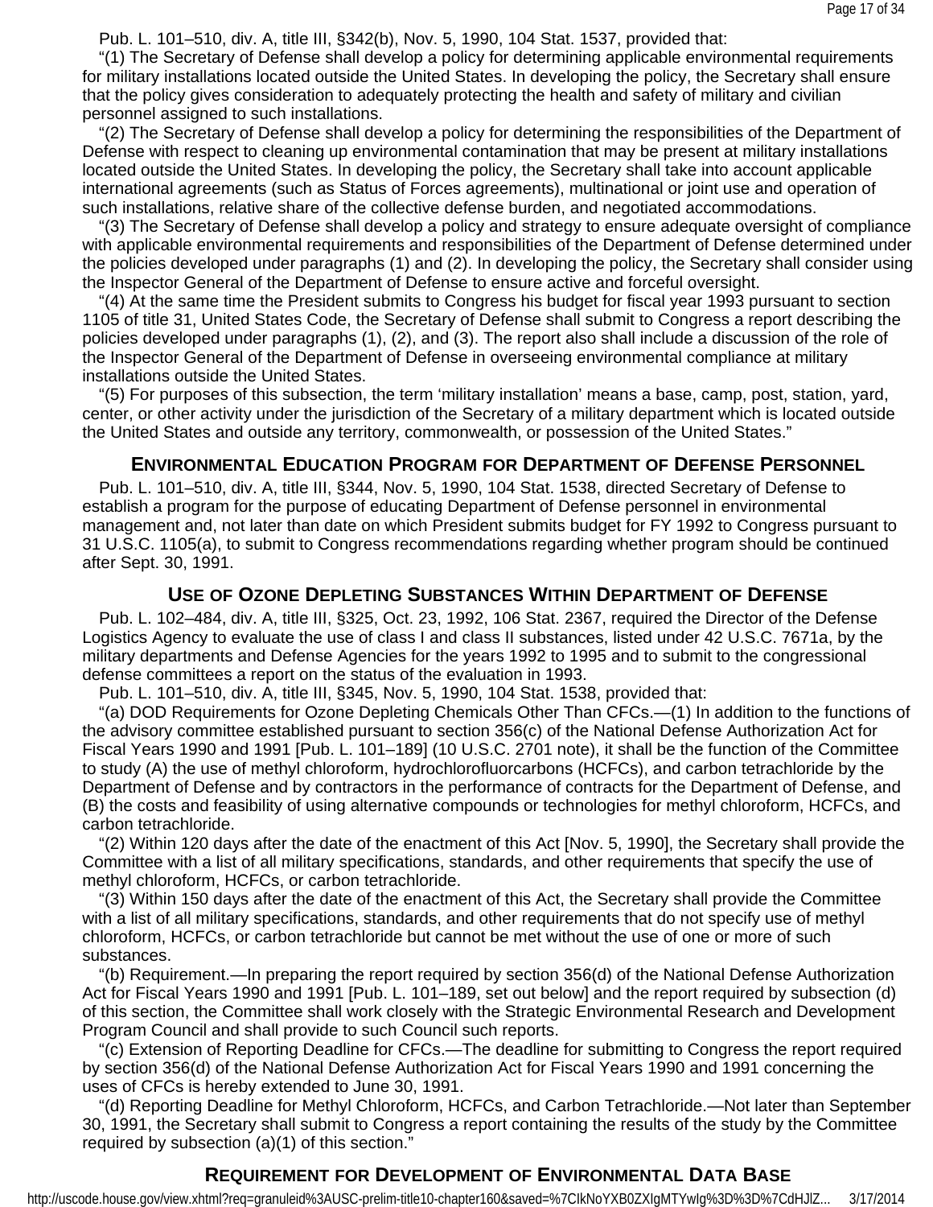Pub. L. 101–510, div. A, title III, §342(b), Nov. 5, 1990, 104 Stat. 1537, provided that:

"(1) The Secretary of Defense shall develop a policy for determining applicable environmental requirements for military installations located outside the United States. In developing the policy, the Secretary shall ensure that the policy gives consideration to adequately protecting the health and safety of military and civilian personnel assigned to such installations.

"(2) The Secretary of Defense shall develop a policy for determining the responsibilities of the Department of Defense with respect to cleaning up environmental contamination that may be present at military installations located outside the United States. In developing the policy, the Secretary shall take into account applicable international agreements (such as Status of Forces agreements), multinational or joint use and operation of such installations, relative share of the collective defense burden, and negotiated accommodations.

"(3) The Secretary of Defense shall develop a policy and strategy to ensure adequate oversight of compliance with applicable environmental requirements and responsibilities of the Department of Defense determined under the policies developed under paragraphs (1) and (2). In developing the policy, the Secretary shall consider using the Inspector General of the Department of Defense to ensure active and forceful oversight.

"(4) At the same time the President submits to Congress his budget for fiscal year 1993 pursuant to section 1105 of title 31, United States Code, the Secretary of Defense shall submit to Congress a report describing the policies developed under paragraphs (1), (2), and (3). The report also shall include a discussion of the role of the Inspector General of the Department of Defense in overseeing environmental compliance at military installations outside the United States.

"(5) For purposes of this subsection, the term 'military installation' means a base, camp, post, station, yard, center, or other activity under the jurisdiction of the Secretary of a military department which is located outside the United States and outside any territory, commonwealth, or possession of the United States."

## Environmental Education Program for Department of Defense Personnel

Pub. L. 101–510, div. A, title III, §344, Nov. 5, 1990, 104 Stat. 1538, directed Secretary of Defense to establish a program for the purpose of educating Department of Defense personnel in environmental management and, not later than date on which President submits budget for FY 1992 to Congress pursuant to 31 U.S.C. 1105(a), to submit to Congress recommendations regarding whether program should be continued after Sept. 30, 1991.

## Use of Ozone Depleting Substances Within Department of Defense

Pub. L. 102–484, div. A, title III, §325, Oct. 23, 1992, 106 Stat. 2367, required the Director of the Defense Logistics Agency to evaluate the use of class I and class II substances, listed under 42 U.S.C. 7671a, by the military departments and Defense Agencies for the years 1992 to 1995 and to submit to the congressional defense committees a report on the status of the evaluation in 1993.

Pub. L. 101–510, div. A, title III, §345, Nov. 5, 1990, 104 Stat. 1538, provided that:

"(a) DOD Requirements for Ozone Depleting Chemicals Other Than CFCs.—(1) In addition to the functions of the advisory committee established pursuant to section 356(c) of the National Defense Authorization Act for Fiscal Years 1990 and 1991 [Pub. L. 101–189] (10 U.S.C. 2701 note), it shall be the function of the Committee to study (A) the use of methyl chloroform, hydrochlorofluorcarbons (HCFCs), and carbon tetrachloride by the Department of Defense and by contractors in the performance of contracts for the Department of Defense, and (B) the costs and feasibility of using alternative compounds or technologies for methyl chloroform, HCFCs, and carbon tetrachloride.

"(2) Within 120 days after the date of the enactment of this Act [Nov. 5, 1990], the Secretary shall provide the Committee with a list of all military specifications, standards, and other requirements that specify the use of methyl chloroform, HCFCs, or carbon tetrachloride.

"(3) Within 150 days after the date of the enactment of this Act, the Secretary shall provide the Committee with a list of all military specifications, standards, and other requirements that do not specify use of methyl chloroform, HCFCs, or carbon tetrachloride but cannot be met without the use of one or more of such substances.

"(b) Requirement.—In preparing the report required by section 356(d) of the National Defense Authorization Act for Fiscal Years 1990 and 1991 [Pub. L. 101–189, set out below] and the report required by subsection (d) of this section, the Committee shall work closely with the Strategic Environmental Research and Development Program Council and shall provide to such Council such reports.

"(c) Extension of Reporting Deadline for CFCs.—The deadline for submitting to Congress the report required by section 356(d) of the National Defense Authorization Act for Fiscal Years 1990 and 1991 concerning the uses of CFCs is hereby extended to June 30, 1991.

"(d) Reporting Deadline for Methyl Chloroform, HCFCs, and Carbon Tetrachloride.—Not later than September 30, 1991, the Secretary shall submit to Congress a report containing the results of the study by the Committee required by subsection (a)(1) of this section."

## Requirement for Development of Environmental Data Base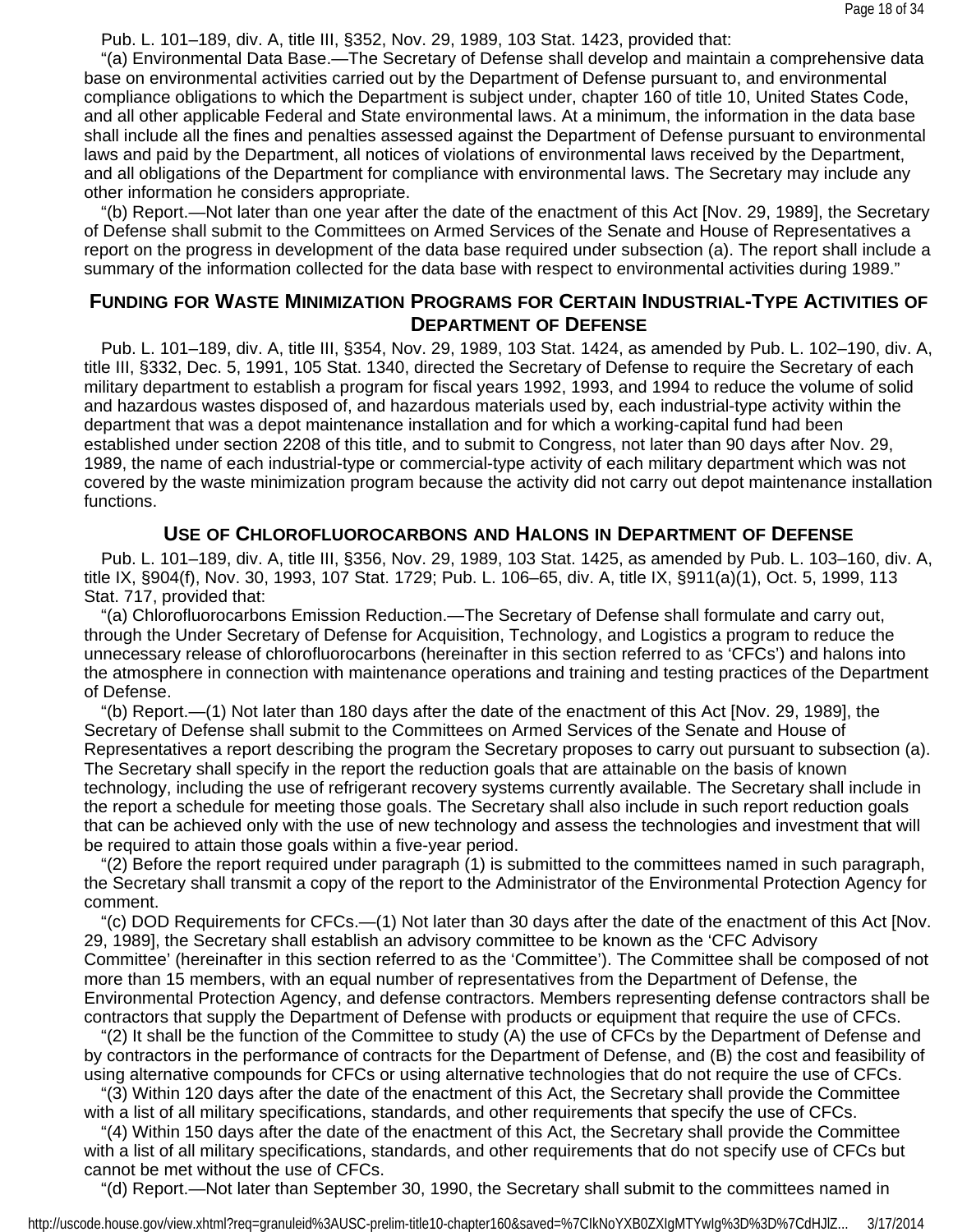Pub. L. 101–189, div. A, title III, §352, Nov. 29, 1989, 103 Stat. 1423, provided that:

"(a) Environmental Data Base.—The Secretary of Defense shall develop and maintain a comprehensive data base on environmental activities carried out by the Department of Defense pursuant to, and environmental compliance obligations to which the Department is subject under, chapter 160 of title 10, United States Code, and all other applicable Federal and State environmental laws. At a minimum, the information in the data base shall include all the fines and penalties assessed against the Department of Defense pursuant to environmental laws and paid by the Department, all notices of violations of environmental laws received by the Department, and all obligations of the Department for compliance with environmental laws. The Secretary may include any other information he considers appropriate.

"(b) Report.—Not later than one year after the date of the enactment of this Act [Nov. 29, 1989], the Secretary of Defense shall submit to the Committees on Armed Services of the Senate and House of Representatives a report on the progress in development of the data base required under subsection (a). The report shall include a summary of the information collected for the data base with respect to environmental activities during 1989."

## Funding for Waste Minimization Programs for Certain Industrial-Type Activities of Department of Defense

Pub. L. 101–189, div. A, title III, §354, Nov. 29, 1989, 103 Stat. 1424, as amended by Pub. L. 102–190, div. A, title III, §332, Dec. 5, 1991, 105 Stat. 1340, directed the Secretary of Defense to require the Secretary of each military department to establish a program for fiscal years 1992, 1993, and 1994 to reduce the volume of solid and hazardous wastes disposed of, and hazardous materials used by, each industrial-type activity within the department that was a depot maintenance installation and for which a working-capital fund had been established under section 2208 of this title, and to submit to Congress, not later than 90 days after Nov. 29, 1989, the name of each industrial-type or commercial-type activity of each military department which was not covered by the waste minimization program because the activity did not carry out depot maintenance installation functions.

## Use of Chlorofluorocarbons and Halons in Department of Defense

Pub. L. 101–189, div. A, title III, §356, Nov. 29, 1989, 103 Stat. 1425, as amended by Pub. L. 103–160, div. A, title IX, §904(f), Nov. 30, 1993, 107 Stat. 1729; Pub. L. 106–65, div. A, title IX, §911(a)(1), Oct. 5, 1999, 113 Stat. 717, provided that:

"(a) Chlorofluorocarbons Emission Reduction.—The Secretary of Defense shall formulate and carry out, through the Under Secretary of Defense for Acquisition, Technology, and Logistics a program to reduce the unnecessary release of chlorofluorocarbons (hereinafter in this section referred to as 'CFCs') and halons into the atmosphere in connection with maintenance operations and training and testing practices of the Department of Defense.

"(b) Report.—(1) Not later than 180 days after the date of the enactment of this Act [Nov. 29, 1989], the Secretary of Defense shall submit to the Committees on Armed Services of the Senate and House of Representatives a report describing the program the Secretary proposes to carry out pursuant to subsection (a). The Secretary shall specify in the report the reduction goals that are attainable on the basis of known technology, including the use of refrigerant recovery systems currently available. The Secretary shall include in the report a schedule for meeting those goals. The Secretary shall also include in such report reduction goals that can be achieved only with the use of new technology and assess the technologies and investment that will be required to attain those goals within a five-year period.

"(2) Before the report required under paragraph (1) is submitted to the committees named in such paragraph, the Secretary shall transmit a copy of the report to the Administrator of the Environmental Protection Agency for comment.

"(c) DOD Requirements for CFCs.—(1) Not later than 30 days after the date of the enactment of this Act [Nov. 29, 1989], the Secretary shall establish an advisory committee to be known as the 'CFC Advisory Committee' (hereinafter in this section referred to as the 'Committee'). The Committee shall be composed of not more than 15 members, with an equal number of representatives from the Department of Defense, the Environmental Protection Agency, and defense contractors. Members representing defense contractors shall be contractors that supply the Department of Defense with products or equipment that require the use of CFCs.

"(2) It shall be the function of the Committee to study (A) the use of CFCs by the Department of Defense and by contractors in the performance of contracts for the Department of Defense, and (B) the cost and feasibility of using alternative compounds for CFCs or using alternative technologies that do not require the use of CFCs.

"(3) Within 120 days after the date of the enactment of this Act, the Secretary shall provide the Committee with a list of all military specifications, standards, and other requirements that specify the use of CFCs.

"(4) Within 150 days after the date of the enactment of this Act, the Secretary shall provide the Committee with a list of all military specifications, standards, and other requirements that do not specify use of CFCs but cannot be met without the use of CFCs.

"(d) Report.—Not later than September 30, 1990, the Secretary shall submit to the committees named in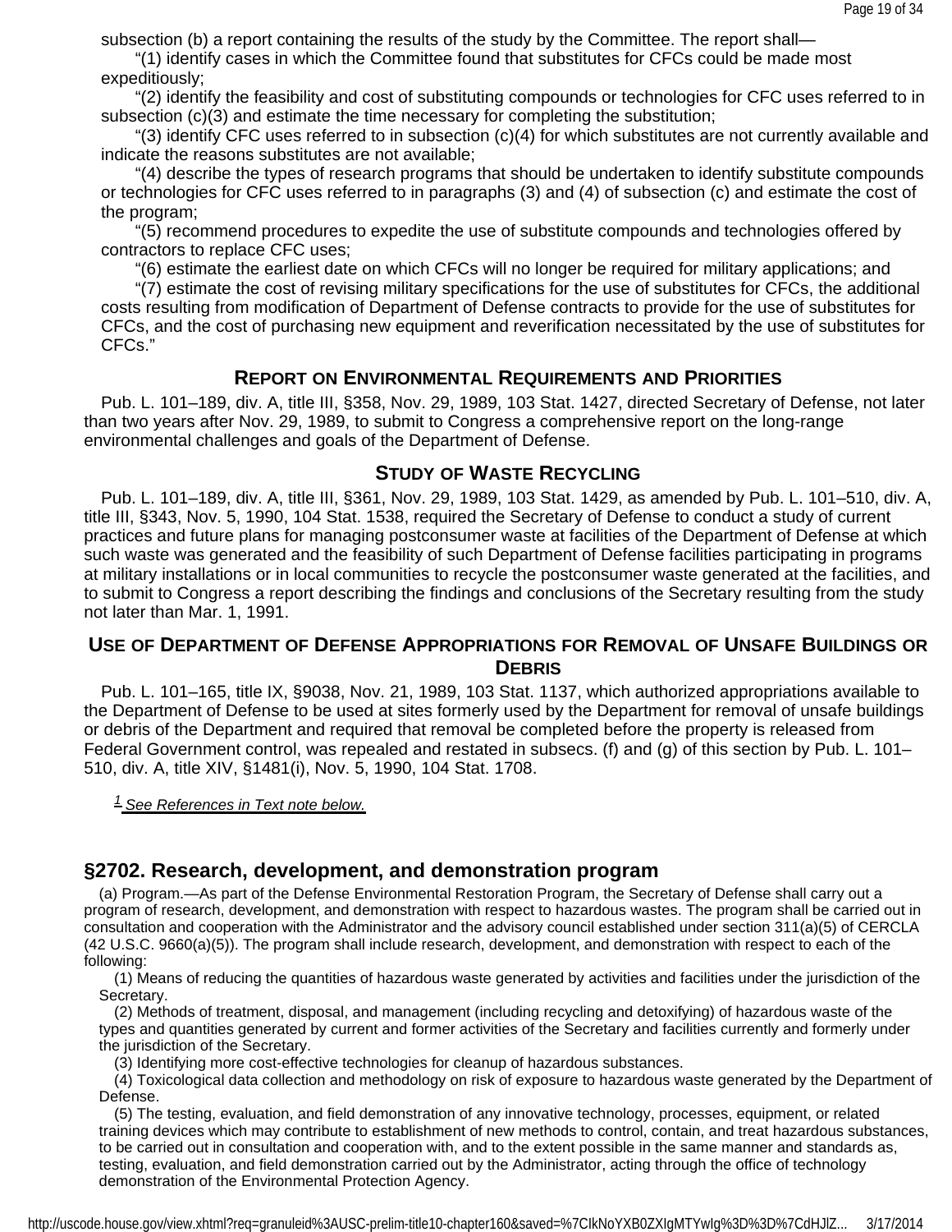subsection (b) a report containing the results of the study by the Committee. The report shall—

"(1) identify cases in which the Committee found that substitutes for CFCs could be made most expeditiously;

"(2) identify the feasibility and cost of substituting compounds or technologies for CFC uses referred to in subsection (c)(3) and estimate the time necessary for completing the substitution;

"(3) identify CFC uses referred to in subsection (c)(4) for which substitutes are not currently available and indicate the reasons substitutes are not available;

"(4) describe the types of research programs that should be undertaken to identify substitute compounds or technologies for CFC uses referred to in paragraphs (3) and (4) of subsection (c) and estimate the cost of the program;

"(5) recommend procedures to expedite the use of substitute compounds and technologies offered by contractors to replace CFC uses;

"(6) estimate the earliest date on which CFCs will no longer be required for military applications; and

"(7) estimate the cost of revising military specifications for the use of substitutes for CFCs, the additional costs resulting from modification of Department of Defense contracts to provide for the use of substitutes for CFCs, and the cost of purchasing new equipment and reverification necessitated by the use of substitutes for CFCs."

### Report on Environmental Requirements and Priorities

Pub. L. 101–189, div. A, title III, §358, Nov. 29, 1989, 103 Stat. 1427, directed Secretary of Defense, not later than two years after Nov. 29, 1989, to submit to Congress a comprehensive report on the long-range environmental challenges and goals of the Department of Defense.

### Study of Waste Recycling

Pub. L. 101–189, div. A, title III, §361, Nov. 29, 1989, 103 Stat. 1429, as amended by Pub. L. 101–510, div. A, title III, §343, Nov. 5, 1990, 104 Stat. 1538, required the Secretary of Defense to conduct a study of current practices and future plans for managing postconsumer waste at facilities of the Department of Defense at which such waste was generated and the feasibility of such Department of Defense facilities participating in programs at military installations or in local communities to recycle the postconsumer waste generated at the facilities, and to submit to Congress a report describing the findings and conclusions of the Secretary resulting from the study not later than Mar. 1, 1991.

### Use of Department of Defense Appropriations for Removal of Unsafe Buildings or Debris

Pub. L. 101–165, title IX, §9038, Nov. 21, 1989, 103 Stat. 1137, which authorized appropriations available to the Department of Defense to be used at sites formerly used by the Department for removal of unsafe buildings or debris of the Department and required that removal be completed before the property is released from Federal Government control, was repealed and restated in subsecs. (f) and (g) of this section by Pub. L. 101–510, div. A, title XIV, §1481(i), Nov. 5, 1990, 104 Stat. 1708.

[1] See References in Text note below.

## §2702. Research, development, and demonstration program

(a) Program.—As part of the Defense Environmental Restoration Program, the Secretary of Defense shall carry out a program of research, development, and demonstration with respect to hazardous wastes. The program shall be carried out in consultation and cooperation with the Administrator and the advisory council established under section 311(a)(5) of CERCLA (42 U.S.C. 9660(a)(5)). The program shall include research, development, and demonstration with respect to each of the following:

(1) Means of reducing the quantities of hazardous waste generated by activities and facilities under the jurisdiction of the Secretary.

(2) Methods of treatment, disposal, and management (including recycling and detoxifying) of hazardous waste of the types and quantities generated by current and former activities of the Secretary and facilities currently and formerly under the jurisdiction of the Secretary.

(3) Identifying more cost-effective technologies for cleanup of hazardous substances.

(4) Toxicological data collection and methodology on risk of exposure to hazardous waste generated by the Department of Defense.

(5) The testing, evaluation, and field demonstration of any innovative technology, processes, equipment, or related training devices which may contribute to establishment of new methods to control, contain, and treat hazardous substances, to be carried out in consultation and cooperation with, and to the extent possible in the same manner and standards as, testing, evaluation, and field demonstration carried out by the Administrator, acting through the office of technology demonstration of the Environmental Protection Agency.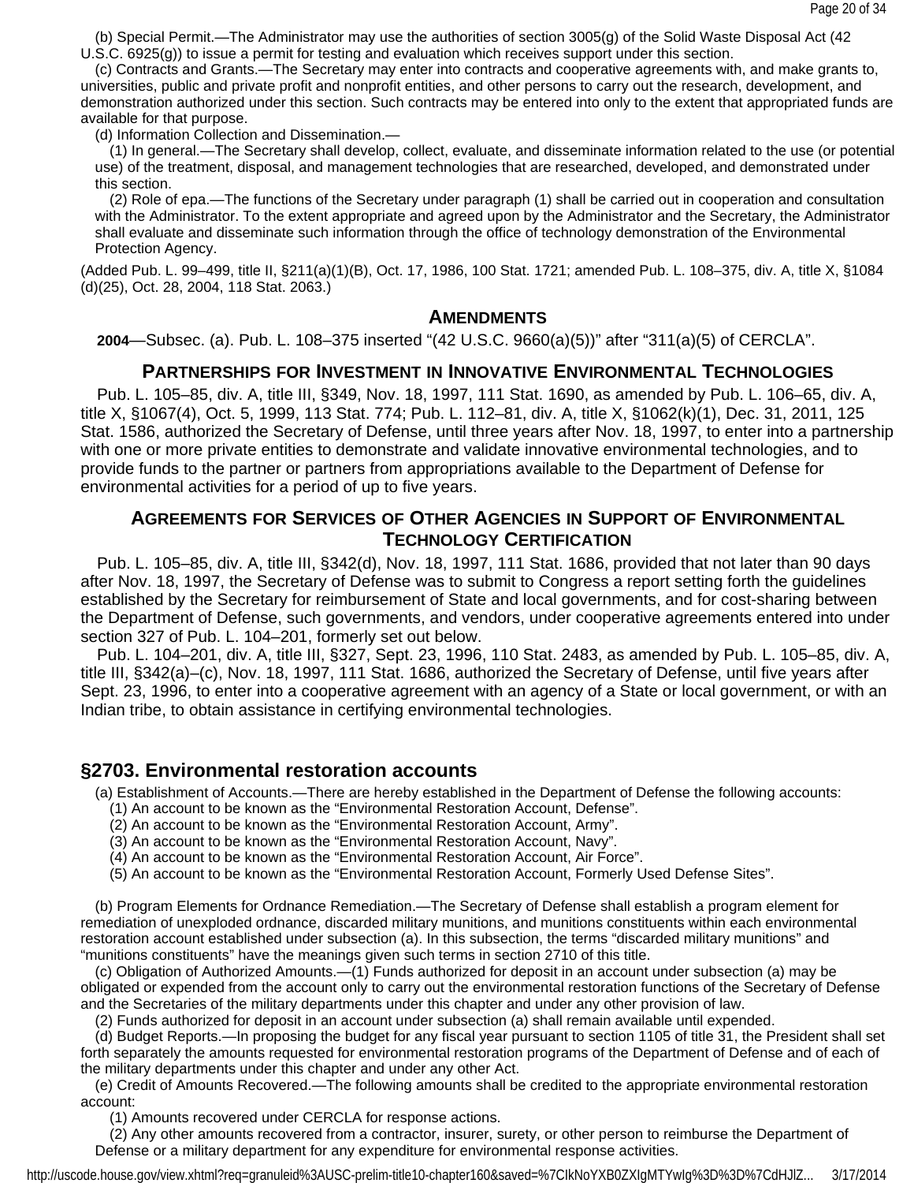(b) Special Permit.—The Administrator may use the authorities of section 3005(g) of the Solid Waste Disposal Act (42 U.S.C. 6925(g)) to issue a permit for testing and evaluation which receives support under this section.

(c) Contracts and Grants.—The Secretary may enter into contracts and cooperative agreements with, and make grants to, universities, public and private profit and nonprofit entities, and other persons to carry out the research, development, and demonstration authorized under this section. Such contracts may be entered into only to the extent that appropriated funds are available for that purpose.

(d) Information Collection and Dissemination.—

(1) In general.—The Secretary shall develop, collect, evaluate, and disseminate information related to the use (or potential use) of the treatment, disposal, and management technologies that are researched, developed, and demonstrated under this section.

(2) Role of epa.—The functions of the Secretary under paragraph (1) shall be carried out in cooperation and consultation with the Administrator. To the extent appropriate and agreed upon by the Administrator and the Secretary, the Administrator shall evaluate and disseminate such information through the office of technology demonstration of the Environmental Protection Agency.

(Added Pub. L. 99–499, title II, §211(a)(1)(B), Oct. 17, 1986, 100 Stat. 1721; amended Pub. L. 108–375, div. A, title X, §1084(d)(25), Oct. 28, 2004, 118 Stat. 2063.)

### Amendments

**2004**—Subsec. (a). Pub. L. 108–375 inserted "(42 U.S.C. 9660(a)(5))" after "311(a)(5) of CERCLA".

### Partnerships for Investment in Innovative Environmental Technologies

Pub. L. 105–85, div. A, title III, §349, Nov. 18, 1997, 111 Stat. 1690, as amended by Pub. L. 106–65, div. A, title X, §1067(4), Oct. 5, 1999, 113 Stat. 774; Pub. L. 112–81, div. A, title X, §1062(k)(1), Dec. 31, 2011, 125 Stat. 1586, authorized the Secretary of Defense, until three years after Nov. 18, 1997, to enter into a partnership with one or more private entities to demonstrate and validate innovative environmental technologies, and to provide funds to the partner or partners from appropriations available to the Department of Defense for environmental activities for a period of up to five years.

### Agreements for Services of Other Agencies in Support of Environmental Technology Certification

Pub. L. 105–85, div. A, title III, §342(d), Nov. 18, 1997, 111 Stat. 1686, provided that not later than 90 days after Nov. 18, 1997, the Secretary of Defense was to submit to Congress a report setting forth the guidelines established by the Secretary for reimbursement of State and local governments, and for cost-sharing between the Department of Defense, such governments, and vendors, under cooperative agreements entered into under section 327 of Pub. L. 104–201, formerly set out below.

Pub. L. 104–201, div. A, title III, §327, Sept. 23, 1996, 110 Stat. 2483, as amended by Pub. L. 105–85, div. A, title III, §342(a)–(c), Nov. 18, 1997, 111 Stat. 1686, authorized the Secretary of Defense, until five years after Sept. 23, 1996, to enter into a cooperative agreement with an agency of a State or local government, or with an Indian tribe, to obtain assistance in certifying environmental technologies.

## §2703. Environmental restoration accounts

(a) Establishment of Accounts.—There are hereby established in the Department of Defense the following accounts:

(1) An account to be known as the "Environmental Restoration Account, Defense".

(2) An account to be known as the "Environmental Restoration Account, Army".

(3) An account to be known as the "Environmental Restoration Account, Navy".

(4) An account to be known as the "Environmental Restoration Account, Air Force".

(5) An account to be known as the "Environmental Restoration Account, Formerly Used Defense Sites".

(b) Program Elements for Ordnance Remediation.—The Secretary of Defense shall establish a program element for remediation of unexploded ordnance, discarded military munitions, and munitions constituents within each environmental restoration account established under subsection (a). In this subsection, the terms "discarded military munitions" and "munitions constituents" have the meanings given such terms in section 2710 of this title.

(c) Obligation of Authorized Amounts.—(1) Funds authorized for deposit in an account under subsection (a) may be obligated or expended from the account only to carry out the environmental restoration functions of the Secretary of Defense and the Secretaries of the military departments under this chapter and under any other provision of law.

(2) Funds authorized for deposit in an account under subsection (a) shall remain available until expended.

(d) Budget Reports.—In proposing the budget for any fiscal year pursuant to section 1105 of title 31, the President shall set forth separately the amounts requested for environmental restoration programs of the Department of Defense and of each of the military departments under this chapter and under any other Act.

(e) Credit of Amounts Recovered.—The following amounts shall be credited to the appropriate environmental restoration account:

(1) Amounts recovered under CERCLA for response actions.

(2) Any other amounts recovered from a contractor, insurer, surety, or other person to reimburse the Department of Defense or a military department for any expenditure for environmental response activities.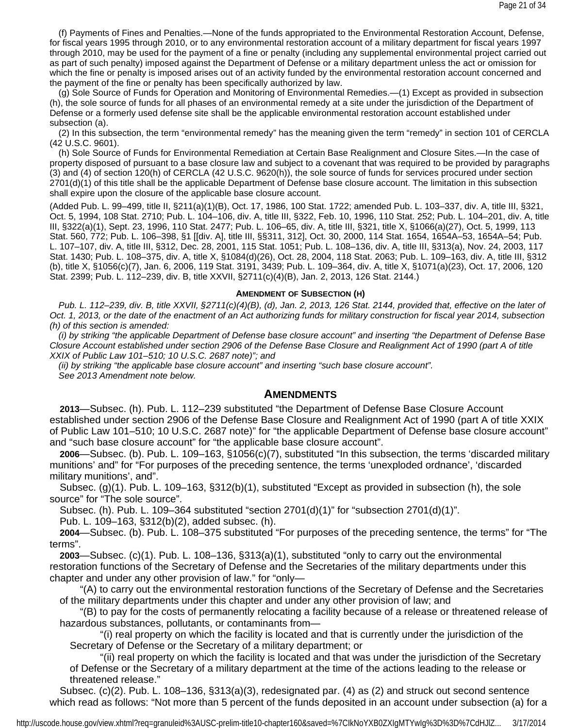(f) Payments of Fines and Penalties.—None of the funds appropriated to the Environmental Restoration Account, Defense, for fiscal years 1995 through 2010, or to any environmental restoration account of a military department for fiscal years 1997 through 2010, may be used for the payment of a fine or penalty (including any supplemental environmental project carried out as part of such penalty) imposed against the Department of Defense or a military department unless the act or omission for which the fine or penalty is imposed arises out of an activity funded by the environmental restoration account concerned and the payment of the fine or penalty has been specifically authorized by law.

(g) Sole Source of Funds for Operation and Monitoring of Environmental Remedies.—(1) Except as provided in subsection (h), the sole source of funds for all phases of an environmental remedy at a site under the jurisdiction of the Department of Defense or a formerly used defense site shall be the applicable environmental restoration account established under subsection (a).

(2) In this subsection, the term "environmental remedy" has the meaning given the term "remedy" in section 101 of CERCLA (42 U.S.C. 9601).

(h) Sole Source of Funds for Environmental Remediation at Certain Base Realignment and Closure Sites.—In the case of property disposed of pursuant to a base closure law and subject to a covenant that was required to be provided by paragraphs (3) and (4) of section 120(h) of CERCLA (42 U.S.C. 9620(h)), the sole source of funds for services procured under section 2701(d)(1) of this title shall be the applicable Department of Defense base closure account. The limitation in this subsection shall expire upon the closure of the applicable base closure account.

(Added Pub. L. 99–499, title II, §211(a)(1)(B), Oct. 17, 1986, 100 Stat. 1722; amended Pub. L. 103–337, div. A, title III, §321, Oct. 5, 1994, 108 Stat. 2710; Pub. L. 104–106, div. A, title III, §322, Feb. 10, 1996, 110 Stat. 252; Pub. L. 104–201, div. A, title III, §322(a)(1), Sept. 23, 1996, 110 Stat. 2477; Pub. L. 106–65, div. A, title III, §321, title X, §1066(a)(27), Oct. 5, 1999, 113 Stat. 560, 772; Pub. L. 106–398, §1 [[div. A], title III, §§311, 312], Oct. 30, 2000, 114 Stat. 1654, 1654A–53, 1654A–54; Pub. L. 107–107, div. A, title III, §312, Dec. 28, 2001, 115 Stat. 1051; Pub. L. 108–136, div. A, title III, §313(a), Nov. 24, 2003, 117 Stat. 1430; Pub. L. 108–375, div. A, title X, §1084(d)(26), Oct. 28, 2004, 118 Stat. 2063; Pub. L. 109–163, div. A, title III, §312(b), title X, §1056(c)(7), Jan. 6, 2006, 119 Stat. 3191, 3439; Pub. L. 109–364, div. A, title X, §1071(a)(23), Oct. 17, 2006, 120 Stat. 2399; Pub. L. 112–239, div. B, title XXVII, §2711(c)(4)(B), Jan. 2, 2013, 126 Stat. 2144.)

#### Amendment of Subsection (h)

*Pub. L. 112–239, div. B, title XXVII, §2711(c)(4)(B), (d), Jan. 2, 2013, 126 Stat. 2144, provided that, effective on the later of Oct. 1, 2013, or the date of the enactment of an Act authorizing funds for military construction for fiscal year 2014, subsection (h) of this section is amended:*

*(i) by striking "the applicable Department of Defense base closure account" and inserting "the Department of Defense Base Closure Account established under section 2906 of the Defense Base Closure and Realignment Act of 1990 (part A of title XXIX of Public Law 101–510; 10 U.S.C. 2687 note)"; and*

*(ii) by striking "the applicable base closure account" and inserting "such base closure account".*

*See 2013 Amendment note below.*

## Amendments

**2013**—Subsec. (h). Pub. L. 112–239 substituted "the Department of Defense Base Closure Account established under section 2906 of the Defense Base Closure and Realignment Act of 1990 (part A of title XXIX of Public Law 101–510; 10 U.S.C. 2687 note)" for "the applicable Department of Defense base closure account" and "such base closure account" for "the applicable base closure account".

**2006**—Subsec. (b). Pub. L. 109–163, §1056(c)(7), substituted "In this subsection, the terms 'discarded military munitions' and" for "For purposes of the preceding sentence, the terms 'unexploded ordnance', 'discarded military munitions', and".

Subsec. (g)(1). Pub. L. 109–163, §312(b)(1), substituted "Except as provided in subsection (h), the sole source" for "The sole source".

Subsec. (h). Pub. L. 109–364 substituted "section 2701(d)(1)" for "subsection 2701(d)(1)".

Pub. L. 109–163, §312(b)(2), added subsec. (h).

**2004**—Subsec. (b). Pub. L. 108–375 substituted "For purposes of the preceding sentence, the terms" for "The terms".

**2003**—Subsec. (c)(1). Pub. L. 108–136, §313(a)(1), substituted "only to carry out the environmental restoration functions of the Secretary of Defense and the Secretaries of the military departments under this chapter and under any other provision of law." for "only—

"(A) to carry out the environmental restoration functions of the Secretary of Defense and the Secretaries of the military departments under this chapter and under any other provision of law; and

"(B) to pay for the costs of permanently relocating a facility because of a release or threatened release of hazardous substances, pollutants, or contaminants from—

"(i) real property on which the facility is located and that is currently under the jurisdiction of the Secretary of Defense or the Secretary of a military department; or

"(ii) real property on which the facility is located and that was under the jurisdiction of the Secretary of Defense or the Secretary of a military department at the time of the actions leading to the release or threatened release."

Subsec. (c)(2). Pub. L. 108–136, §313(a)(3), redesignated par. (4) as (2) and struck out second sentence which read as follows: "Not more than 5 percent of the funds deposited in an account under subsection (a) for a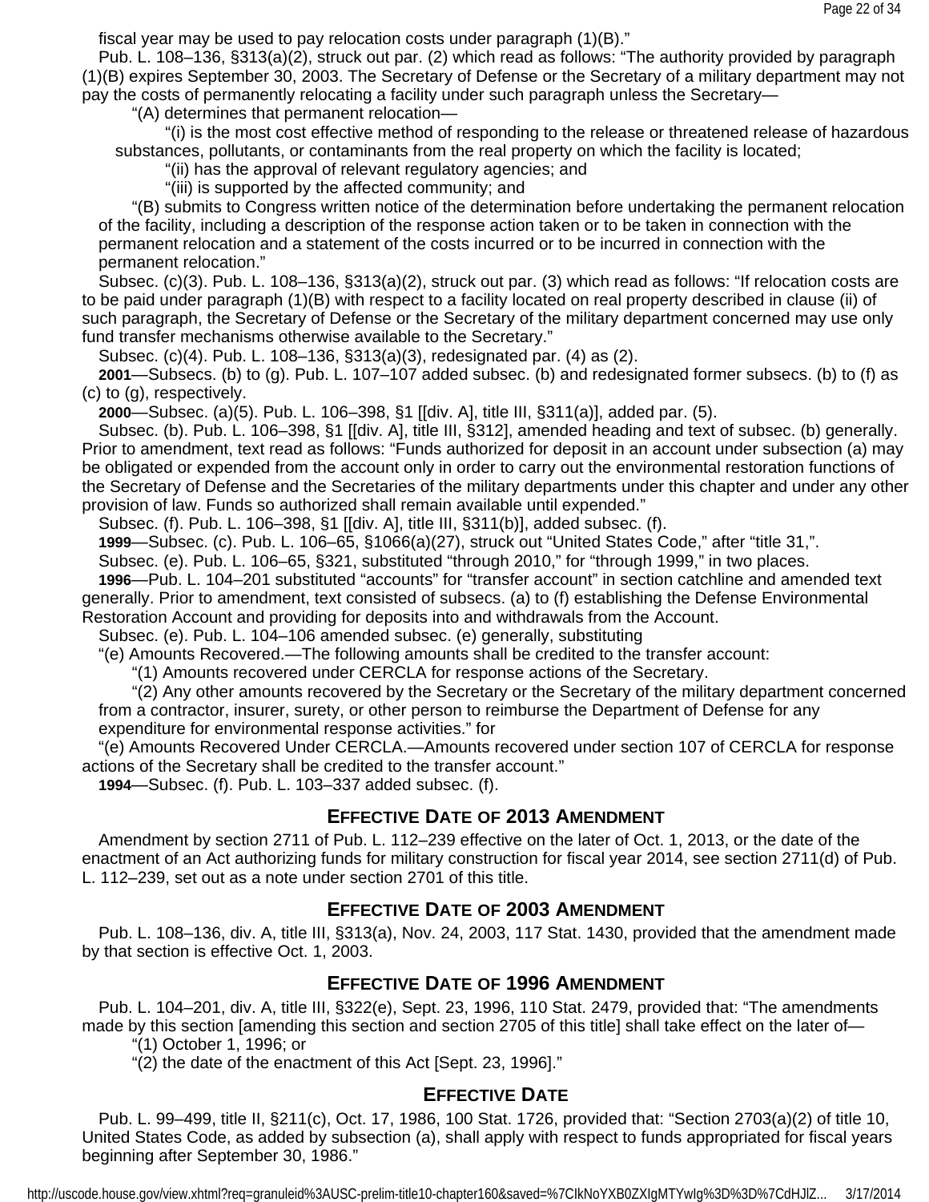fiscal year may be used to pay relocation costs under paragraph (1)(B).”

Pub. L. 108–136, §313(a)(2), struck out par. (2) which read as follows: “The authority provided by paragraph (1)(B) expires September 30, 2003. The Secretary of Defense or the Secretary of a military department may not pay the costs of permanently relocating a facility under such paragraph unless the Secretary—

“(A) determines that permanent relocation—

“(i) is the most cost effective method of responding to the release or threatened release of hazardous substances, pollutants, or contaminants from the real property on which the facility is located;

“(ii) has the approval of relevant regulatory agencies; and

“(iii) is supported by the affected community; and

“(B) submits to Congress written notice of the determination before undertaking the permanent relocation of the facility, including a description of the response action taken or to be taken in connection with the permanent relocation and a statement of the costs incurred or to be incurred in connection with the permanent relocation.”

Subsec. (c)(3). Pub. L. 108–136, §313(a)(2), struck out par. (3) which read as follows: “If relocation costs are to be paid under paragraph (1)(B) with respect to a facility located on real property described in clause (ii) of such paragraph, the Secretary of Defense or the Secretary of the military department concerned may use only fund transfer mechanisms otherwise available to the Secretary.”

Subsec. (c)(4). Pub. L. 108–136, §313(a)(3), redesignated par. (4) as (2).

**2001**—Subsecs. (b) to (g). Pub. L. 107–107 added subsec. (b) and redesignated former subsecs. (b) to (f) as (c) to (g), respectively.

**2000**—Subsec. (a)(5). Pub. L. 106–398, §1 [[div. A], title III, §311(a)], added par. (5).

Subsec. (b). Pub. L. 106–398, §1 [[div. A], title III, §312], amended heading and text of subsec. (b) generally. Prior to amendment, text read as follows: “Funds authorized for deposit in an account under subsection (a) may be obligated or expended from the account only in order to carry out the environmental restoration functions of the Secretary of Defense and the Secretaries of the military departments under this chapter and under any other provision of law. Funds so authorized shall remain available until expended.”

Subsec. (f). Pub. L. 106–398, §1 [[div. A], title III, §311(b)], added subsec. (f).

**1999**—Subsec. (c). Pub. L. 106–65, §1066(a)(27), struck out “United States Code,” after “title 31,”.

Subsec. (e). Pub. L. 106–65, §321, substituted “through 2010,” for “through 1999,” in two places.

**1996**—Pub. L. 104–201 substituted “accounts” for “transfer account” in section catchline and amended text generally. Prior to amendment, text consisted of subsecs. (a) to (f) establishing the Defense Environmental Restoration Account and providing for deposits into and withdrawals from the Account.

Subsec. (e). Pub. L. 104–106 amended subsec. (e) generally, substituting

“(e) Amounts Recovered.—The following amounts shall be credited to the transfer account:

“(1) Amounts recovered under CERCLA for response actions of the Secretary.

“(2) Any other amounts recovered by the Secretary or the Secretary of the military department concerned from a contractor, insurer, surety, or other person to reimburse the Department of Defense for any expenditure for environmental response activities.” for

“(e) Amounts Recovered Under CERCLA.—Amounts recovered under section 107 of CERCLA for response actions of the Secretary shall be credited to the transfer account.”

**1994**—Subsec. (f). Pub. L. 103–337 added subsec. (f).

## Effective Date of 2013 Amendment

Amendment by section 2711 of Pub. L. 112–239 effective on the later of Oct. 1, 2013, or the date of the enactment of an Act authorizing funds for military construction for fiscal year 2014, see section 2711(d) of Pub. L. 112–239, set out as a note under section 2701 of this title.

## Effective Date of 2003 Amendment

Pub. L. 108–136, div. A, title III, §313(a), Nov. 24, 2003, 117 Stat. 1430, provided that the amendment made by that section is effective Oct. 1, 2003.

## Effective Date of 1996 Amendment

Pub. L. 104–201, div. A, title III, §322(e), Sept. 23, 1996, 110 Stat. 2479, provided that: “The amendments made by this section [amending this section and section 2705 of this title] shall take effect on the later of—

“(1) October 1, 1996; or

“(2) the date of the enactment of this Act [Sept. 23, 1996].”

## Effective Date

Pub. L. 99–499, title II, §211(c), Oct. 17, 1986, 100 Stat. 1726, provided that: “Section 2703(a)(2) of title 10, United States Code, as added by subsection (a), shall apply with respect to funds appropriated for fiscal years beginning after September 30, 1986.”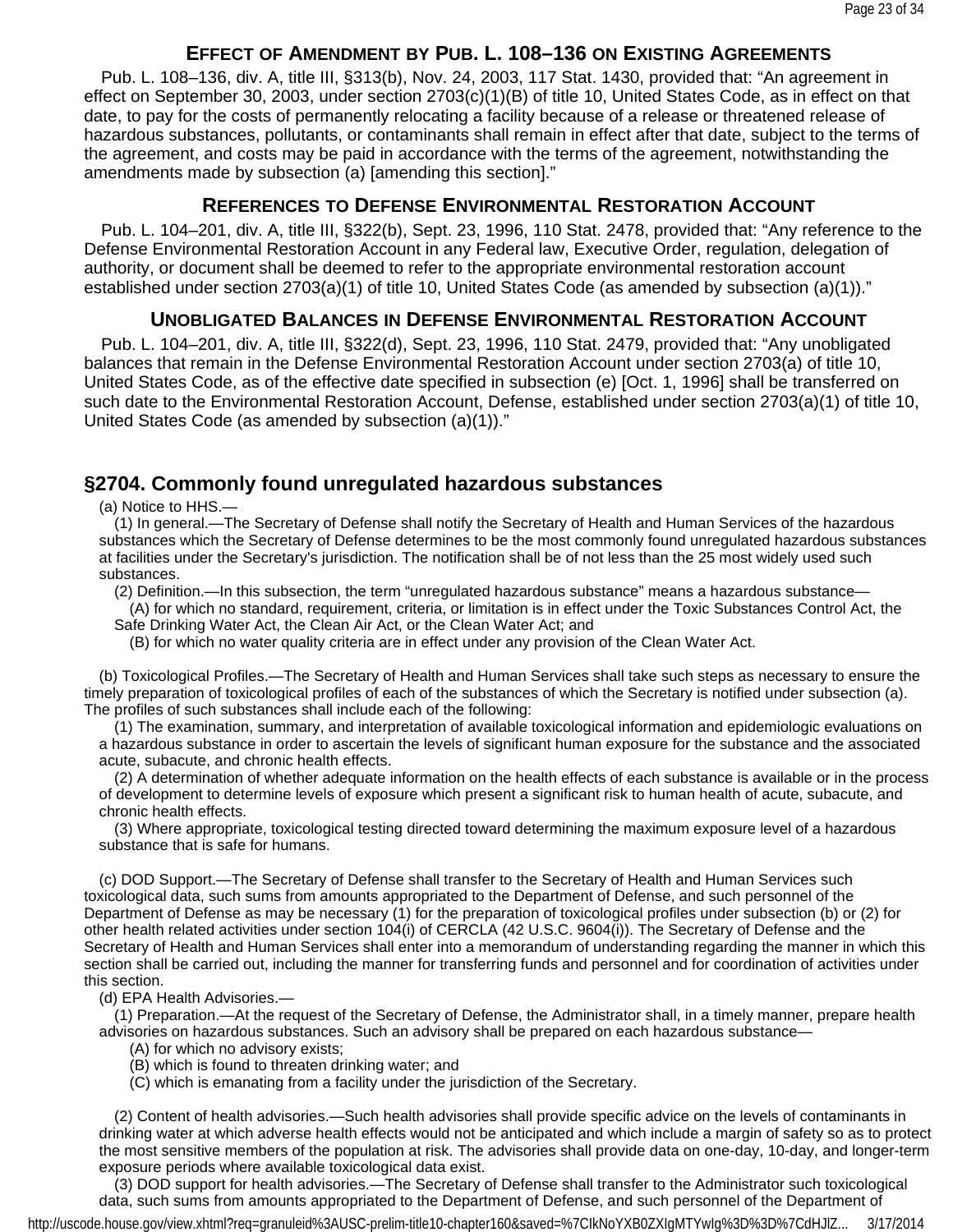### Effect of Amendment by Pub. L. 108–136 on Existing Agreements

Pub. L. 108–136, div. A, title III, §313(b), Nov. 24, 2003, 117 Stat. 1430, provided that: "An agreement in effect on September 30, 2003, under section 2703(c)(1)(B) of title 10, United States Code, as in effect on that date, to pay for the costs of permanently relocating a facility because of a release or threatened release of hazardous substances, pollutants, or contaminants shall remain in effect after that date, subject to the terms of the agreement, and costs may be paid in accordance with the terms of the agreement, notwithstanding the amendments made by subsection (a) [amending this section]."

### References to Defense Environmental Restoration Account

Pub. L. 104–201, div. A, title III, §322(b), Sept. 23, 1996, 110 Stat. 2478, provided that: "Any reference to the Defense Environmental Restoration Account in any Federal law, Executive Order, regulation, delegation of authority, or document shall be deemed to refer to the appropriate environmental restoration account established under section 2703(a)(1) of title 10, United States Code (as amended by subsection (a)(1))."

### Unobligated Balances in Defense Environmental Restoration Account

Pub. L. 104–201, div. A, title III, §322(d), Sept. 23, 1996, 110 Stat. 2479, provided that: "Any unobligated balances that remain in the Defense Environmental Restoration Account under section 2703(a) of title 10, United States Code, as of the effective date specified in subsection (e) [Oct. 1, 1996] shall be transferred on such date to the Environmental Restoration Account, Defense, established under section 2703(a)(1) of title 10, United States Code (as amended by subsection (a)(1))."

## §2704. Commonly found unregulated hazardous substances

(a) Notice to HHS.—

(1) In general.—The Secretary of Defense shall notify the Secretary of Health and Human Services of the hazardous substances which the Secretary of Defense determines to be the most commonly found unregulated hazardous substances at facilities under the Secretary's jurisdiction. The notification shall be of not less than the 25 most widely used such substances.

(2) Definition.—In this subsection, the term "unregulated hazardous substance" means a hazardous substance—

(A) for which no standard, requirement, criteria, or limitation is in effect under the Toxic Substances Control Act, the Safe Drinking Water Act, the Clean Air Act, or the Clean Water Act; and

(B) for which no water quality criteria are in effect under any provision of the Clean Water Act.

(b) Toxicological Profiles.—The Secretary of Health and Human Services shall take such steps as necessary to ensure the timely preparation of toxicological profiles of each of the substances of which the Secretary is notified under subsection (a). The profiles of such substances shall include each of the following:

(1) The examination, summary, and interpretation of available toxicological information and epidemiologic evaluations on a hazardous substance in order to ascertain the levels of significant human exposure for the substance and the associated acute, subacute, and chronic health effects.

(2) A determination of whether adequate information on the health effects of each substance is available or in the process of development to determine levels of exposure which present a significant risk to human health of acute, subacute, and chronic health effects.

(3) Where appropriate, toxicological testing directed toward determining the maximum exposure level of a hazardous substance that is safe for humans.

(c) DOD Support.—The Secretary of Defense shall transfer to the Secretary of Health and Human Services such toxicological data, such sums from amounts appropriated to the Department of Defense, and such personnel of the Department of Defense as may be necessary (1) for the preparation of toxicological profiles under subsection (b) or (2) for other health related activities under section 104(i) of CERCLA (42 U.S.C. 9604(i)). The Secretary of Defense and the Secretary of Health and Human Services shall enter into a memorandum of understanding regarding the manner in which this section shall be carried out, including the manner for transferring funds and personnel and for coordination of activities under this section.

(d) EPA Health Advisories.—

(1) Preparation.—At the request of the Secretary of Defense, the Administrator shall, in a timely manner, prepare health advisories on hazardous substances. Such an advisory shall be prepared on each hazardous substance—

(A) for which no advisory exists;

(B) which is found to threaten drinking water; and

(C) which is emanating from a facility under the jurisdiction of the Secretary.

(2) Content of health advisories.—Such health advisories shall provide specific advice on the levels of contaminants in drinking water at which adverse health effects would not be anticipated and which include a margin of safety so as to protect the most sensitive members of the population at risk. The advisories shall provide data on one-day, 10-day, and longer-term exposure periods where available toxicological data exist.

(3) DOD support for health advisories.—The Secretary of Defense shall transfer to the Administrator such toxicological data, such sums from amounts appropriated to the Department of Defense, and such personnel of the Department of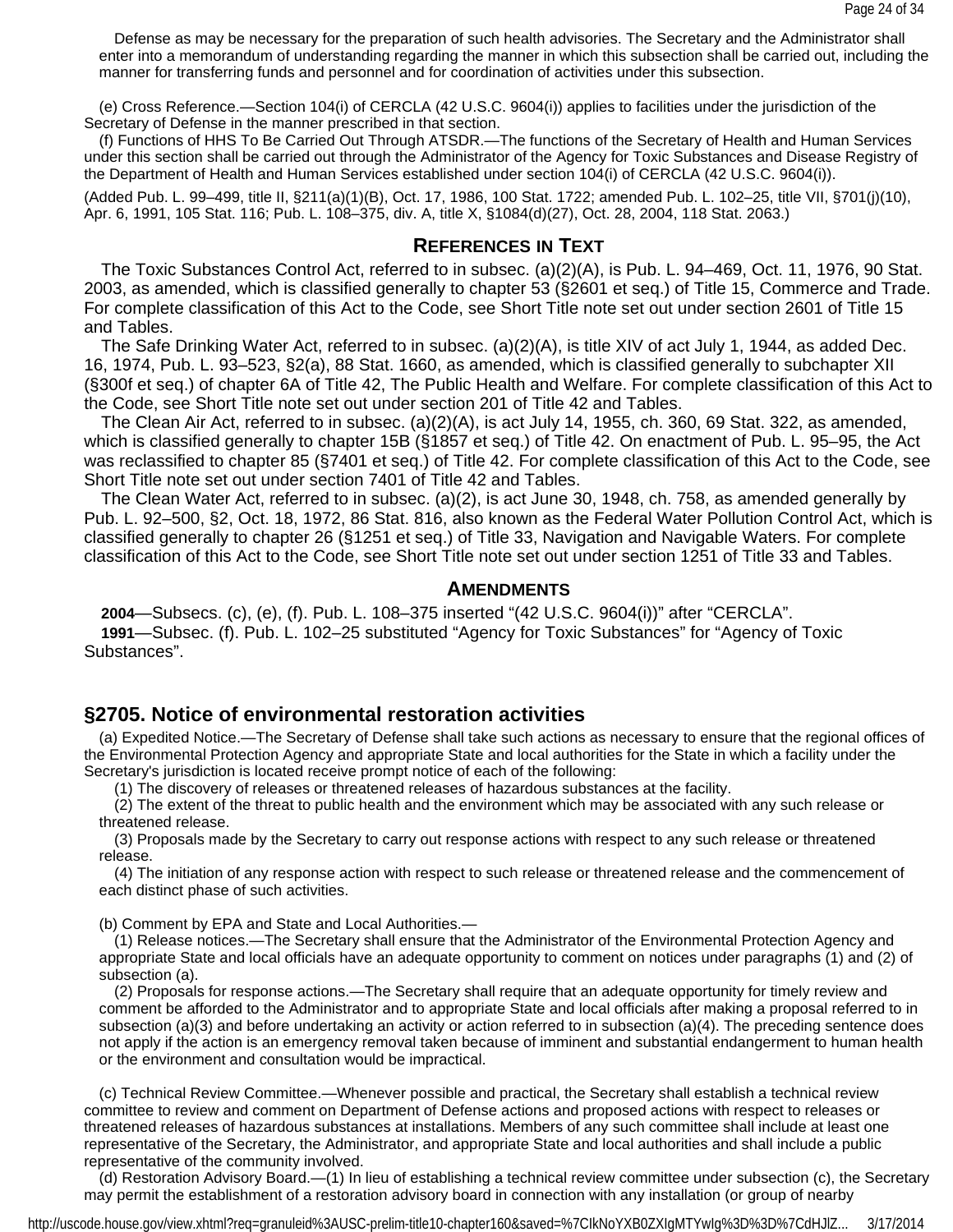Defense as may be necessary for the preparation of such health advisories. The Secretary and the Administrator shall enter into a memorandum of understanding regarding the manner in which this subsection shall be carried out, including the manner for transferring funds and personnel and for coordination of activities under this subsection.

(e) Cross Reference.—Section 104(i) of CERCLA (42 U.S.C. 9604(i)) applies to facilities under the jurisdiction of the Secretary of Defense in the manner prescribed in that section.

(f) Functions of HHS To Be Carried Out Through ATSDR.—The functions of the Secretary of Health and Human Services under this section shall be carried out through the Administrator of the Agency for Toxic Substances and Disease Registry of the Department of Health and Human Services established under section 104(i) of CERCLA (42 U.S.C. 9604(i)).

(Added Pub. L. 99–499, title II, §211(a)(1)(B), Oct. 17, 1986, 100 Stat. 1722; amended Pub. L. 102–25, title VII, §701(j)(10), Apr. 6, 1991, 105 Stat. 116; Pub. L. 108–375, div. A, title X, §1084(d)(27), Oct. 28, 2004, 118 Stat. 2063.)

## References in Text

The Toxic Substances Control Act, referred to in subsec. (a)(2)(A), is Pub. L. 94–469, Oct. 11, 1976, 90 Stat. 2003, as amended, which is classified generally to chapter 53 (§2601 et seq.) of Title 15, Commerce and Trade. For complete classification of this Act to the Code, see Short Title note set out under section 2601 of Title 15 and Tables.

The Safe Drinking Water Act, referred to in subsec. (a)(2)(A), is title XIV of act July 1, 1944, as added Dec. 16, 1974, Pub. L. 93–523, §2(a), 88 Stat. 1660, as amended, which is classified generally to subchapter XII (§300f et seq.) of chapter 6A of Title 42, The Public Health and Welfare. For complete classification of this Act to the Code, see Short Title note set out under section 201 of Title 42 and Tables.

The Clean Air Act, referred to in subsec. (a)(2)(A), is act July 14, 1955, ch. 360, 69 Stat. 322, as amended, which is classified generally to chapter 15B (§1857 et seq.) of Title 42. On enactment of Pub. L. 95–95, the Act was reclassified to chapter 85 (§7401 et seq.) of Title 42. For complete classification of this Act to the Code, see Short Title note set out under section 7401 of Title 42 and Tables.

The Clean Water Act, referred to in subsec. (a)(2), is act June 30, 1948, ch. 758, as amended generally by Pub. L. 92–500, §2, Oct. 18, 1972, 86 Stat. 816, also known as the Federal Water Pollution Control Act, which is classified generally to chapter 26 (§1251 et seq.) of Title 33, Navigation and Navigable Waters. For complete classification of this Act to the Code, see Short Title note set out under section 1251 of Title 33 and Tables.

## Amendments

**2004**—Subsecs. (c), (e), (f). Pub. L. 108–375 inserted "(42 U.S.C. 9604(i))" after "CERCLA".

**1991**—Subsec. (f). Pub. L. 102–25 substituted "Agency for Toxic Substances" for "Agency of Toxic Substances".

## §2705. Notice of environmental restoration activities

(a) Expedited Notice.—The Secretary of Defense shall take such actions as necessary to ensure that the regional offices of the Environmental Protection Agency and appropriate State and local authorities for the State in which a facility under the Secretary's jurisdiction is located receive prompt notice of each of the following:

(1) The discovery of releases or threatened releases of hazardous substances at the facility.

(2) The extent of the threat to public health and the environment which may be associated with any such release or threatened release.

(3) Proposals made by the Secretary to carry out response actions with respect to any such release or threatened release.

(4) The initiation of any response action with respect to such release or threatened release and the commencement of each distinct phase of such activities.

(b) Comment by EPA and State and Local Authorities.—

(1) Release notices.—The Secretary shall ensure that the Administrator of the Environmental Protection Agency and appropriate State and local officials have an adequate opportunity to comment on notices under paragraphs (1) and (2) of subsection (a).

(2) Proposals for response actions.—The Secretary shall require that an adequate opportunity for timely review and comment be afforded to the Administrator and to appropriate State and local officials after making a proposal referred to in subsection (a)(3) and before undertaking an activity or action referred to in subsection (a)(4). The preceding sentence does not apply if the action is an emergency removal taken because of imminent and substantial endangerment to human health or the environment and consultation would be impractical.

(c) Technical Review Committee.—Whenever possible and practical, the Secretary shall establish a technical review committee to review and comment on Department of Defense actions and proposed actions with respect to releases or threatened releases of hazardous substances at installations. Members of any such committee shall include at least one representative of the Secretary, the Administrator, and appropriate State and local authorities and shall include a public representative of the community involved.

(d) Restoration Advisory Board.—(1) In lieu of establishing a technical review committee under subsection (c), the Secretary may permit the establishment of a restoration advisory board in connection with any installation (or group of nearby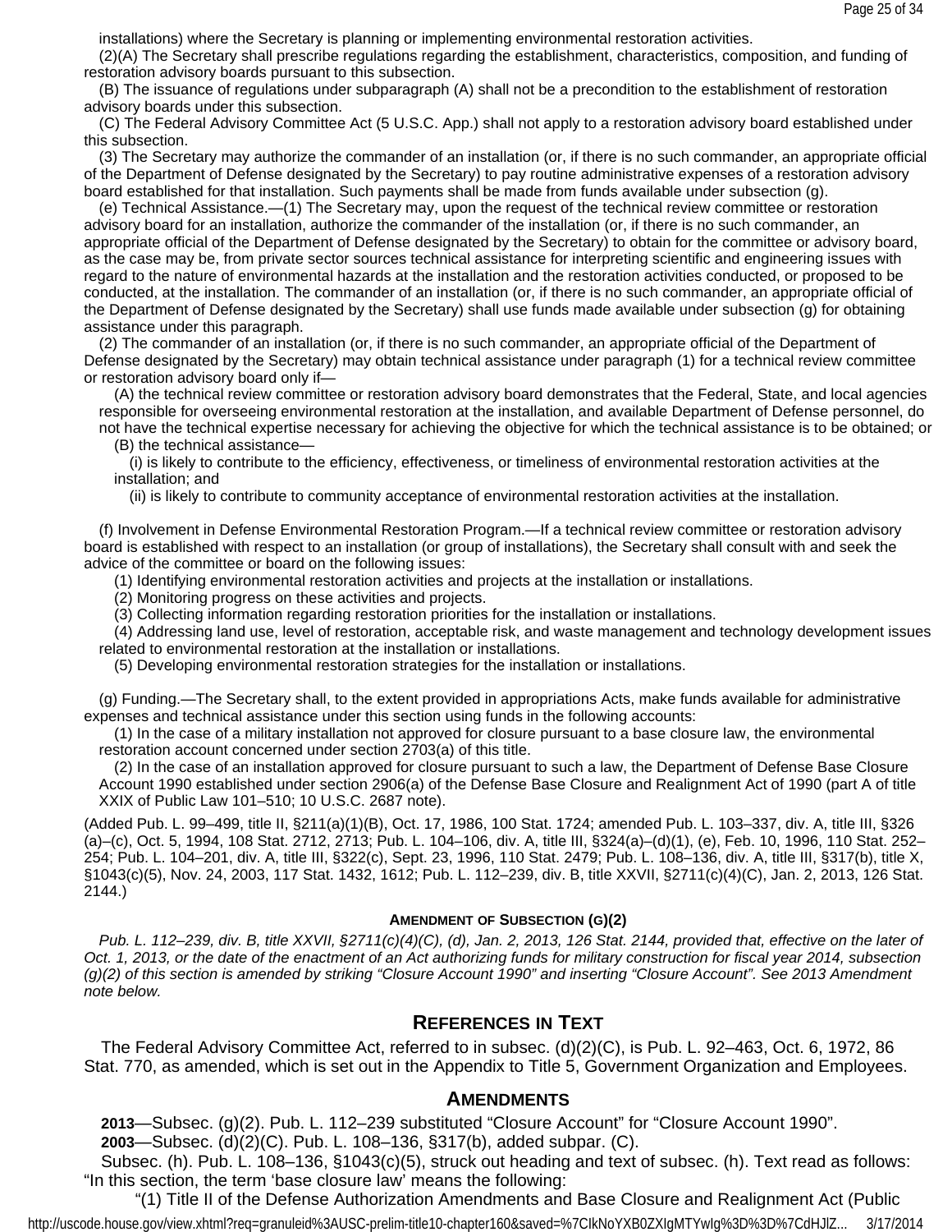installations) where the Secretary is planning or implementing environmental restoration activities.

(2)(A) The Secretary shall prescribe regulations regarding the establishment, characteristics, composition, and funding of restoration advisory boards pursuant to this subsection.

(B) The issuance of regulations under subparagraph (A) shall not be a precondition to the establishment of restoration advisory boards under this subsection.

(C) The Federal Advisory Committee Act (5 U.S.C. App.) shall not apply to a restoration advisory board established under this subsection.

(3) The Secretary may authorize the commander of an installation (or, if there is no such commander, an appropriate official of the Department of Defense designated by the Secretary) to pay routine administrative expenses of a restoration advisory board established for that installation. Such payments shall be made from funds available under subsection (g).

(e) Technical Assistance.—(1) The Secretary may, upon the request of the technical review committee or restoration advisory board for an installation, authorize the commander of the installation (or, if there is no such commander, an appropriate official of the Department of Defense designated by the Secretary) to obtain for the committee or advisory board, as the case may be, from private sector sources technical assistance for interpreting scientific and engineering issues with regard to the nature of environmental hazards at the installation and the restoration activities conducted, or proposed to be conducted, at the installation. The commander of an installation (or, if there is no such commander, an appropriate official of the Department of Defense designated by the Secretary) shall use funds made available under subsection (g) for obtaining assistance under this paragraph.

(2) The commander of an installation (or, if there is no such commander, an appropriate official of the Department of Defense designated by the Secretary) may obtain technical assistance under paragraph (1) for a technical review committee or restoration advisory board only if—

(A) the technical review committee or restoration advisory board demonstrates that the Federal, State, and local agencies responsible for overseeing environmental restoration at the installation, and available Department of Defense personnel, do not have the technical expertise necessary for achieving the objective for which the technical assistance is to be obtained; or

(B) the technical assistance—

(i) is likely to contribute to the efficiency, effectiveness, or timeliness of environmental restoration activities at the installation; and

(ii) is likely to contribute to community acceptance of environmental restoration activities at the installation.

(f) Involvement in Defense Environmental Restoration Program.—If a technical review committee or restoration advisory board is established with respect to an installation (or group of installations), the Secretary shall consult with and seek the advice of the committee or board on the following issues:

(1) Identifying environmental restoration activities and projects at the installation or installations.

(2) Monitoring progress on these activities and projects.

(3) Collecting information regarding restoration priorities for the installation or installations.

(4) Addressing land use, level of restoration, acceptable risk, and waste management and technology development issues related to environmental restoration at the installation or installations.

(5) Developing environmental restoration strategies for the installation or installations.

(g) Funding.—The Secretary shall, to the extent provided in appropriations Acts, make funds available for administrative expenses and technical assistance under this section using funds in the following accounts:

(1) In the case of a military installation not approved for closure pursuant to a base closure law, the environmental restoration account concerned under section 2703(a) of this title.

(2) In the case of an installation approved for closure pursuant to such a law, the Department of Defense Base Closure Account 1990 established under section 2906(a) of the Defense Base Closure and Realignment Act of 1990 (part A of title XXIX of Public Law 101–510; 10 U.S.C. 2687 note).

(Added Pub. L. 99–499, title II, §211(a)(1)(B), Oct. 17, 1986, 100 Stat. 1724; amended Pub. L. 103–337, div. A, title III, §326 (a)–(c), Oct. 5, 1994, 108 Stat. 2712, 2713; Pub. L. 104–106, div. A, title III, §324(a)–(d)(1), (e), Feb. 10, 1996, 110 Stat. 252–254; Pub. L. 104–201, div. A, title III, §322(c), Sept. 23, 1996, 110 Stat. 2479; Pub. L. 108–136, div. A, title III, §317(b), title X, §1043(c)(5), Nov. 24, 2003, 117 Stat. 1432, 1612; Pub. L. 112–239, div. B, title XXVII, §2711(c)(4)(C), Jan. 2, 2013, 126 Stat. 2144.)

#### Amendment of Subsection (g)(2)

*Pub. L. 112–239, div. B, title XXVII, §2711(c)(4)(C), (d), Jan. 2, 2013, 126 Stat. 2144, provided that, effective on the later of Oct. 1, 2013, or the date of the enactment of an Act authorizing funds for military construction for fiscal year 2014, subsection (g)(2) of this section is amended by striking “Closure Account 1990” and inserting “Closure Account”. See 2013 Amendment note below.*

## References in Text

The Federal Advisory Committee Act, referred to in subsec. (d)(2)(C), is Pub. L. 92–463, Oct. 6, 1972, 86 Stat. 770, as amended, which is set out in the Appendix to Title 5, Government Organization and Employees.

## Amendments

**2013**—Subsec. (g)(2). Pub. L. 112–239 substituted “Closure Account” for “Closure Account 1990”.

**2003**—Subsec. (d)(2)(C). Pub. L. 108–136, §317(b), added subpar. (C).

Subsec. (h). Pub. L. 108–136, §1043(c)(5), struck out heading and text of subsec. (h). Text read as follows: “In this section, the term ‘base closure law’ means the following:

“(1) Title II of the Defense Authorization Amendments and Base Closure and Realignment Act (Public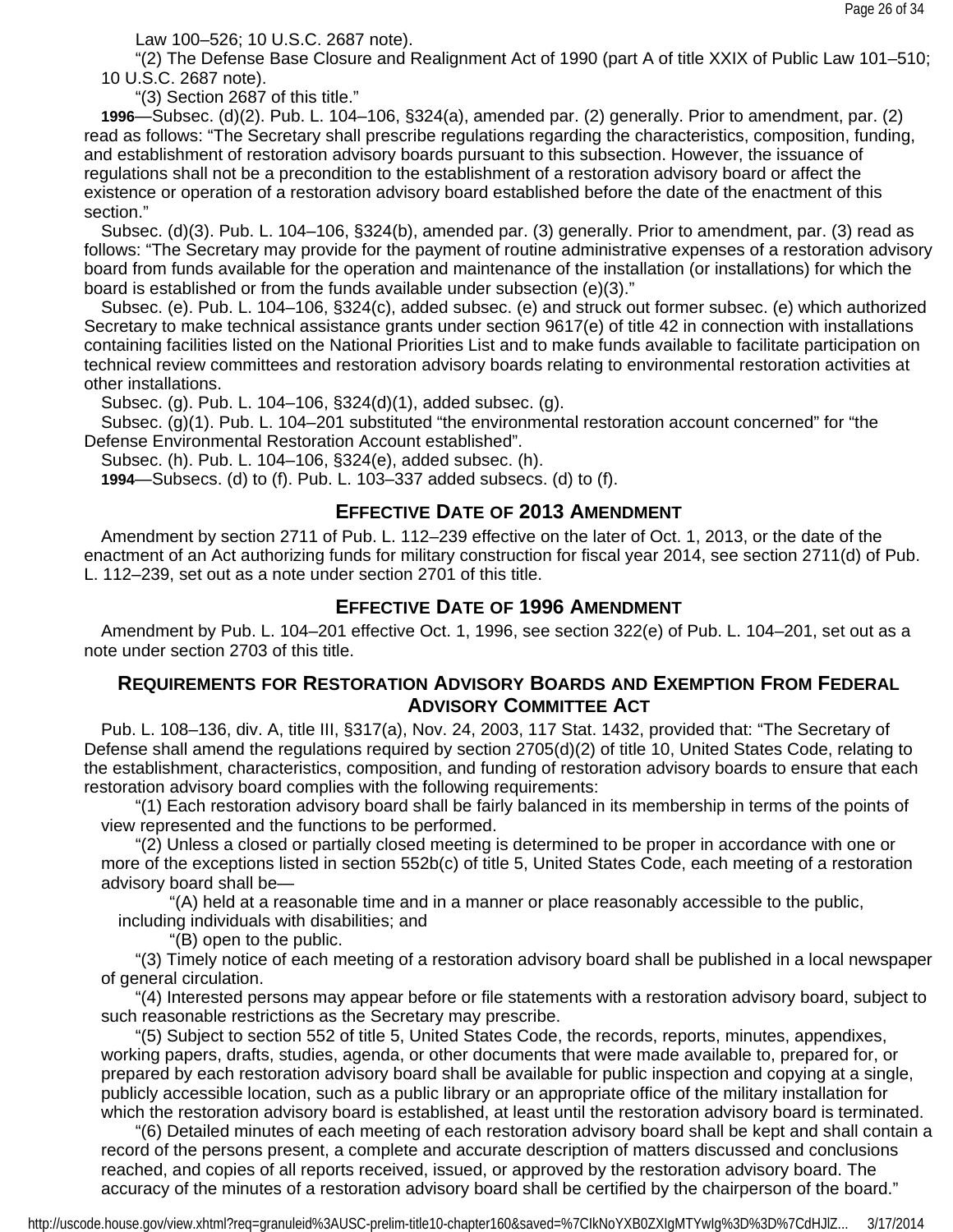Law 100–526; 10 U.S.C. 2687 note).

"(2) The Defense Base Closure and Realignment Act of 1990 (part A of title XXIX of Public Law 101–510; 10 U.S.C. 2687 note).

"(3) Section 2687 of this title."

**1996**—Subsec. (d)(2). Pub. L. 104–106, §324(a), amended par. (2) generally. Prior to amendment, par. (2) read as follows: "The Secretary shall prescribe regulations regarding the characteristics, composition, funding, and establishment of restoration advisory boards pursuant to this subsection. However, the issuance of regulations shall not be a precondition to the establishment of a restoration advisory board or affect the existence or operation of a restoration advisory board established before the date of the enactment of this section."

Subsec. (d)(3). Pub. L. 104–106, §324(b), amended par. (3) generally. Prior to amendment, par. (3) read as follows: "The Secretary may provide for the payment of routine administrative expenses of a restoration advisory board from funds available for the operation and maintenance of the installation (or installations) for which the board is established or from the funds available under subsection (e)(3)."

Subsec. (e). Pub. L. 104–106, §324(c), added subsec. (e) and struck out former subsec. (e) which authorized Secretary to make technical assistance grants under section 9617(e) of title 42 in connection with installations containing facilities listed on the National Priorities List and to make funds available to facilitate participation on technical review committees and restoration advisory boards relating to environmental restoration activities at other installations.

Subsec. (g). Pub. L. 104–106, §324(d)(1), added subsec. (g).

Subsec. (g)(1). Pub. L. 104–201 substituted "the environmental restoration account concerned" for "the Defense Environmental Restoration Account established".

Subsec. (h). Pub. L. 104–106, §324(e), added subsec. (h).

**1994**—Subsecs. (d) to (f). Pub. L. 103–337 added subsecs. (d) to (f).

## Effective Date of 2013 Amendment

Amendment by section 2711 of Pub. L. 112–239 effective on the later of Oct. 1, 2013, or the date of the enactment of an Act authorizing funds for military construction for fiscal year 2014, see section 2711(d) of Pub. L. 112–239, set out as a note under section 2701 of this title.

## Effective Date of 1996 Amendment

Amendment by Pub. L. 104–201 effective Oct. 1, 1996, see section 322(e) of Pub. L. 104–201, set out as a note under section 2703 of this title.

## Requirements for Restoration Advisory Boards and Exemption From Federal Advisory Committee Act

Pub. L. 108–136, div. A, title III, §317(a), Nov. 24, 2003, 117 Stat. 1432, provided that: "The Secretary of Defense shall amend the regulations required by section 2705(d)(2) of title 10, United States Code, relating to the establishment, characteristics, composition, and funding of restoration advisory boards to ensure that each restoration advisory board complies with the following requirements:

"(1) Each restoration advisory board shall be fairly balanced in its membership in terms of the points of view represented and the functions to be performed.

"(2) Unless a closed or partially closed meeting is determined to be proper in accordance with one or more of the exceptions listed in section 552b(c) of title 5, United States Code, each meeting of a restoration advisory board shall be—

"(A) held at a reasonable time and in a manner or place reasonably accessible to the public, including individuals with disabilities; and

"(B) open to the public.

"(3) Timely notice of each meeting of a restoration advisory board shall be published in a local newspaper of general circulation.

"(4) Interested persons may appear before or file statements with a restoration advisory board, subject to such reasonable restrictions as the Secretary may prescribe.

"(5) Subject to section 552 of title 5, United States Code, the records, reports, minutes, appendixes, working papers, drafts, studies, agenda, or other documents that were made available to, prepared for, or prepared by each restoration advisory board shall be available for public inspection and copying at a single, publicly accessible location, such as a public library or an appropriate office of the military installation for which the restoration advisory board is established, at least until the restoration advisory board is terminated.

"(6) Detailed minutes of each meeting of each restoration advisory board shall be kept and shall contain a record of the persons present, a complete and accurate description of matters discussed and conclusions reached, and copies of all reports received, issued, or approved by the restoration advisory board. The accuracy of the minutes of a restoration advisory board shall be certified by the chairperson of the board."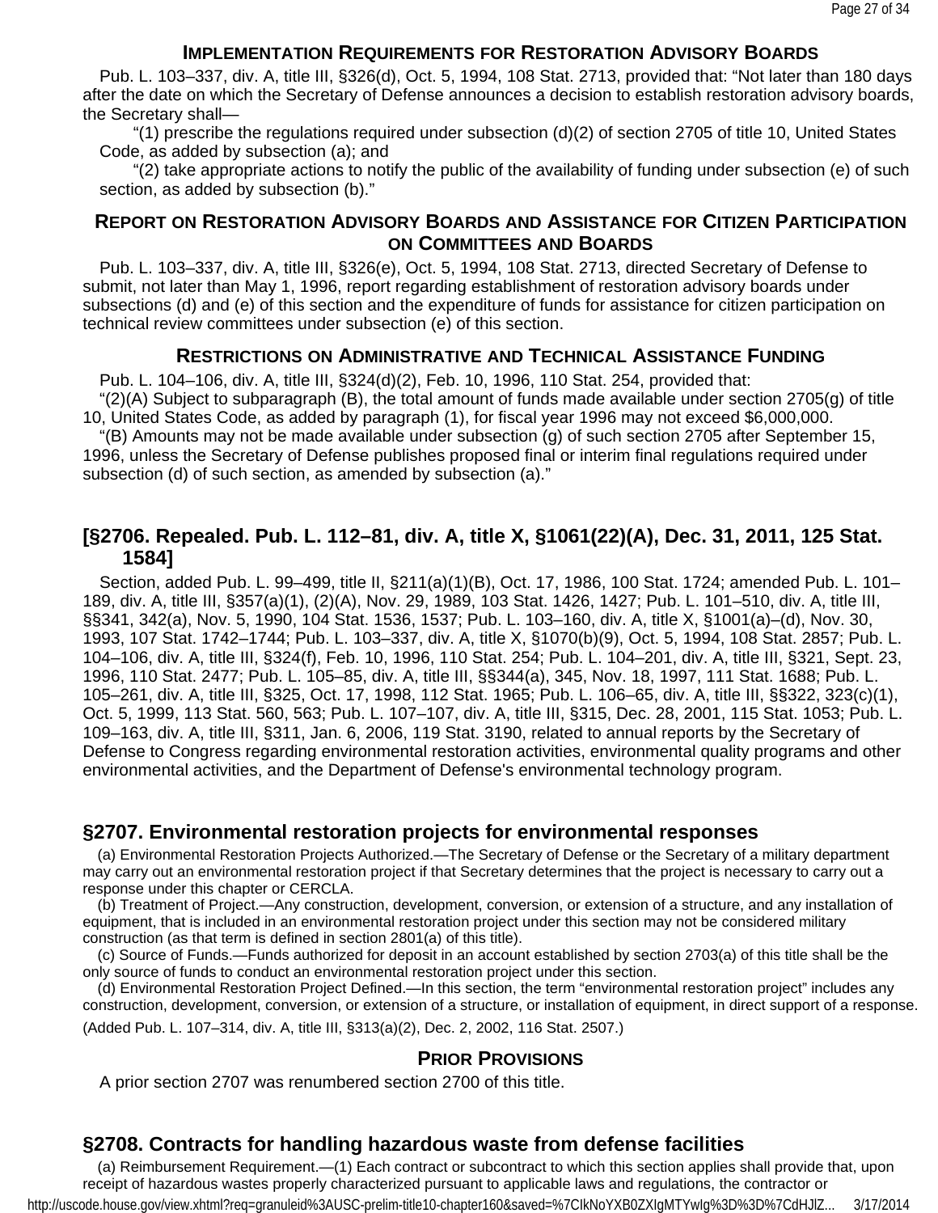### Implementation Requirements for Restoration Advisory Boards

Pub. L. 103–337, div. A, title III, §326(d), Oct. 5, 1994, 108 Stat. 2713, provided that: "Not later than 180 days after the date on which the Secretary of Defense announces a decision to establish restoration advisory boards, the Secretary shall—

"(1) prescribe the regulations required under subsection (d)(2) of section 2705 of title 10, United States Code, as added by subsection (a); and

"(2) take appropriate actions to notify the public of the availability of funding under subsection (e) of such section, as added by subsection (b)."

### Report on Restoration Advisory Boards and Assistance for Citizen Participation on Committees and Boards

Pub. L. 103–337, div. A, title III, §326(e), Oct. 5, 1994, 108 Stat. 2713, directed Secretary of Defense to submit, not later than May 1, 1996, report regarding establishment of restoration advisory boards under subsections (d) and (e) of this section and the expenditure of funds for assistance for citizen participation on technical review committees under subsection (e) of this section.

### Restrictions on Administrative and Technical Assistance Funding

Pub. L. 104–106, div. A, title III, §324(d)(2), Feb. 10, 1996, 110 Stat. 254, provided that:

"(2)(A) Subject to subparagraph (B), the total amount of funds made available under section 2705(g) of title 10, United States Code, as added by paragraph (1), for fiscal year 1996 may not exceed $6,000,000.

"(B) Amounts may not be made available under subsection (g) of such section 2705 after September 15, 1996, unless the Secretary of Defense publishes proposed final or interim final regulations required under subsection (d) of such section, as amended by subsection (a)."

## [§2706. Repealed. Pub. L. 112–81, div. A, title X, §1061(22)(A), Dec. 31, 2011, 125 Stat. 1584]

Section, added Pub. L. 99–499, title II, §211(a)(1)(B), Oct. 17, 1986, 100 Stat. 1724; amended Pub. L. 101–189, div. A, title III, §357(a)(1), (2)(A), Nov. 29, 1989, 103 Stat. 1426, 1427; Pub. L. 101–510, div. A, title III, §§341, 342(a), Nov. 5, 1990, 104 Stat. 1536, 1537; Pub. L. 103–160, div. A, title X, §1001(a)–(d), Nov. 30, 1993, 107 Stat. 1742–1744; Pub. L. 103–337, div. A, title X, §1070(b)(9), Oct. 5, 1994, 108 Stat. 2857; Pub. L. 104–106, div. A, title III, §324(f), Feb. 10, 1996, 110 Stat. 254; Pub. L. 104–201, div. A, title III, §321, Sept. 23, 1996, 110 Stat. 2477; Pub. L. 105–85, div. A, title III, §§344(a), 345, Nov. 18, 1997, 111 Stat. 1688; Pub. L. 105–261, div. A, title III, §325, Oct. 17, 1998, 112 Stat. 1965; Pub. L. 106–65, div. A, title III, §§322, 323(c)(1), Oct. 5, 1999, 113 Stat. 560, 563; Pub. L. 107–107, div. A, title III, §315, Dec. 28, 2001, 115 Stat. 1053; Pub. L. 109–163, div. A, title III, §311, Jan. 6, 2006, 119 Stat. 3190, related to annual reports by the Secretary of Defense to Congress regarding environmental restoration activities, environmental quality programs and other environmental activities, and the Department of Defense's environmental technology program.

## §2707. Environmental restoration projects for environmental responses

(a) Environmental Restoration Projects Authorized.—The Secretary of Defense or the Secretary of a military department may carry out an environmental restoration project if that Secretary determines that the project is necessary to carry out a response under this chapter or CERCLA.

(b) Treatment of Project.—Any construction, development, conversion, or extension of a structure, and any installation of equipment, that is included in an environmental restoration project under this section may not be considered military construction (as that term is defined in section 2801(a) of this title).

(c) Source of Funds.—Funds authorized for deposit in an account established by section 2703(a) of this title shall be the only source of funds to conduct an environmental restoration project under this section.

(d) Environmental Restoration Project Defined.—In this section, the term "environmental restoration project" includes any construction, development, conversion, or extension of a structure, or installation of equipment, in direct support of a response.

(Added Pub. L. 107–314, div. A, title III, §313(a)(2), Dec. 2, 2002, 116 Stat. 2507.)

### Prior Provisions

A prior section 2707 was renumbered section 2700 of this title.

## §2708. Contracts for handling hazardous waste from defense facilities

(a) Reimbursement Requirement.—(1) Each contract or subcontract to which this section applies shall provide that, upon receipt of hazardous wastes properly characterized pursuant to applicable laws and regulations, the contractor or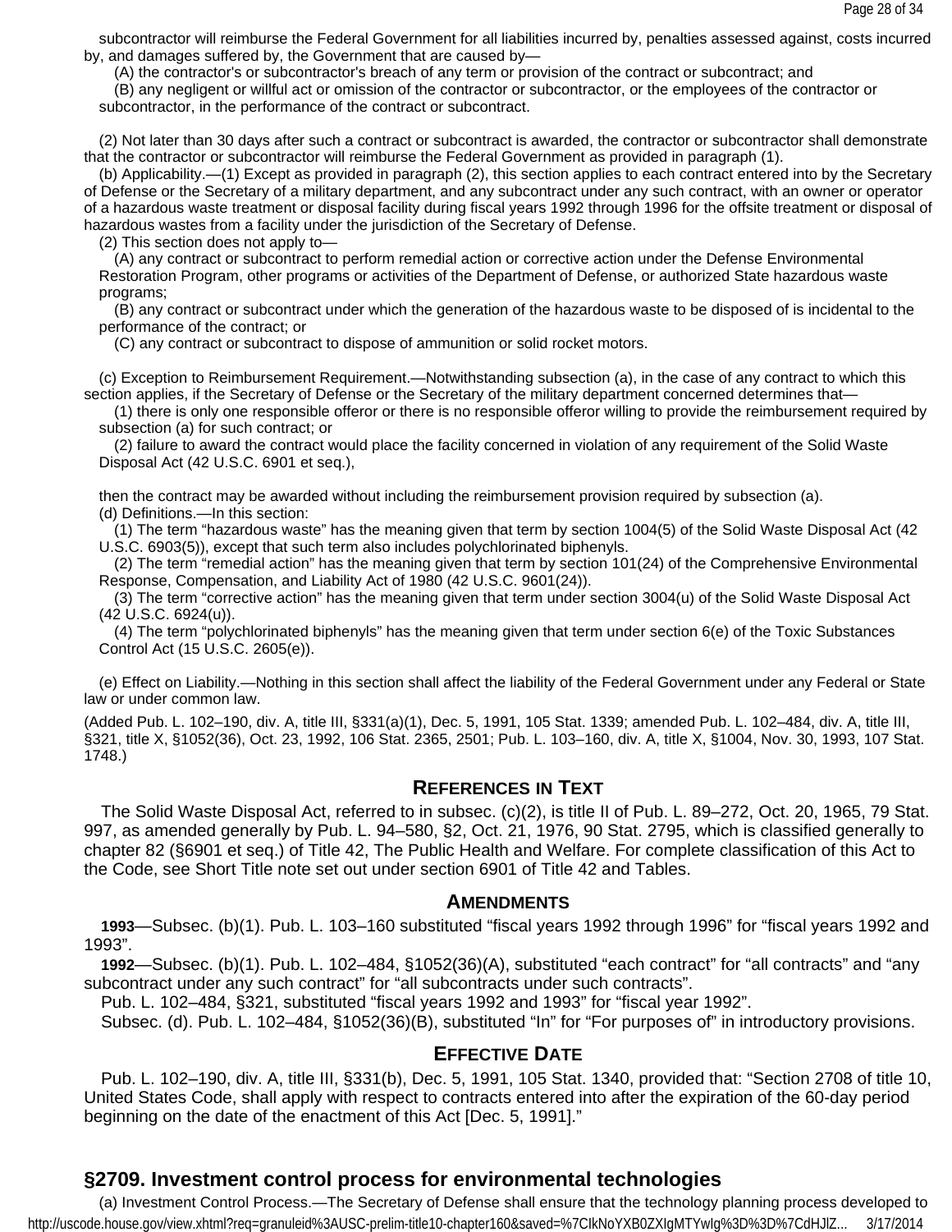subcontractor will reimburse the Federal Government for all liabilities incurred by, penalties assessed against, costs incurred by, and damages suffered by, the Government that are caused by—

(A) the contractor's or subcontractor's breach of any term or provision of the contract or subcontract; and

(B) any negligent or willful act or omission of the contractor or subcontractor, or the employees of the contractor or subcontractor, in the performance of the contract or subcontract.

(2) Not later than 30 days after such a contract or subcontract is awarded, the contractor or subcontractor shall demonstrate that the contractor or subcontractor will reimburse the Federal Government as provided in paragraph (1).

(b) Applicability.—(1) Except as provided in paragraph (2), this section applies to each contract entered into by the Secretary of Defense or the Secretary of a military department, and any subcontract under any such contract, with an owner or operator of a hazardous waste treatment or disposal facility during fiscal years 1992 through 1996 for the offsite treatment or disposal of hazardous wastes from a facility under the jurisdiction of the Secretary of Defense.

(2) This section does not apply to—

(A) any contract or subcontract to perform remedial action or corrective action under the Defense Environmental Restoration Program, other programs or activities of the Department of Defense, or authorized State hazardous waste programs;

(B) any contract or subcontract under which the generation of the hazardous waste to be disposed of is incidental to the performance of the contract; or

(C) any contract or subcontract to dispose of ammunition or solid rocket motors.

(c) Exception to Reimbursement Requirement.—Notwithstanding subsection (a), in the case of any contract to which this section applies, if the Secretary of Defense or the Secretary of the military department concerned determines that—

(1) there is only one responsible offeror or there is no responsible offeror willing to provide the reimbursement required by subsection (a) for such contract; or

(2) failure to award the contract would place the facility concerned in violation of any requirement of the Solid Waste Disposal Act (42 U.S.C. 6901 et seq.),

then the contract may be awarded without including the reimbursement provision required by subsection (a).

(d) Definitions.—In this section:

(1) The term "hazardous waste" has the meaning given that term by section 1004(5) of the Solid Waste Disposal Act (42 U.S.C. 6903(5)), except that such term also includes polychlorinated biphenyls.

(2) The term "remedial action" has the meaning given that term by section 101(24) of the Comprehensive Environmental Response, Compensation, and Liability Act of 1980 (42 U.S.C. 9601(24)).

(3) The term "corrective action" has the meaning given that term under section 3004(u) of the Solid Waste Disposal Act (42 U.S.C. 6924(u)).

(4) The term "polychlorinated biphenyls" has the meaning given that term under section 6(e) of the Toxic Substances Control Act (15 U.S.C. 2605(e)).

(e) Effect on Liability.—Nothing in this section shall affect the liability of the Federal Government under any Federal or State law or under common law.

(Added Pub. L. 102–190, div. A, title III, §331(a)(1), Dec. 5, 1991, 105 Stat. 1339; amended Pub. L. 102–484, div. A, title III, §321, title X, §1052(36), Oct. 23, 1992, 106 Stat. 2365, 2501; Pub. L. 103–160, div. A, title X, §1004, Nov. 30, 1993, 107 Stat. 1748.)

### References in Text

The Solid Waste Disposal Act, referred to in subsec. (c)(2), is title II of Pub. L. 89–272, Oct. 20, 1965, 79 Stat. 997, as amended generally by Pub. L. 94–580, §2, Oct. 21, 1976, 90 Stat. 2795, which is classified generally to chapter 82 (§6901 et seq.) of Title 42, The Public Health and Welfare. For complete classification of this Act to the Code, see Short Title note set out under section 6901 of Title 42 and Tables.

### Amendments

**1993**—Subsec. (b)(1). Pub. L. 103–160 substituted "fiscal years 1992 through 1996" for "fiscal years 1992 and 1993".

**1992**—Subsec. (b)(1). Pub. L. 102–484, §1052(36)(A), substituted "each contract" for "all contracts" and "any subcontract under any such contract" for "all subcontracts under such contracts".

Pub. L. 102–484, §321, substituted "fiscal years 1992 and 1993" for "fiscal year 1992".

Subsec. (d). Pub. L. 102–484, §1052(36)(B), substituted "In" for "For purposes of" in introductory provisions.

### Effective Date

Pub. L. 102–190, div. A, title III, §331(b), Dec. 5, 1991, 105 Stat. 1340, provided that: "Section 2708 of title 10, United States Code, shall apply with respect to contracts entered into after the expiration of the 60-day period beginning on the date of the enactment of this Act [Dec. 5, 1991]."

## §2709. Investment control process for environmental technologies

(a) Investment Control Process.—The Secretary of Defense shall ensure that the technology planning process developed to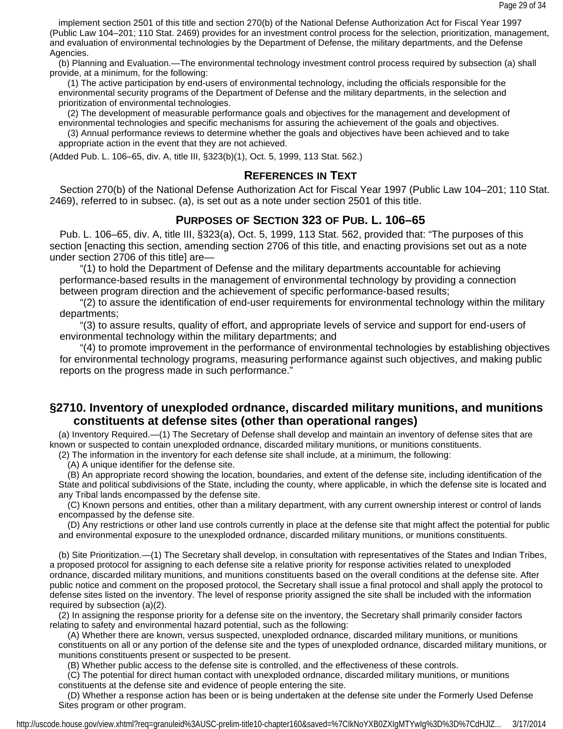implement section 2501 of this title and section 270(b) of the National Defense Authorization Act for Fiscal Year 1997 (Public Law 104–201; 110 Stat. 2469) provides for an investment control process for the selection, prioritization, management, and evaluation of environmental technologies by the Department of Defense, the military departments, and the Defense Agencies.

(b) Planning and Evaluation.—The environmental technology investment control process required by subsection (a) shall provide, at a minimum, for the following:

(1) The active participation by end-users of environmental technology, including the officials responsible for the environmental security programs of the Department of Defense and the military departments, in the selection and prioritization of environmental technologies.

(2) The development of measurable performance goals and objectives for the management and development of environmental technologies and specific mechanisms for assuring the achievement of the goals and objectives.

(3) Annual performance reviews to determine whether the goals and objectives have been achieved and to take appropriate action in the event that they are not achieved.

(Added Pub. L. 106–65, div. A, title III, §323(b)(1), Oct. 5, 1999, 113 Stat. 562.)

### REFERENCES IN TEXT

Section 270(b) of the National Defense Authorization Act for Fiscal Year 1997 (Public Law 104–201; 110 Stat. 2469), referred to in subsec. (a), is set out as a note under section 2501 of this title.

### PURPOSES OF SECTION 323 OF PUB. L. 106–65

Pub. L. 106–65, div. A, title III, §323(a), Oct. 5, 1999, 113 Stat. 562, provided that: "The purposes of this section [enacting this section, amending section 2706 of this title, and enacting provisions set out as a note under section 2706 of this title] are—

"(1) to hold the Department of Defense and the military departments accountable for achieving performance-based results in the management of environmental technology by providing a connection between program direction and the achievement of specific performance-based results;

"(2) to assure the identification of end-user requirements for environmental technology within the military departments;

"(3) to assure results, quality of effort, and appropriate levels of service and support for end-users of environmental technology within the military departments; and

"(4) to promote improvement in the performance of environmental technologies by establishing objectives for environmental technology programs, measuring performance against such objectives, and making public reports on the progress made in such performance."

## §2710. Inventory of unexploded ordnance, discarded military munitions, and munitions constituents at defense sites (other than operational ranges)

(a) Inventory Required.—(1) The Secretary of Defense shall develop and maintain an inventory of defense sites that are known or suspected to contain unexploded ordnance, discarded military munitions, or munitions constituents.

(2) The information in the inventory for each defense site shall include, at a minimum, the following:

(A) A unique identifier for the defense site.

(B) An appropriate record showing the location, boundaries, and extent of the defense site, including identification of the State and political subdivisions of the State, including the county, where applicable, in which the defense site is located and any Tribal lands encompassed by the defense site.

(C) Known persons and entities, other than a military department, with any current ownership interest or control of lands encompassed by the defense site.

(D) Any restrictions or other land use controls currently in place at the defense site that might affect the potential for public and environmental exposure to the unexploded ordnance, discarded military munitions, or munitions constituents.

(b) Site Prioritization.—(1) The Secretary shall develop, in consultation with representatives of the States and Indian Tribes, a proposed protocol for assigning to each defense site a relative priority for response activities related to unexploded ordnance, discarded military munitions, and munitions constituents based on the overall conditions at the defense site. After public notice and comment on the proposed protocol, the Secretary shall issue a final protocol and shall apply the protocol to defense sites listed on the inventory. The level of response priority assigned the site shall be included with the information required by subsection (a)(2).

(2) In assigning the response priority for a defense site on the inventory, the Secretary shall primarily consider factors relating to safety and environmental hazard potential, such as the following:

(A) Whether there are known, versus suspected, unexploded ordnance, discarded military munitions, or munitions constituents on all or any portion of the defense site and the types of unexploded ordnance, discarded military munitions, or munitions constituents present or suspected to be present.

(B) Whether public access to the defense site is controlled, and the effectiveness of these controls.

(C) The potential for direct human contact with unexploded ordnance, discarded military munitions, or munitions constituents at the defense site and evidence of people entering the site.

(D) Whether a response action has been or is being undertaken at the defense site under the Formerly Used Defense Sites program or other program.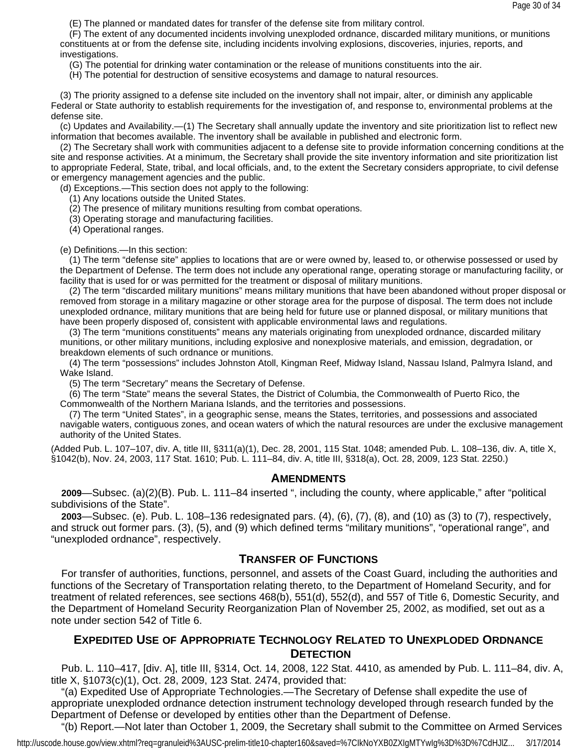(E) The planned or mandated dates for transfer of the defense site from military control.

(F) The extent of any documented incidents involving unexploded ordnance, discarded military munitions, or munitions constituents at or from the defense site, including incidents involving explosions, discoveries, injuries, reports, and investigations.

(G) The potential for drinking water contamination or the release of munitions constituents into the air.

(H) The potential for destruction of sensitive ecosystems and damage to natural resources.

(3) The priority assigned to a defense site included on the inventory shall not impair, alter, or diminish any applicable Federal or State authority to establish requirements for the investigation of, and response to, environmental problems at the defense site.

(c) Updates and Availability.—(1) The Secretary shall annually update the inventory and site prioritization list to reflect new information that becomes available. The inventory shall be available in published and electronic form.

(2) The Secretary shall work with communities adjacent to a defense site to provide information concerning conditions at the site and response activities. At a minimum, the Secretary shall provide the site inventory information and site prioritization list to appropriate Federal, State, tribal, and local officials, and, to the extent the Secretary considers appropriate, to civil defense or emergency management agencies and the public.

(d) Exceptions.—This section does not apply to the following:

(1) Any locations outside the United States.

(2) The presence of military munitions resulting from combat operations.

(3) Operating storage and manufacturing facilities.

(4) Operational ranges.

(e) Definitions.—In this section:

(1) The term "defense site" applies to locations that are or were owned by, leased to, or otherwise possessed or used by the Department of Defense. The term does not include any operational range, operating storage or manufacturing facility, or facility that is used for or was permitted for the treatment or disposal of military munitions.

(2) The term "discarded military munitions" means military munitions that have been abandoned without proper disposal or removed from storage in a military magazine or other storage area for the purpose of disposal. The term does not include unexploded ordnance, military munitions that are being held for future use or planned disposal, or military munitions that have been properly disposed of, consistent with applicable environmental laws and regulations.

(3) The term "munitions constituents" means any materials originating from unexploded ordnance, discarded military munitions, or other military munitions, including explosive and nonexplosive materials, and emission, degradation, or breakdown elements of such ordnance or munitions.

(4) The term "possessions" includes Johnston Atoll, Kingman Reef, Midway Island, Nassau Island, Palmyra Island, and Wake Island.

(5) The term "Secretary" means the Secretary of Defense.

(6) The term "State" means the several States, the District of Columbia, the Commonwealth of Puerto Rico, the Commonwealth of the Northern Mariana Islands, and the territories and possessions.

(7) The term "United States", in a geographic sense, means the States, territories, and possessions and associated navigable waters, contiguous zones, and ocean waters of which the natural resources are under the exclusive management authority of the United States.

(Added Pub. L. 107–107, div. A, title III, §311(a)(1), Dec. 28, 2001, 115 Stat. 1048; amended Pub. L. 108–136, div. A, title X, §1042(b), Nov. 24, 2003, 117 Stat. 1610; Pub. L. 111–84, div. A, title III, §318(a), Oct. 28, 2009, 123 Stat. 2250.)

## AMENDMENTS

**2009**—Subsec. (a)(2)(B). Pub. L. 111–84 inserted ", including the county, where applicable," after "political subdivisions of the State".

**2003**—Subsec. (e). Pub. L. 108–136 redesignated pars. (4), (6), (7), (8), and (10) as (3) to (7), respectively, and struck out former pars. (3), (5), and (9) which defined terms "military munitions", "operational range", and "unexploded ordnance", respectively.

## TRANSFER OF FUNCTIONS

For transfer of authorities, functions, personnel, and assets of the Coast Guard, including the authorities and functions of the Secretary of Transportation relating thereto, to the Department of Homeland Security, and for treatment of related references, see sections 468(b), 551(d), 552(d), and 557 of Title 6, Domestic Security, and the Department of Homeland Security Reorganization Plan of November 25, 2002, as modified, set out as a note under section 542 of Title 6.

## EXPEDITED USE OF APPROPRIATE TECHNOLOGY RELATED TO UNEXPLODED ORDNANCE DETECTION

Pub. L. 110–417, [div. A], title III, §314, Oct. 14, 2008, 122 Stat. 4410, as amended by Pub. L. 111–84, div. A, title X, §1073(c)(1), Oct. 28, 2009, 123 Stat. 2474, provided that:

"(a) Expedited Use of Appropriate Technologies.—The Secretary of Defense shall expedite the use of appropriate unexploded ordnance detection instrument technology developed through research funded by the Department of Defense or developed by entities other than the Department of Defense.

"(b) Report.—Not later than October 1, 2009, the Secretary shall submit to the Committee on Armed Services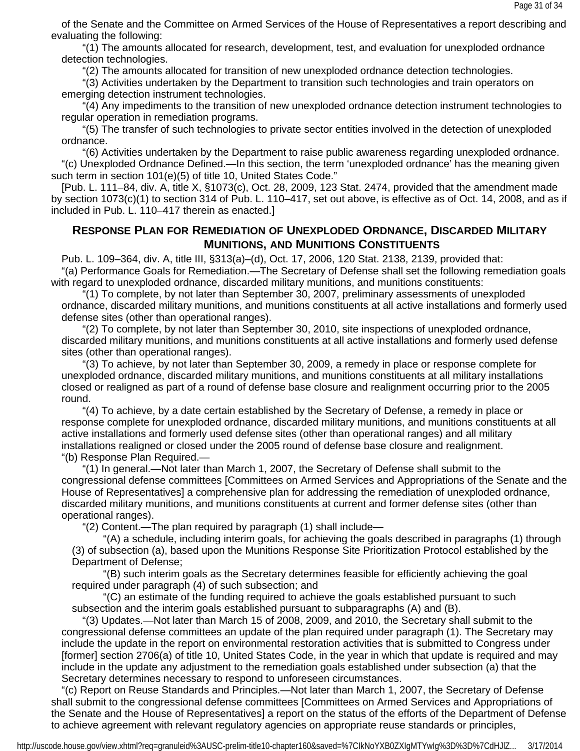of the Senate and the Committee on Armed Services of the House of Representatives a report describing and evaluating the following:

"(1) The amounts allocated for research, development, test, and evaluation for unexploded ordnance detection technologies.

"(2) The amounts allocated for transition of new unexploded ordnance detection technologies.

"(3) Activities undertaken by the Department to transition such technologies and train operators on emerging detection instrument technologies.

"(4) Any impediments to the transition of new unexploded ordnance detection instrument technologies to regular operation in remediation programs.

"(5) The transfer of such technologies to private sector entities involved in the detection of unexploded ordnance.

"(6) Activities undertaken by the Department to raise public awareness regarding unexploded ordnance.

"(c) Unexploded Ordnance Defined.—In this section, the term 'unexploded ordnance' has the meaning given such term in section 101(e)(5) of title 10, United States Code."

[Pub. L. 111–84, div. A, title X, §1073(c), Oct. 28, 2009, 123 Stat. 2474, provided that the amendment made by section 1073(c)(1) to section 314 of Pub. L. 110–417, set out above, is effective as of Oct. 14, 2008, and as if included in Pub. L. 110–417 therein as enacted.]

## Response Plan for Remediation of Unexploded Ordnance, Discarded Military Munitions, and Munitions Constituents

Pub. L. 109–364, div. A, title III, §313(a)–(d), Oct. 17, 2006, 120 Stat. 2138, 2139, provided that:

"(a) Performance Goals for Remediation.—The Secretary of Defense shall set the following remediation goals with regard to unexploded ordnance, discarded military munitions, and munitions constituents:

"(1) To complete, by not later than September 30, 2007, preliminary assessments of unexploded ordnance, discarded military munitions, and munitions constituents at all active installations and formerly used defense sites (other than operational ranges).

"(2) To complete, by not later than September 30, 2010, site inspections of unexploded ordnance, discarded military munitions, and munitions constituents at all active installations and formerly used defense sites (other than operational ranges).

"(3) To achieve, by not later than September 30, 2009, a remedy in place or response complete for unexploded ordnance, discarded military munitions, and munitions constituents at all military installations closed or realigned as part of a round of defense base closure and realignment occurring prior to the 2005 round.

"(4) To achieve, by a date certain established by the Secretary of Defense, a remedy in place or response complete for unexploded ordnance, discarded military munitions, and munitions constituents at all active installations and formerly used defense sites (other than operational ranges) and all military installations realigned or closed under the 2005 round of defense base closure and realignment.

"(b) Response Plan Required.—

"(1) In general.—Not later than March 1, 2007, the Secretary of Defense shall submit to the congressional defense committees [Committees on Armed Services and Appropriations of the Senate and the House of Representatives] a comprehensive plan for addressing the remediation of unexploded ordnance, discarded military munitions, and munitions constituents at current and former defense sites (other than operational ranges).

"(2) Content.—The plan required by paragraph (1) shall include—

"(A) a schedule, including interim goals, for achieving the goals described in paragraphs (1) through (3) of subsection (a), based upon the Munitions Response Site Prioritization Protocol established by the Department of Defense;

"(B) such interim goals as the Secretary determines feasible for efficiently achieving the goal required under paragraph (4) of such subsection; and

"(C) an estimate of the funding required to achieve the goals established pursuant to such subsection and the interim goals established pursuant to subparagraphs (A) and (B).

"(3) Updates.—Not later than March 15 of 2008, 2009, and 2010, the Secretary shall submit to the congressional defense committees an update of the plan required under paragraph (1). The Secretary may include the update in the report on environmental restoration activities that is submitted to Congress under [former] section 2706(a) of title 10, United States Code, in the year in which that update is required and may include in the update any adjustment to the remediation goals established under subsection (a) that the Secretary determines necessary to respond to unforeseen circumstances.

"(c) Report on Reuse Standards and Principles.—Not later than March 1, 2007, the Secretary of Defense shall submit to the congressional defense committees [Committees on Armed Services and Appropriations of the Senate and the House of Representatives] a report on the status of the efforts of the Department of Defense to achieve agreement with relevant regulatory agencies on appropriate reuse standards or principles,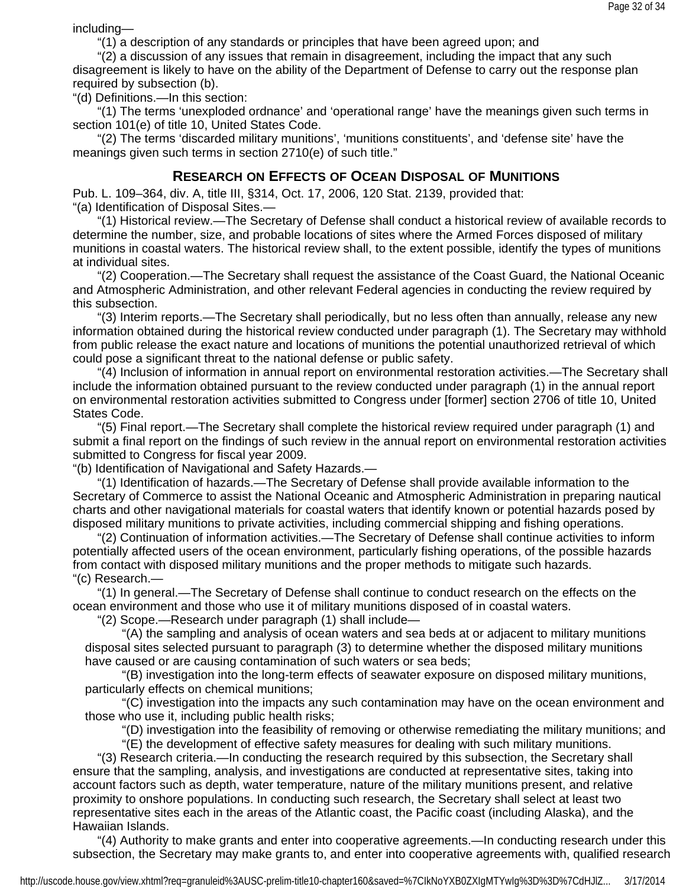including—

"(1) a description of any standards or principles that have been agreed upon; and

"(2) a discussion of any issues that remain in disagreement, including the impact that any such disagreement is likely to have on the ability of the Department of Defense to carry out the response plan required by subsection (b).

"(d) Definitions.—In this section:

"(1) The terms 'unexploded ordnance' and 'operational range' have the meanings given such terms in section 101(e) of title 10, United States Code.

"(2) The terms 'discarded military munitions', 'munitions constituents', and 'defense site' have the meanings given such terms in section 2710(e) of such title."

## Research on Effects of Ocean Disposal of Munitions

Pub. L. 109–364, div. A, title III, §314, Oct. 17, 2006, 120 Stat. 2139, provided that:

"(a) Identification of Disposal Sites.—

"(1) Historical review.—The Secretary of Defense shall conduct a historical review of available records to determine the number, size, and probable locations of sites where the Armed Forces disposed of military munitions in coastal waters. The historical review shall, to the extent possible, identify the types of munitions at individual sites.

"(2) Cooperation.—The Secretary shall request the assistance of the Coast Guard, the National Oceanic and Atmospheric Administration, and other relevant Federal agencies in conducting the review required by this subsection.

"(3) Interim reports.—The Secretary shall periodically, but no less often than annually, release any new information obtained during the historical review conducted under paragraph (1). The Secretary may withhold from public release the exact nature and locations of munitions the potential unauthorized retrieval of which could pose a significant threat to the national defense or public safety.

"(4) Inclusion of information in annual report on environmental restoration activities.—The Secretary shall include the information obtained pursuant to the review conducted under paragraph (1) in the annual report on environmental restoration activities submitted to Congress under [former] section 2706 of title 10, United States Code.

"(5) Final report.—The Secretary shall complete the historical review required under paragraph (1) and submit a final report on the findings of such review in the annual report on environmental restoration activities submitted to Congress for fiscal year 2009.

"(b) Identification of Navigational and Safety Hazards.—

"(1) Identification of hazards.—The Secretary of Defense shall provide available information to the Secretary of Commerce to assist the National Oceanic and Atmospheric Administration in preparing nautical charts and other navigational materials for coastal waters that identify known or potential hazards posed by disposed military munitions to private activities, including commercial shipping and fishing operations.

"(2) Continuation of information activities.—The Secretary of Defense shall continue activities to inform potentially affected users of the ocean environment, particularly fishing operations, of the possible hazards from contact with disposed military munitions and the proper methods to mitigate such hazards.

"(c) Research.—

"(1) In general.—The Secretary of Defense shall continue to conduct research on the effects on the ocean environment and those who use it of military munitions disposed of in coastal waters.

"(2) Scope.—Research under paragraph (1) shall include—

"(A) the sampling and analysis of ocean waters and sea beds at or adjacent to military munitions disposal sites selected pursuant to paragraph (3) to determine whether the disposed military munitions have caused or are causing contamination of such waters or sea beds;

"(B) investigation into the long-term effects of seawater exposure on disposed military munitions, particularly effects on chemical munitions;

"(C) investigation into the impacts any such contamination may have on the ocean environment and those who use it, including public health risks;

"(D) investigation into the feasibility of removing or otherwise remediating the military munitions; and

"(E) the development of effective safety measures for dealing with such military munitions.

"(3) Research criteria.—In conducting the research required by this subsection, the Secretary shall ensure that the sampling, analysis, and investigations are conducted at representative sites, taking into account factors such as depth, water temperature, nature of the military munitions present, and relative proximity to onshore populations. In conducting such research, the Secretary shall select at least two representative sites each in the areas of the Atlantic coast, the Pacific coast (including Alaska), and the Hawaiian Islands.

"(4) Authority to make grants and enter into cooperative agreements.—In conducting research under this subsection, the Secretary may make grants to, and enter into cooperative agreements with, qualified research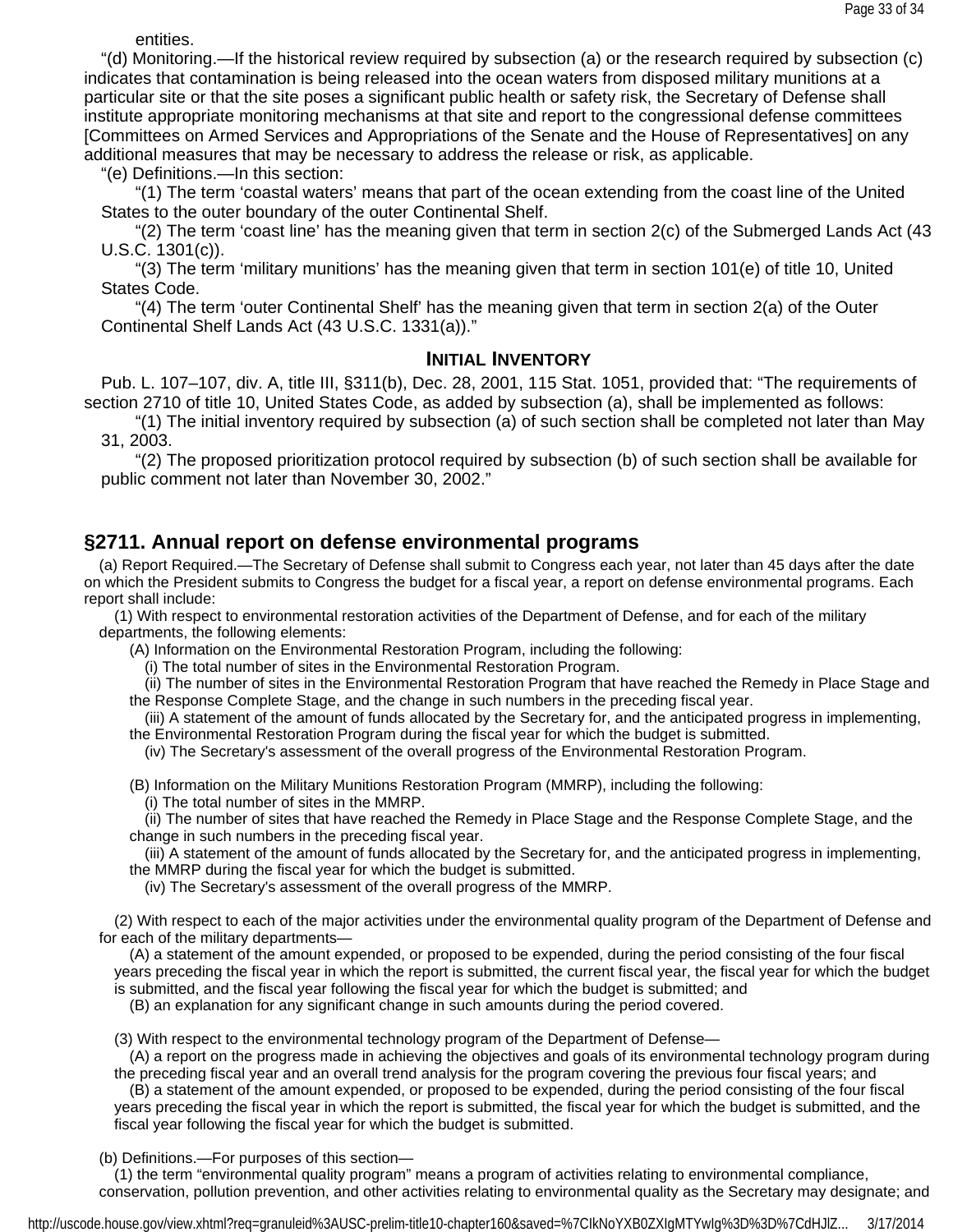entities.

"(d) Monitoring.—If the historical review required by subsection (a) or the research required by subsection (c) indicates that contamination is being released into the ocean waters from disposed military munitions at a particular site or that the site poses a significant public health or safety risk, the Secretary of Defense shall institute appropriate monitoring mechanisms at that site and report to the congressional defense committees [Committees on Armed Services and Appropriations of the Senate and the House of Representatives] on any additional measures that may be necessary to address the release or risk, as applicable.

"(e) Definitions.—In this section:

"(1) The term 'coastal waters' means that part of the ocean extending from the coast line of the United States to the outer boundary of the outer Continental Shelf.

"(2) The term 'coast line' has the meaning given that term in section 2(c) of the Submerged Lands Act (43 U.S.C. 1301(c)).

"(3) The term 'military munitions' has the meaning given that term in section 101(e) of title 10, United States Code.

"(4) The term 'outer Continental Shelf' has the meaning given that term in section 2(a) of the Outer Continental Shelf Lands Act (43 U.S.C. 1331(a))."

### INITIAL INVENTORY

Pub. L. 107–107, div. A, title III, §311(b), Dec. 28, 2001, 115 Stat. 1051, provided that: "The requirements of section 2710 of title 10, United States Code, as added by subsection (a), shall be implemented as follows:

"(1) The initial inventory required by subsection (a) of such section shall be completed not later than May 31, 2003.

"(2) The proposed prioritization protocol required by subsection (b) of such section shall be available for public comment not later than November 30, 2002."

## §2711. Annual report on defense environmental programs

(a) Report Required.—The Secretary of Defense shall submit to Congress each year, not later than 45 days after the date on which the President submits to Congress the budget for a fiscal year, a report on defense environmental programs. Each report shall include:

(1) With respect to environmental restoration activities of the Department of Defense, and for each of the military departments, the following elements:

(A) Information on the Environmental Restoration Program, including the following:

(i) The total number of sites in the Environmental Restoration Program.

(ii) The number of sites in the Environmental Restoration Program that have reached the Remedy in Place Stage and the Response Complete Stage, and the change in such numbers in the preceding fiscal year.

(iii) A statement of the amount of funds allocated by the Secretary for, and the anticipated progress in implementing, the Environmental Restoration Program during the fiscal year for which the budget is submitted.

(iv) The Secretary's assessment of the overall progress of the Environmental Restoration Program.

(B) Information on the Military Munitions Restoration Program (MMRP), including the following:

(i) The total number of sites in the MMRP.

(ii) The number of sites that have reached the Remedy in Place Stage and the Response Complete Stage, and the change in such numbers in the preceding fiscal year.

(iii) A statement of the amount of funds allocated by the Secretary for, and the anticipated progress in implementing, the MMRP during the fiscal year for which the budget is submitted.

(iv) The Secretary's assessment of the overall progress of the MMRP.

(2) With respect to each of the major activities under the environmental quality program of the Department of Defense and for each of the military departments—

(A) a statement of the amount expended, or proposed to be expended, during the period consisting of the four fiscal years preceding the fiscal year in which the report is submitted, the current fiscal year, the fiscal year for which the budget is submitted, and the fiscal year following the fiscal year for which the budget is submitted; and

(B) an explanation for any significant change in such amounts during the period covered.

(3) With respect to the environmental technology program of the Department of Defense—

(A) a report on the progress made in achieving the objectives and goals of its environmental technology program during the preceding fiscal year and an overall trend analysis for the program covering the previous four fiscal years; and

(B) a statement of the amount expended, or proposed to be expended, during the period consisting of the four fiscal years preceding the fiscal year in which the report is submitted, the fiscal year for which the budget is submitted, and the fiscal year following the fiscal year for which the budget is submitted.

(b) Definitions.—For purposes of this section—

(1) the term "environmental quality program" means a program of activities relating to environmental compliance, conservation, pollution prevention, and other activities relating to environmental quality as the Secretary may designate; and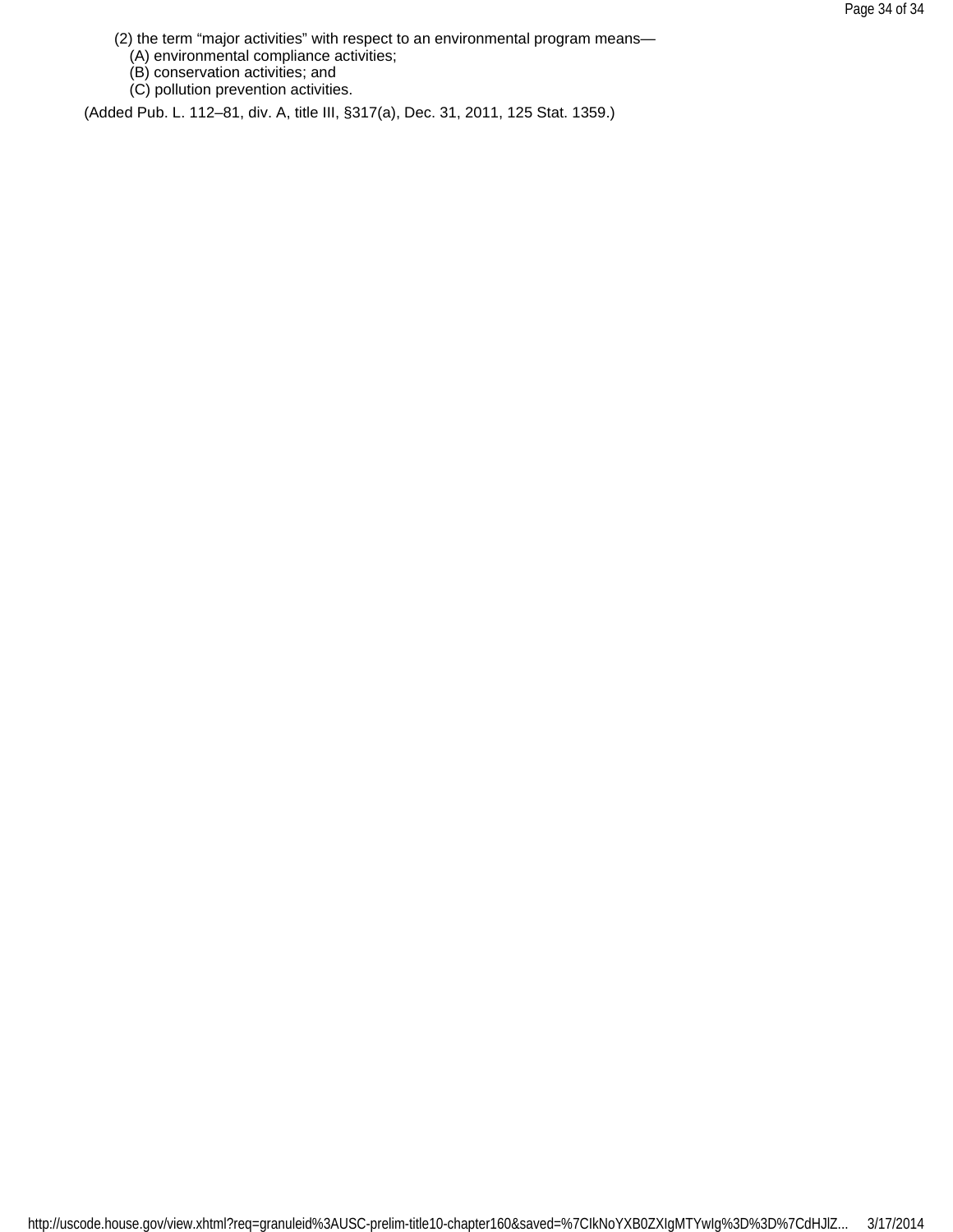(2) the term “major activities” with respect to an environmental program means—

(A) environmental compliance activities;

(B) conservation activities; and

(C) pollution prevention activities.

(Added Pub. L. 112–81, div. A, title III, §317(a), Dec. 31, 2011, 125 Stat. 1359.)